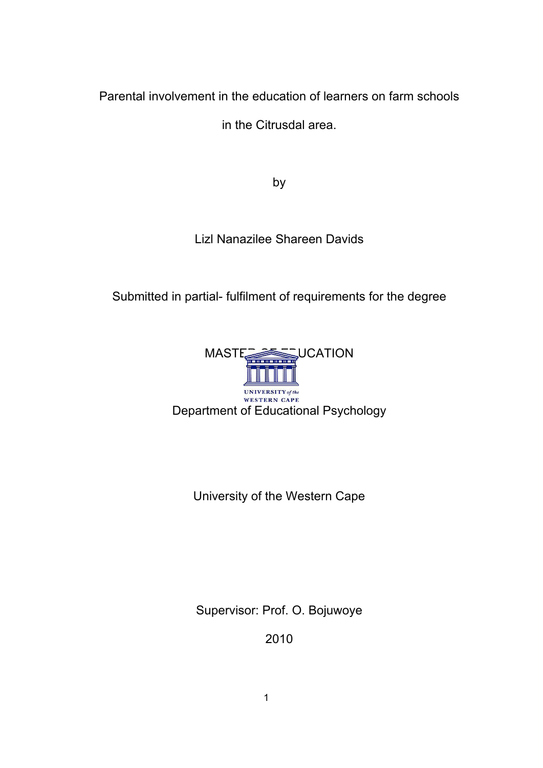Parental involvement in the education of learners on farm schools

in the Citrusdal area.

by

Lizl Nanazilee Shareen Davids

Submitted in partial- fulfilment of requirements for the degree

MASTER OF EDUCATION

Department of Educational Psychology

University of the Western Cape

Supervisor: Prof. O. Bojuwoye

2010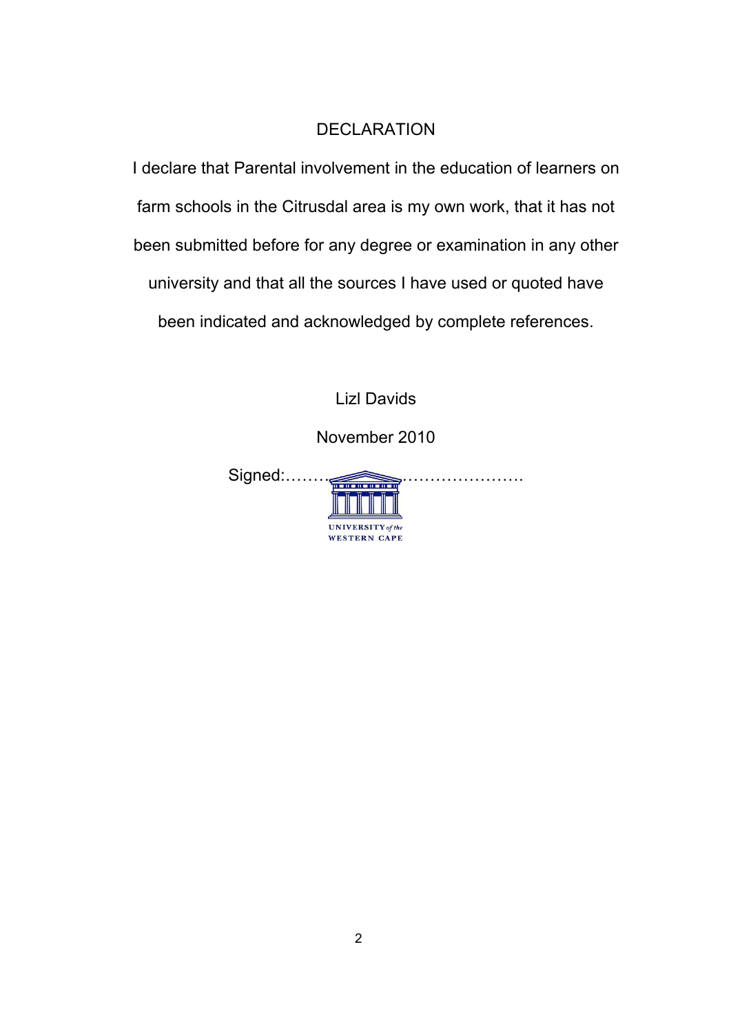# DECLARATION

I declare that Parental involvement in the education of learners on farm schools in the Citrusdal area is my own work, that it has not been submitted before for any degree or examination in any other university and that all the sources I have used or quoted have been indicated and acknowledged by complete references.

Lizl Davids

November 2010

Signed:……………………………………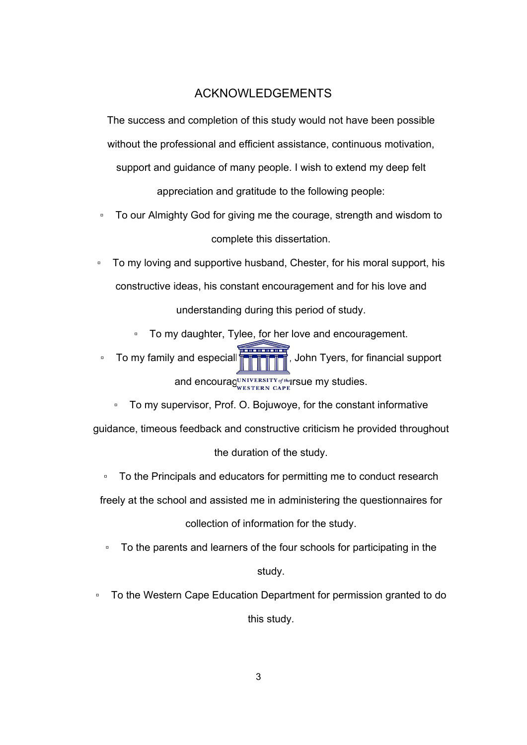# ACKNOWLEDGEMENTS

The success and completion of this study would not have been possible without the professional and efficient assistance, continuous motivation, support and guidance of many people. I wish to extend my deep felt appreciation and gratitude to the following people:

- To our Almighty God for giving me the courage, strength and wisdom to complete this dissertation.
- To my loving and supportive husband, Chester, for his moral support, his constructive ideas, his constant encouragement and for his love and understanding during this period of study.
- To my daughter, Tylee, for her love and encouragement.
- To my family and especiall , John Tyers, for financial support and encourag rsue my studies.
- To my supervisor, Prof. O. Bojuwoye, for the constant informative guidance, timeous feedback and constructive criticism he provided throughout the duration of the study.
- To the Principals and educators for permitting me to conduct research freely at the school and assisted me in administering the questionnaires for collection of information for the study.
- To the parents and learners of the four schools for participating in the study.
- To the Western Cape Education Department for permission granted to do this study.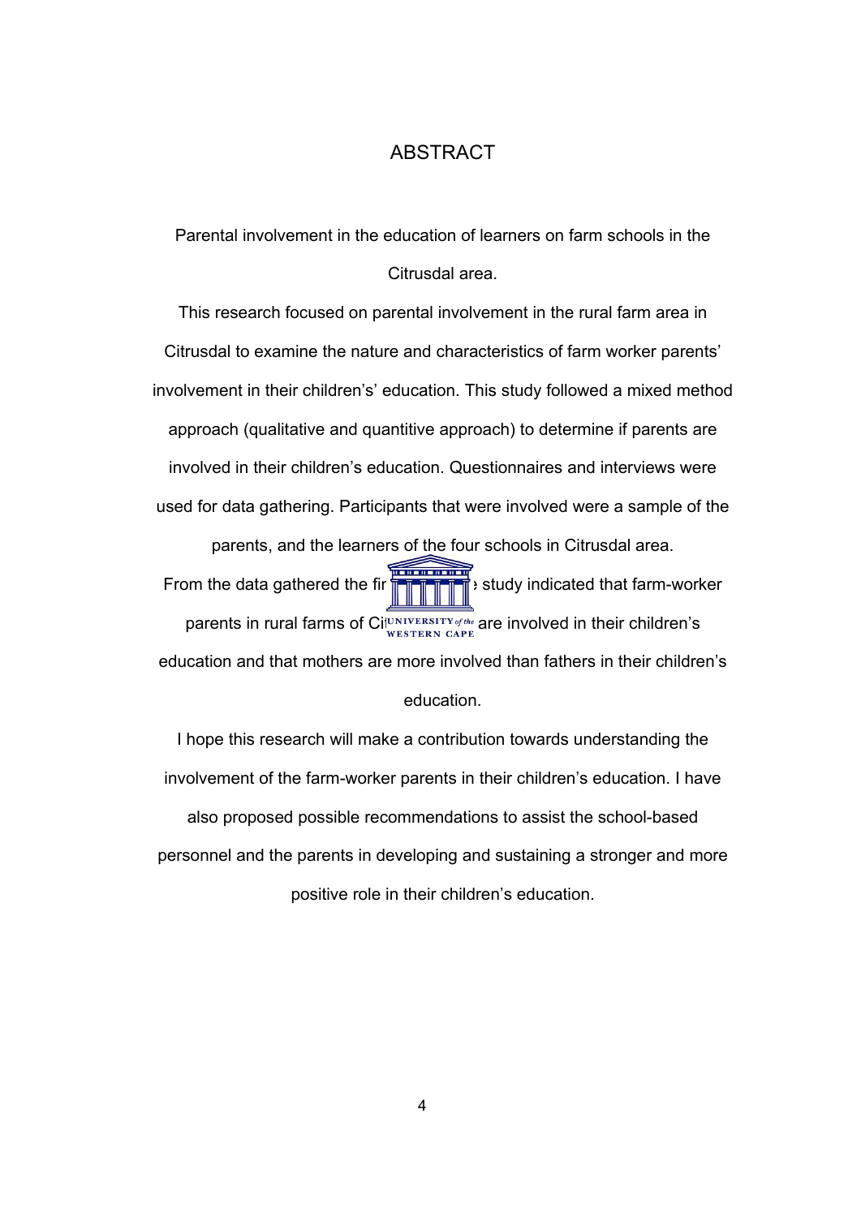# ABSTRACT

Parental involvement in the education of learners on farm schools in the Citrusdal area.

This research focused on parental involvement in the rural farm area in Citrusdal to examine the nature and characteristics of farm worker parents' involvement in their children's' education. This study followed a mixed method approach (qualitative and quantitive approach) to determine if parents are involved in their children's education. Questionnaires and interviews were used for data gathering. Participants that were involved were a sample of the parents, and the learners of the four schools in Citrusdal area.

From the data gathered the findings of the study indicated that farm-worker parents in rural farms of Citrusdal are involved in their children's education and that mothers are more involved than fathers in their children's education.

I hope this research will make a contribution towards understanding the involvement of the farm-worker parents in their children's education. I have also proposed possible recommendations to assist the school-based personnel and the parents in developing and sustaining a stronger and more positive role in their children's education.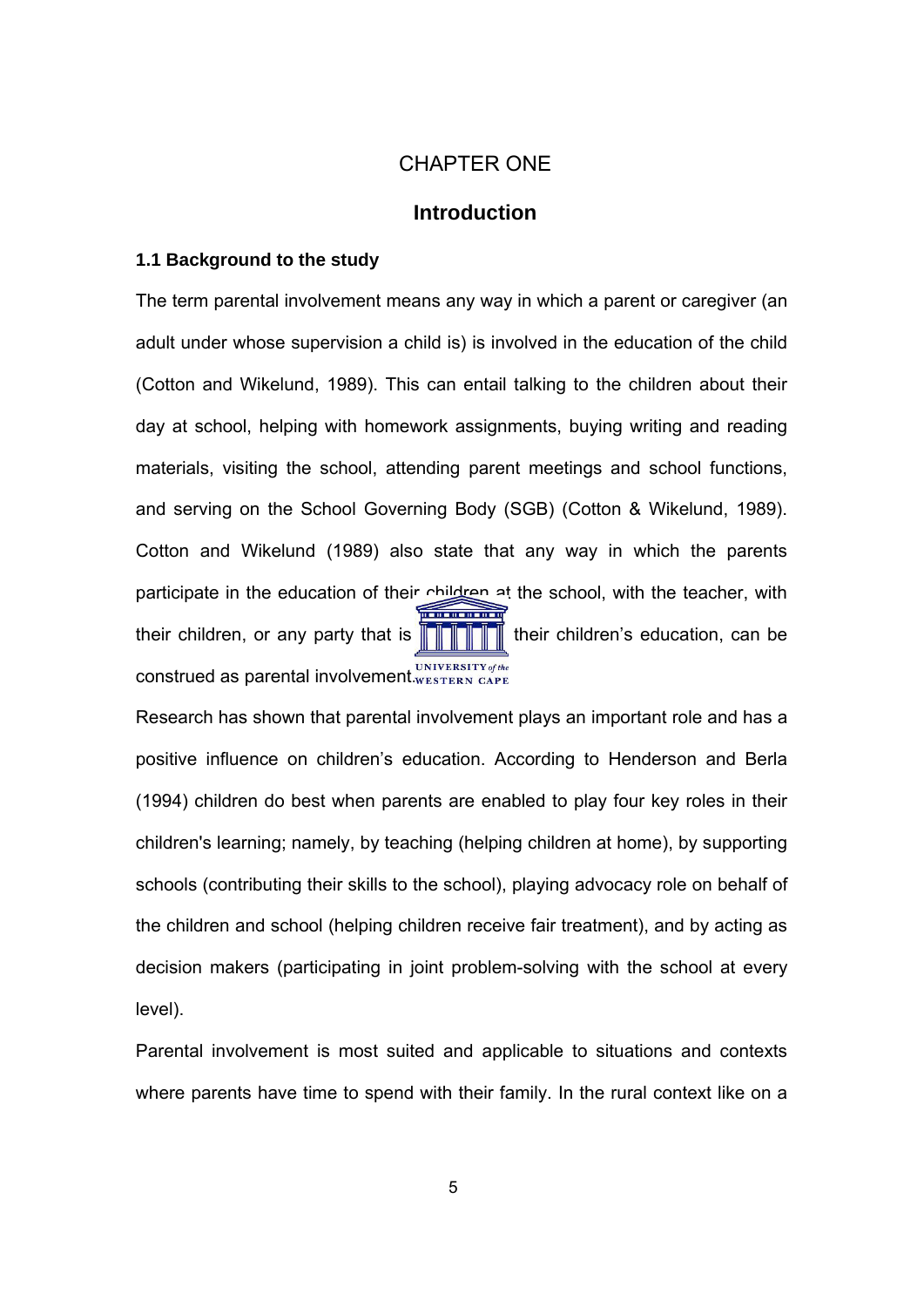# CHAPTER ONE

## Introduction

### 1.1 Background to the study

The term parental involvement means any way in which a parent or caregiver (an adult under whose supervision a child is) is involved in the education of the child (Cotton and Wikelund, 1989). This can entail talking to the children about their day at school, helping with homework assignments, buying writing and reading materials, visiting the school, attending parent meetings and school functions, and serving on the School Governing Body (SGB) (Cotton & Wikelund, 1989). Cotton and Wikelund (1989) also state that any way in which the parents participate in the education of their children at the school, with the teacher, with their children, or any party that is their children's education, can be construed as parental involvement.

Research has shown that parental involvement plays an important role and has a positive influence on children's education. According to Henderson and Berla (1994) children do best when parents are enabled to play four key roles in their children's learning; namely, by teaching (helping children at home), by supporting schools (contributing their skills to the school), playing advocacy role on behalf of the children and school (helping children receive fair treatment), and by acting as decision makers (participating in joint problem-solving with the school at every level).

Parental involvement is most suited and applicable to situations and contexts where parents have time to spend with their family. In the rural context like on a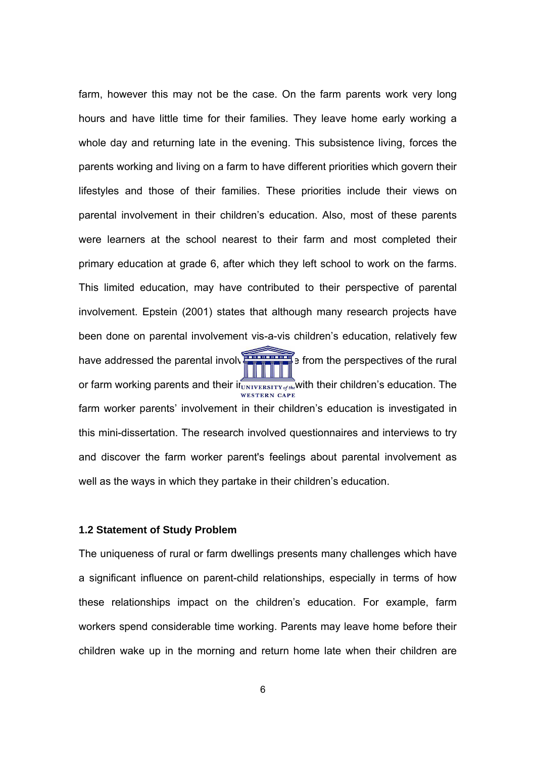farm, however this may not be the case. On the farm parents work very long hours and have little time for their families. They leave home early working a whole day and returning late in the evening. This subsistence living, forces the parents working and living on a farm to have different priorities which govern their lifestyles and those of their families. These priorities include their views on parental involvement in their children's education. Also, most of these parents were learners at the school nearest to their farm and most completed their primary education at grade 6, after which they left school to work on the farms. This limited education, may have contributed to their perspective of parental involvement. Epstein (2001) states that although many research projects have been done on parental involvement vis-a-vis children's education, relatively few have addressed the parental involvement issue from the perspectives of the rural or farm working parents and their involvement with their children's education. The farm worker parents' involvement in their children's education is investigated in this mini-dissertation. The research involved questionnaires and interviews to try and discover the farm worker parent's feelings about parental involvement as well as the ways in which they partake in their children's education.

### 1.2 Statement of Study Problem

The uniqueness of rural or farm dwellings presents many challenges which have a significant influence on parent-child relationships, especially in terms of how these relationships impact on the children's education. For example, farm workers spend considerable time working. Parents may leave home before their children wake up in the morning and return home late when their children are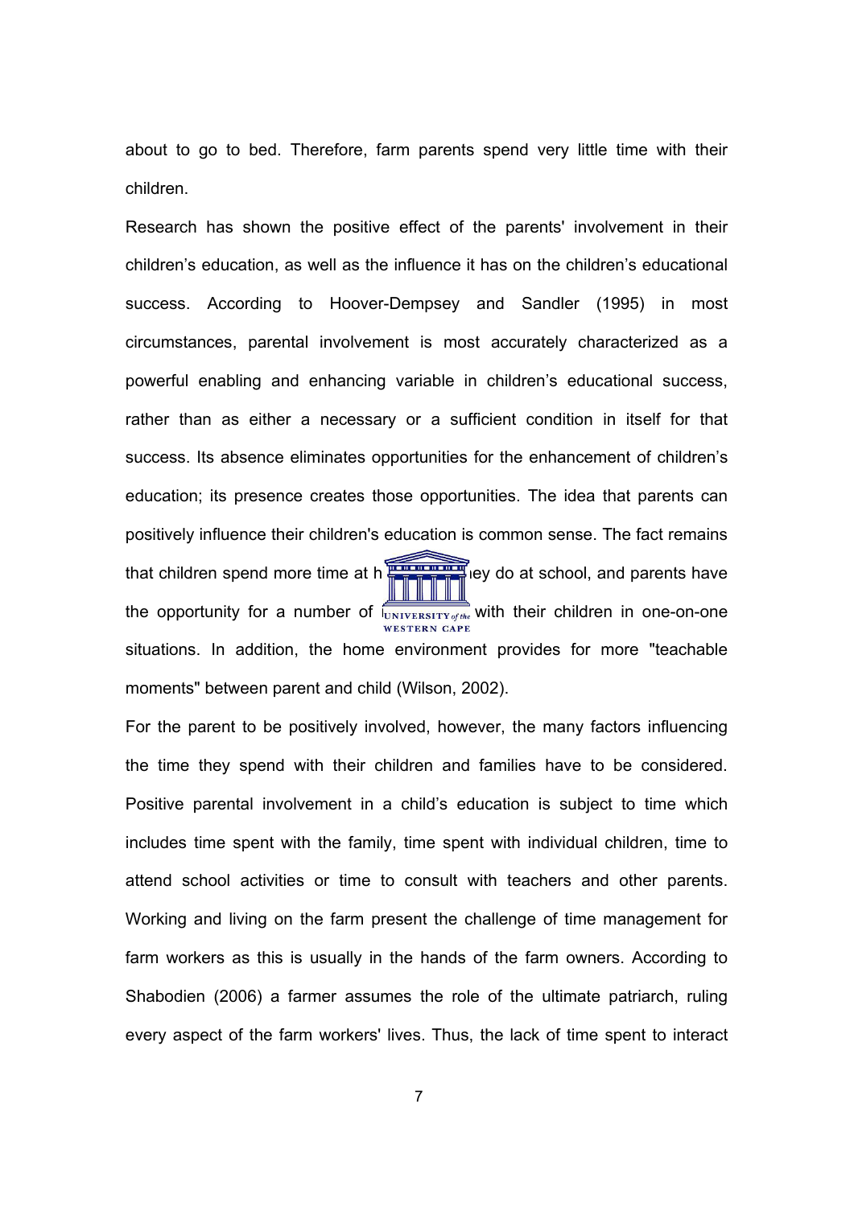about to go to bed. Therefore, farm parents spend very little time with their children.

Research has shown the positive effect of the parents' involvement in their children's education, as well as the influence it has on the children's educational success. According to Hoover-Dempsey and Sandler (1995) in most circumstances, parental involvement is most accurately characterized as a powerful enabling and enhancing variable in children's educational success, rather than as either a necessary or a sufficient condition in itself for that success. Its absence eliminates opportunities for the enhancement of children's education; its presence creates those opportunities. The idea that parents can positively influence their children's education is common sense. The fact remains that children spend more time at home than they do at school, and parents have the opportunity for a number of interactions with their children in one-on-one situations. In addition, the home environment provides for more "teachable moments" between parent and child (Wilson, 2002).

For the parent to be positively involved, however, the many factors influencing the time they spend with their children and families have to be considered. Positive parental involvement in a child's education is subject to time which includes time spent with the family, time spent with individual children, time to attend school activities or time to consult with teachers and other parents. Working and living on the farm present the challenge of time management for farm workers as this is usually in the hands of the farm owners. According to Shabodien (2006) a farmer assumes the role of the ultimate patriarch, ruling every aspect of the farm workers' lives. Thus, the lack of time spent to interact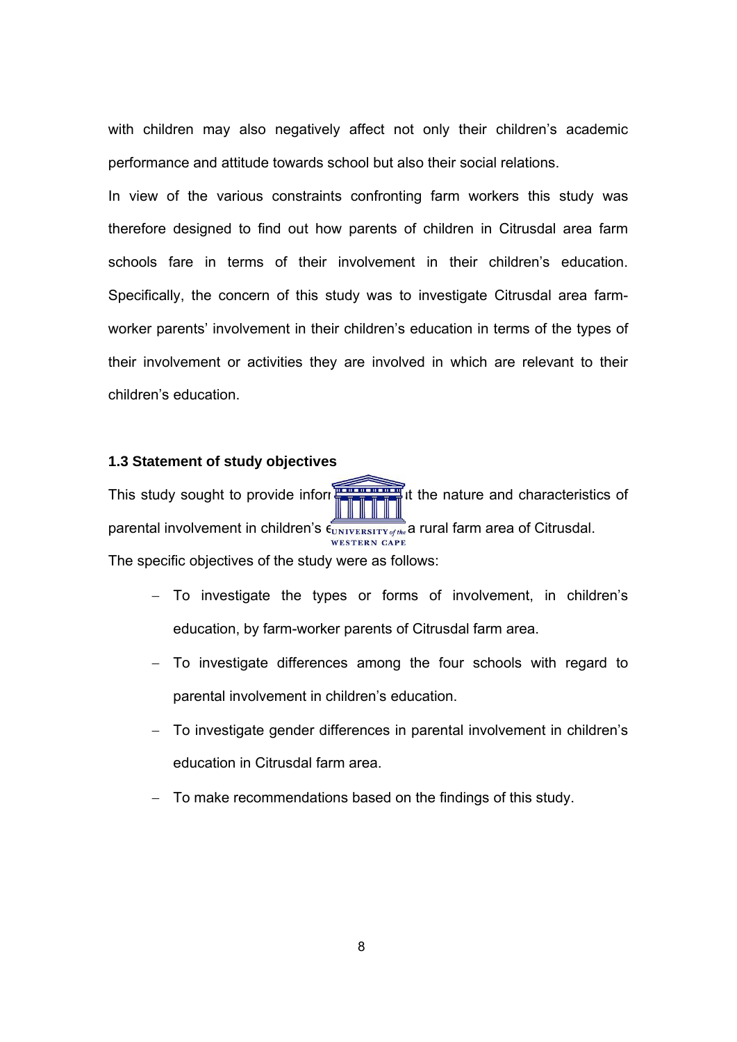with children may also negatively affect not only their children's academic performance and attitude towards school but also their social relations.

In view of the various constraints confronting farm workers this study was therefore designed to find out how parents of children in Citrusdal area farm schools fare in terms of their involvement in their children's education. Specifically, the concern of this study was to investigate Citrusdal area farm-worker parents' involvement in their children's education in terms of the types of their involvement or activities they are involved in which are relevant to their children's education.

### 1.3 Statement of study objectives

This study sought to provide information about the nature and characteristics of parental involvement in children's education in a rural farm area of Citrusdal.

The specific objectives of the study were as follows:

- To investigate the types or forms of involvement, in children's education, by farm-worker parents of Citrusdal farm area.
- To investigate differences among the four schools with regard to parental involvement in children's education.
- To investigate gender differences in parental involvement in children's education in Citrusdal farm area.
- To make recommendations based on the findings of this study.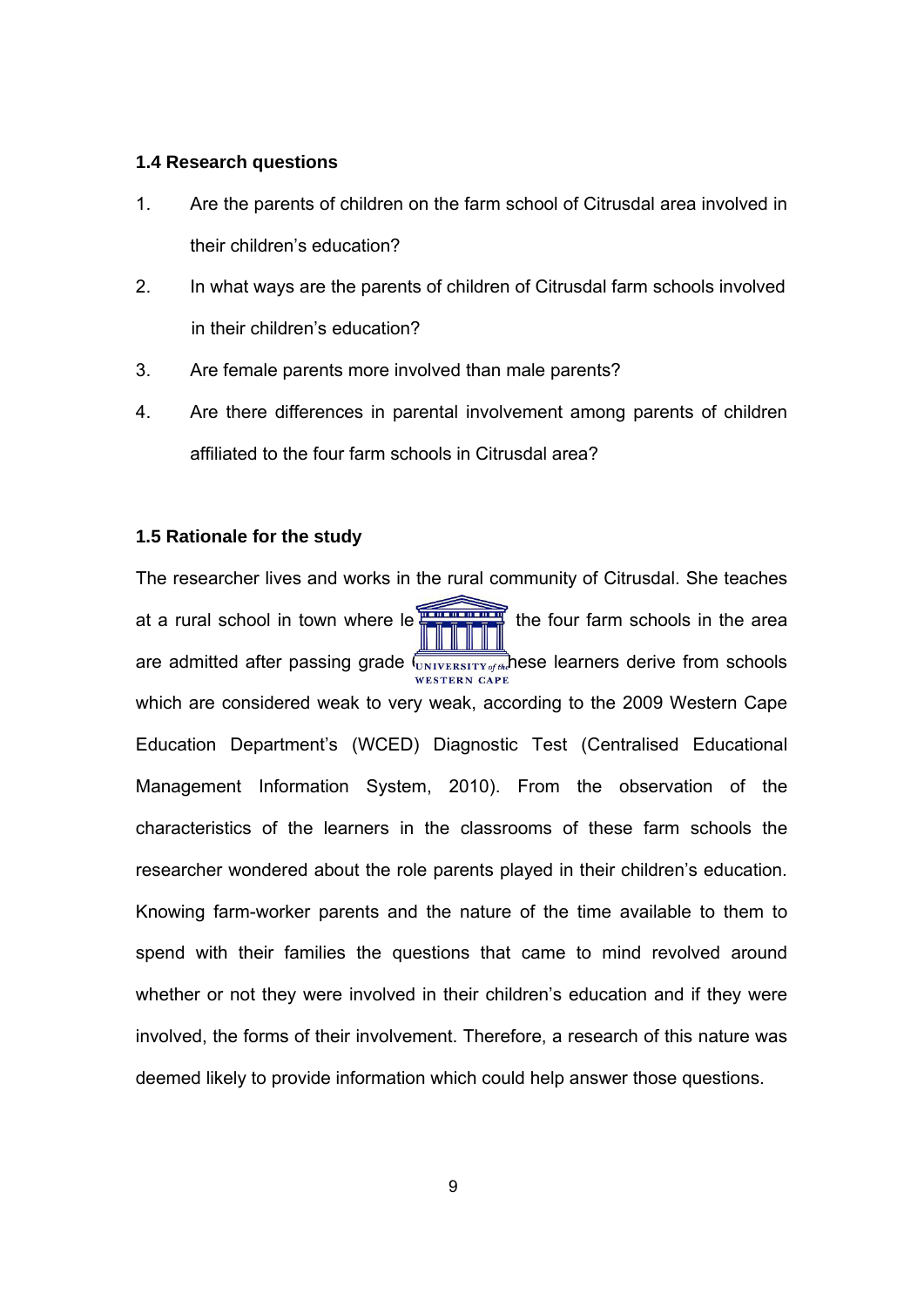### 1.4 Research questions

1. Are the parents of children on the farm school of Citrusdal area involved in their children's education?
2. In what ways are the parents of children of Citrusdal farm schools involved in their children's education?
3. Are female parents more involved than male parents?
4. Are there differences in parental involvement among parents of children affiliated to the four farm schools in Citrusdal area?

### 1.5 Rationale for the study

The researcher lives and works in the rural community of Citrusdal. She teaches at a rural school in town where le the four farm schools in the area are admitted after passing grade ( hese learners derive from schools which are considered weak to very weak, according to the 2009 Western Cape Education Department's (WCED) Diagnostic Test (Centralised Educational Management Information System, 2010). From the observation of the characteristics of the learners in the classrooms of these farm schools the researcher wondered about the role parents played in their children's education. Knowing farm-worker parents and the nature of the time available to them to spend with their families the questions that came to mind revolved around whether or not they were involved in their children's education and if they were involved, the forms of their involvement. Therefore, a research of this nature was deemed likely to provide information which could help answer those questions.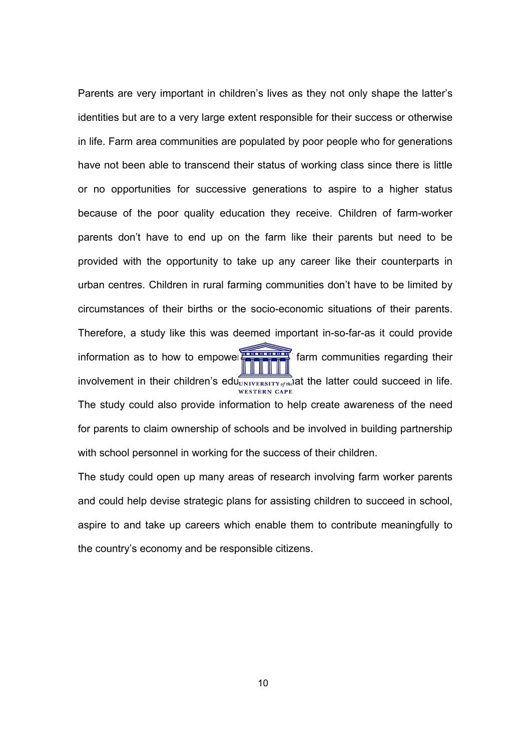Parents are very important in children's lives as they not only shape the latter's identities but are to a very large extent responsible for their success or otherwise in life. Farm area communities are populated by poor people who for generations have not been able to transcend their status of working class since there is little or no opportunities for successive generations to aspire to a higher status because of the poor quality education they receive. Children of farm-worker parents don't have to end up on the farm like their parents but need to be provided with the opportunity to take up any career like their counterparts in urban centres. Children in rural farming communities don't have to be limited by circumstances of their births or the socio-economic situations of their parents. Therefore, a study like this was deemed important in-so-far-as it could provide information as to how to empower parents in farm communities regarding their involvement in their children's education so that the latter could succeed in life. The study could also provide information to help create awareness of the need for parents to claim ownership of schools and be involved in building partnership with school personnel in working for the success of their children.

The study could open up many areas of research involving farm worker parents and could help devise strategic plans for assisting children to succeed in school, aspire to and take up careers which enable them to contribute meaningfully to the country's economy and be responsible citizens.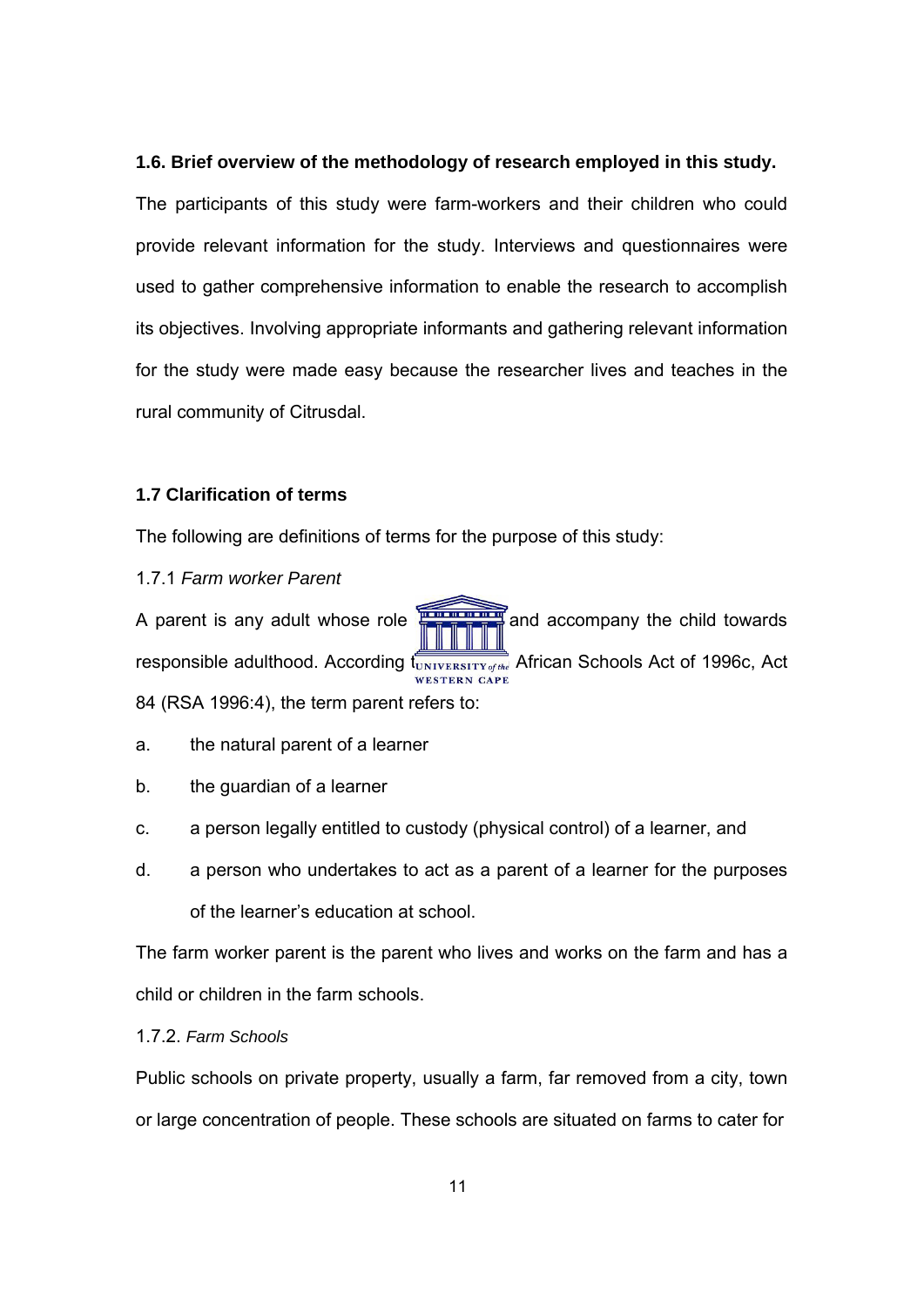**1.6. Brief overview of the methodology of research employed in this study.**

The participants of this study were farm-workers and their children who could provide relevant information for the study. Interviews and questionnaires were used to gather comprehensive information to enable the research to accomplish its objectives. Involving appropriate informants and gathering relevant information for the study were made easy because the researcher lives and teaches in the rural community of Citrusdal.

**1.7 Clarification of terms**

The following are definitions of terms for the purpose of this study:

1.7.1 *Farm worker Parent*

A parent is any adult whose role and accompany the child towards responsible adulthood. According t African Schools Act of 1996c, Act 84 (RSA 1996:4), the term parent refers to:

a. the natural parent of a learner

b. the guardian of a learner

c. a person legally entitled to custody (physical control) of a learner, and

d. a person who undertakes to act as a parent of a learner for the purposes of the learner's education at school.

The farm worker parent is the parent who lives and works on the farm and has a child or children in the farm schools.

1.7.2. *Farm Schools*

Public schools on private property, usually a farm, far removed from a city, town or large concentration of people. These schools are situated on farms to cater for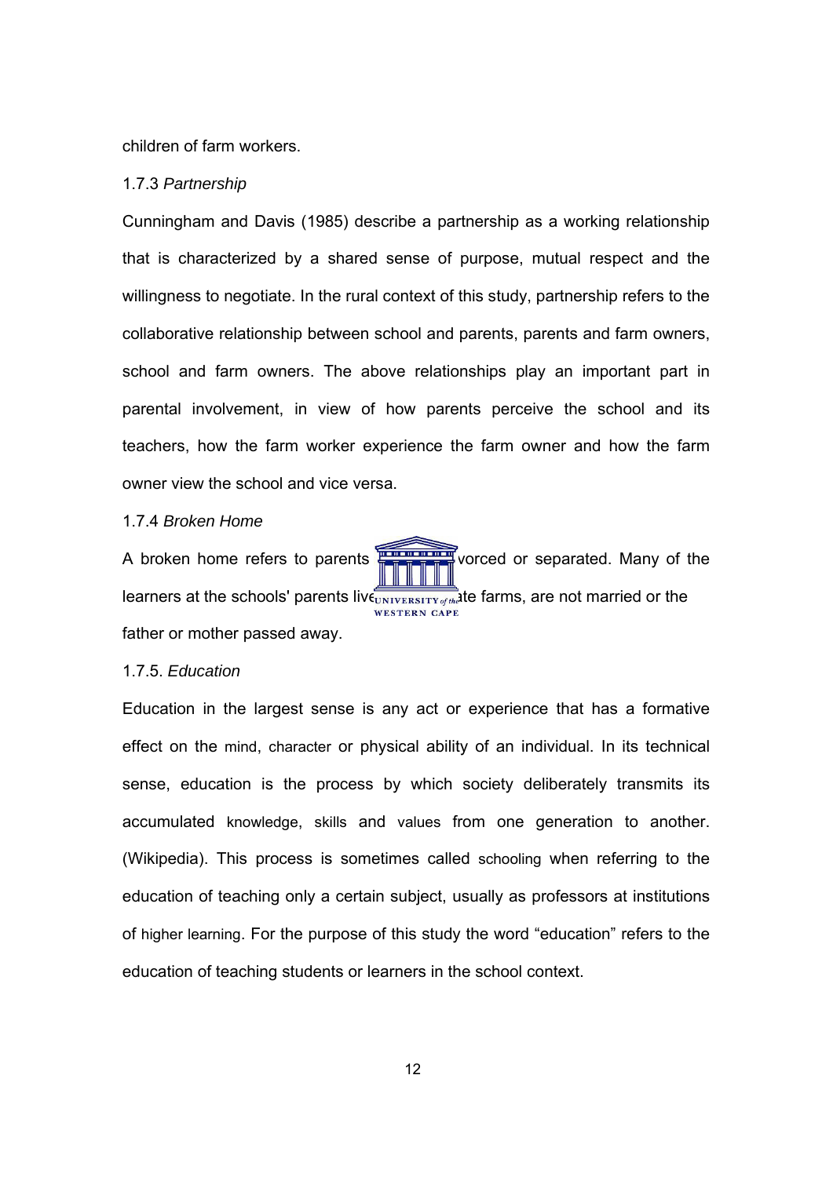children of farm workers.

1.7.3 *Partnership*

Cunningham and Davis (1985) describe a partnership as a working relationship that is characterized by a shared sense of purpose, mutual respect and the willingness to negotiate. In the rural context of this study, partnership refers to the collaborative relationship between school and parents, parents and farm owners, school and farm owners. The above relationships play an important part in parental involvement, in view of how parents perceive the school and its teachers, how the farm worker experience the farm owner and how the farm owner view the school and vice versa.

1.7.4 *Broken Home*

A broken home refers to parents who are divorced or separated. Many of the learners at the schools' parents live on separate farms, are not married or the father or mother passed away.

1.7.5. *Education*

Education in the largest sense is any act or experience that has a formative effect on the mind, character or physical ability of an individual. In its technical sense, education is the process by which society deliberately transmits its accumulated knowledge, skills and values from one generation to another. (Wikipedia). This process is sometimes called schooling when referring to the education of teaching only a certain subject, usually as professors at institutions of higher learning. For the purpose of this study the word "education" refers to the education of teaching students or learners in the school context.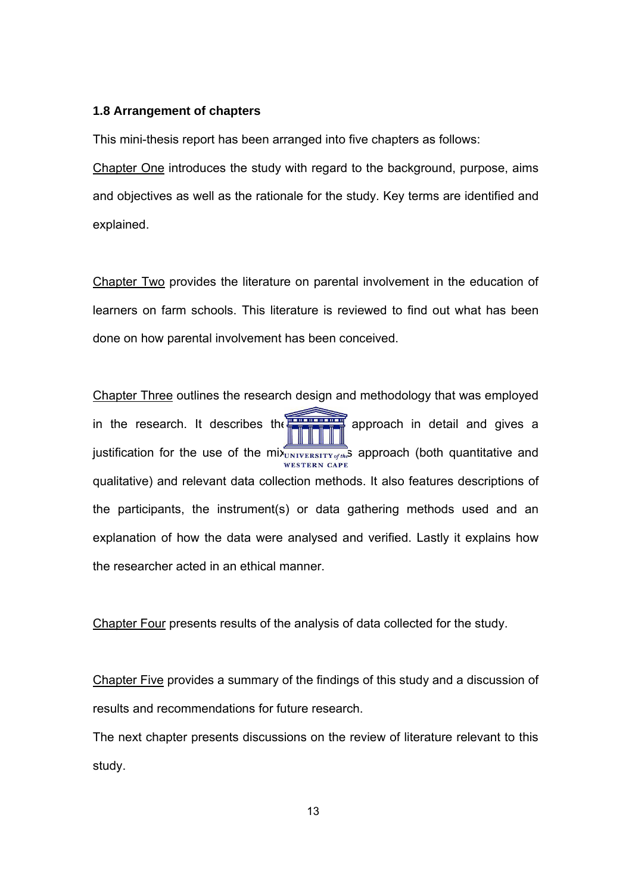### 1.8 Arrangement of chapters

This mini-thesis report has been arranged into five chapters as follows:

Chapter One introduces the study with regard to the background, purpose, aims and objectives as well as the rationale for the study. Key terms are identified and explained.

Chapter Two provides the literature on parental involvement in the education of learners on farm schools. This literature is reviewed to find out what has been done on how parental involvement has been conceived.

Chapter Three outlines the research design and methodology that was employed in the research. It describes the approach in detail and gives a justification for the use of the mixed methods approach (both quantitative and qualitative) and relevant data collection methods. It also features descriptions of the participants, the instrument(s) or data gathering methods used and an explanation of how the data were analysed and verified. Lastly it explains how the researcher acted in an ethical manner.

Chapter Four presents results of the analysis of data collected for the study.

Chapter Five provides a summary of the findings of this study and a discussion of results and recommendations for future research.

The next chapter presents discussions on the review of literature relevant to this study.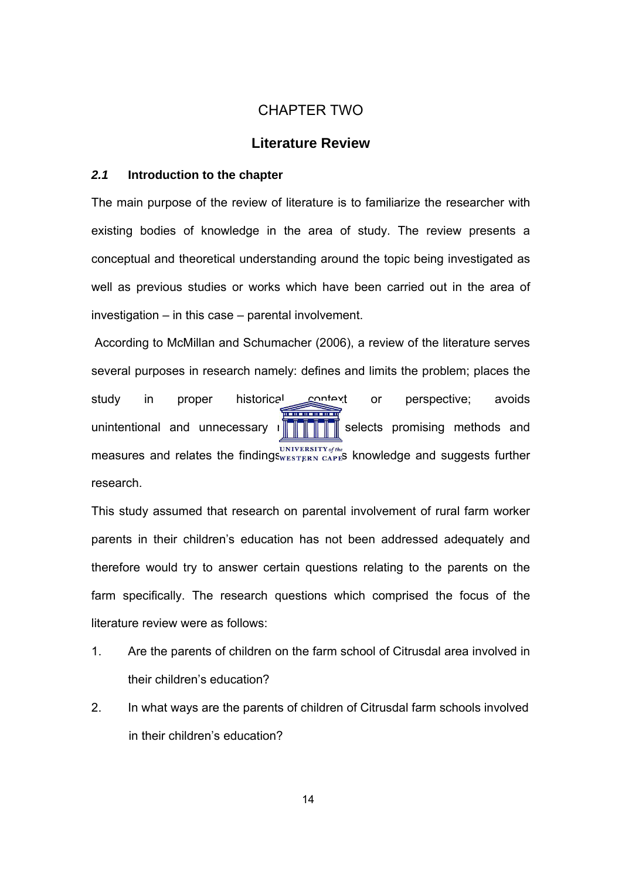# CHAPTER TWO

## Literature Review

### *2.1* Introduction to the chapter

The main purpose of the review of literature is to familiarize the researcher with existing bodies of knowledge in the area of study. The review presents a conceptual and theoretical understanding around the topic being investigated as well as previous studies or works which have been carried out in the area of investigation – in this case – parental involvement.

According to McMillan and Schumacher (2006), a review of the literature serves several purposes in research namely: defines and limits the problem; places the study in proper historical context or perspective; avoids unintentional and unnecessary replication; selects promising methods and measures and relates the findings to previous knowledge and suggests further research.

This study assumed that research on parental involvement of rural farm worker parents in their children's education has not been addressed adequately and therefore would try to answer certain questions relating to the parents on the farm specifically. The research questions which comprised the focus of the literature review were as follows:

1. Are the parents of children on the farm school of Citrusdal area involved in their children's education?
2. In what ways are the parents of children of Citrusdal farm schools involved in their children's education?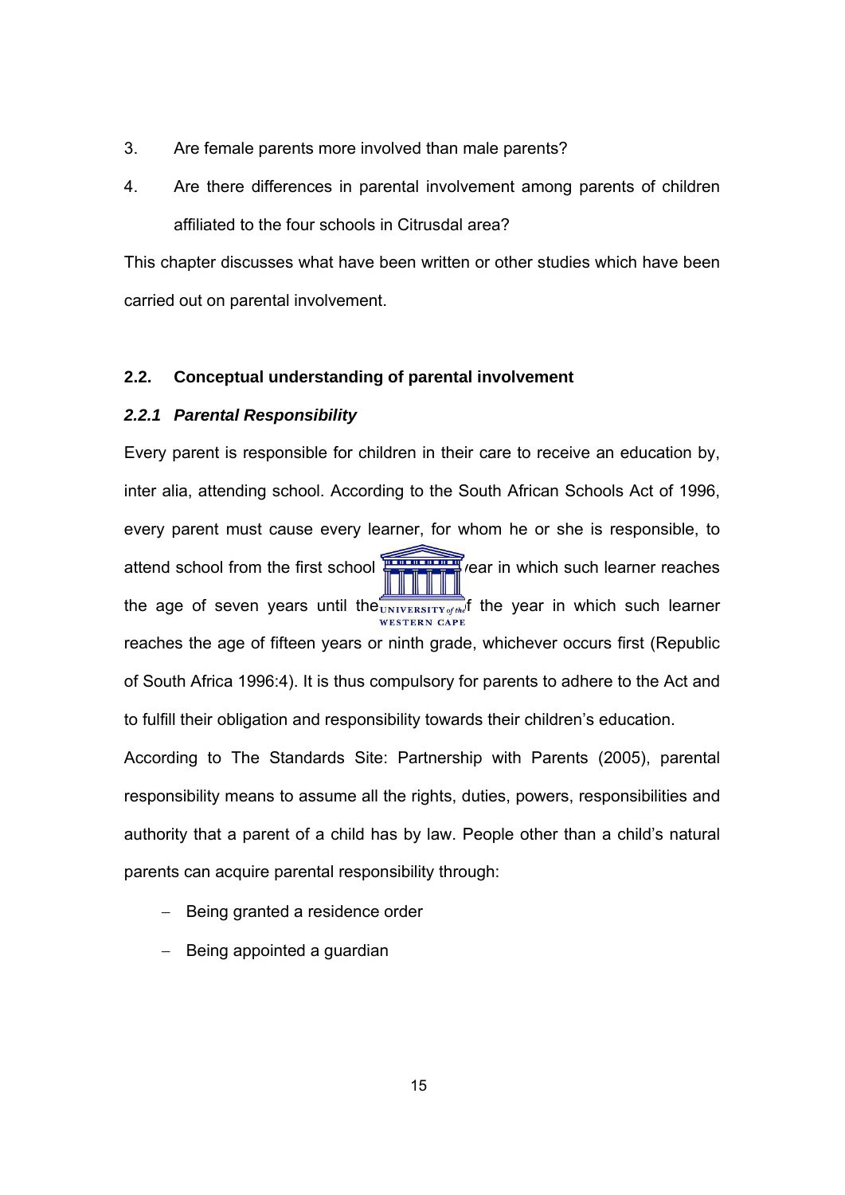3. Are female parents more involved than male parents?

4. Are there differences in parental involvement among parents of children affiliated to the four schools in Citrusdal area?

This chapter discusses what have been written or other studies which have been carried out on parental involvement.

## 2.2. Conceptual understanding of parental involvement

### *2.2.1 Parental Responsibility*

Every parent is responsible for children in their care to receive an education by, inter alia, attending school. According to the South African Schools Act of 1996, every parent must cause every learner, for whom he or she is responsible, to attend school from the first school day of the year in which such learner reaches the age of seven years until the last school day of the year in which such learner reaches the age of fifteen years or ninth grade, whichever occurs first (Republic of South Africa 1996:4). It is thus compulsory for parents to adhere to the Act and to fulfill their obligation and responsibility towards their children's education.

According to The Standards Site: Partnership with Parents (2005), parental responsibility means to assume all the rights, duties, powers, responsibilities and authority that a parent of a child has by law. People other than a child's natural parents can acquire parental responsibility through:

- Being granted a residence order
- Being appointed a guardian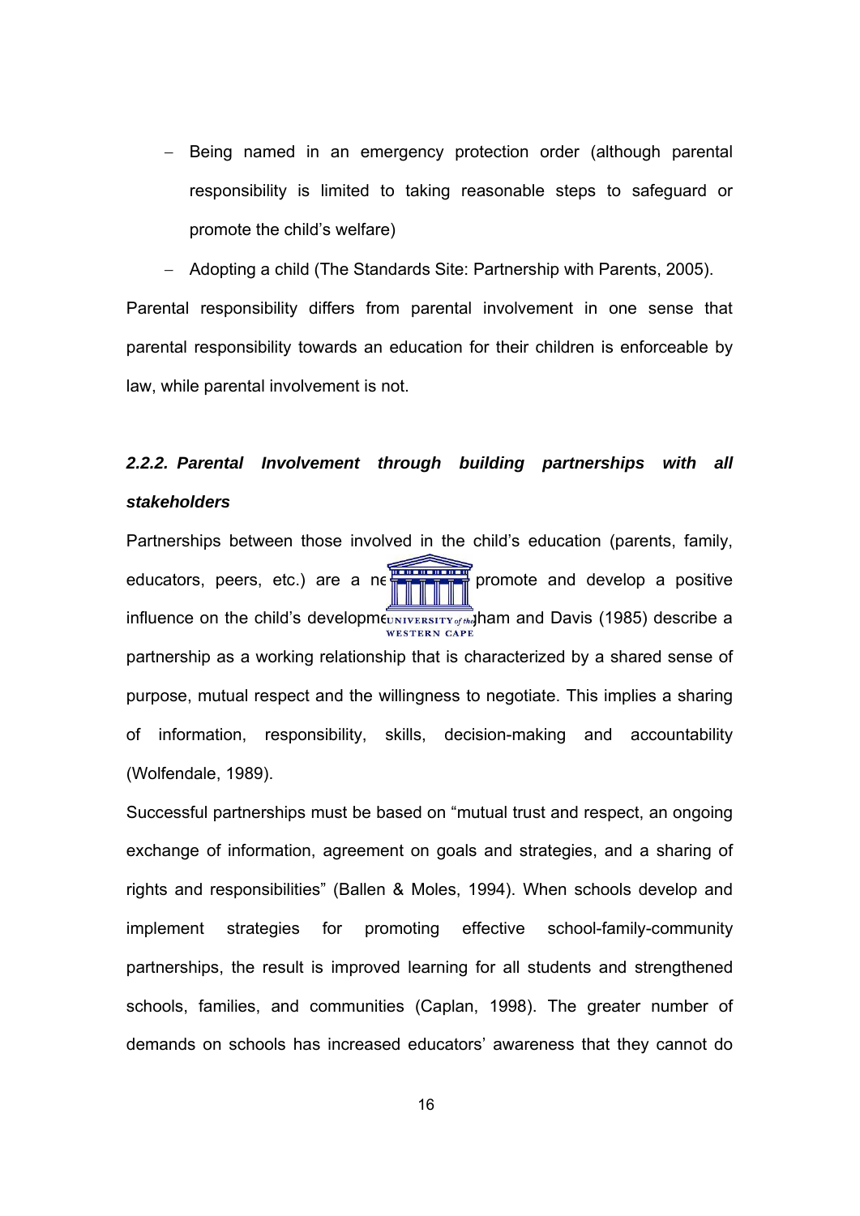- Being named in an emergency protection order (although parental responsibility is limited to taking reasonable steps to safeguard or promote the child's welfare)
- Adopting a child (The Standards Site: Partnership with Parents, 2005).

Parental responsibility differs from parental involvement in one sense that parental responsibility towards an education for their children is enforceable by law, while parental involvement is not.

### *2.2.2. Parental Involvement through building partnerships with all stakeholders*

Partnerships between those involved in the child's education (parents, family, educators, peers, etc.) are a ne promote and develop a positive influence on the child's developme ham and Davis (1985) describe a partnership as a working relationship that is characterized by a shared sense of purpose, mutual respect and the willingness to negotiate. This implies a sharing of information, responsibility, skills, decision-making and accountability (Wolfendale, 1989).

Successful partnerships must be based on "mutual trust and respect, an ongoing exchange of information, agreement on goals and strategies, and a sharing of rights and responsibilities" (Ballen & Moles, 1994). When schools develop and implement strategies for promoting effective school-family-community partnerships, the result is improved learning for all students and strengthened schools, families, and communities (Caplan, 1998). The greater number of demands on schools has increased educators' awareness that they cannot do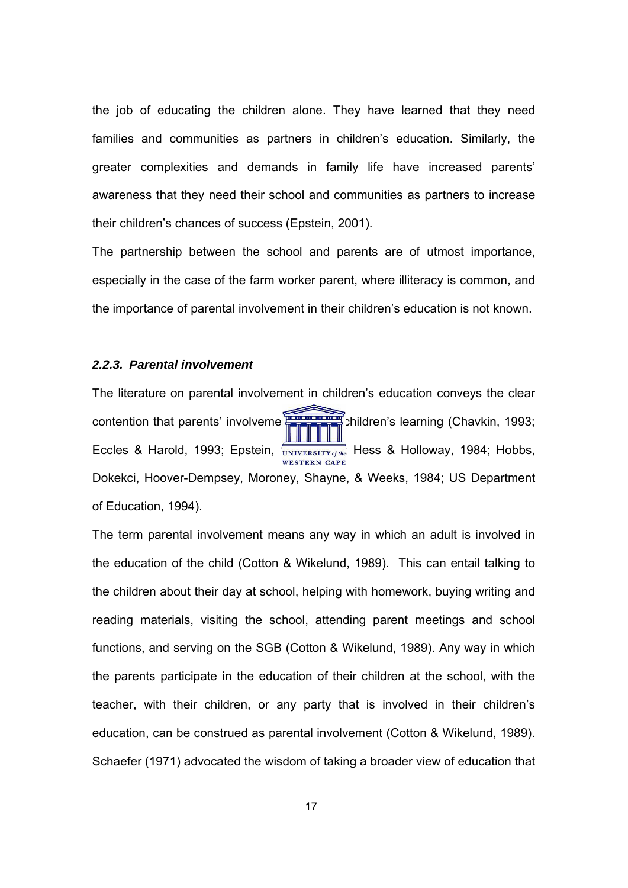the job of educating the children alone. They have learned that they need families and communities as partners in children's education. Similarly, the greater complexities and demands in family life have increased parents' awareness that they need their school and communities as partners to increase their children's chances of success (Epstein, 2001).

The partnership between the school and parents are of utmost importance, especially in the case of the farm worker parent, where illiteracy is common, and the importance of parental involvement in their children's education is not known.

### *2.2.3. Parental involvement*

The literature on parental involvement in children's education conveys the clear contention that parents' involveme children's learning (Chavkin, 1993; Eccles & Harold, 1993; Epstein, Hess & Holloway, 1984; Hobbs, Dokekci, Hoover-Dempsey, Moroney, Shayne, & Weeks, 1984; US Department of Education, 1994).

The term parental involvement means any way in which an adult is involved in the education of the child (Cotton & Wikelund, 1989). This can entail talking to the children about their day at school, helping with homework, buying writing and reading materials, visiting the school, attending parent meetings and school functions, and serving on the SGB (Cotton & Wikelund, 1989). Any way in which the parents participate in the education of their children at the school, with the teacher, with their children, or any party that is involved in their children's education, can be construed as parental involvement (Cotton & Wikelund, 1989). Schaefer (1971) advocated the wisdom of taking a broader view of education that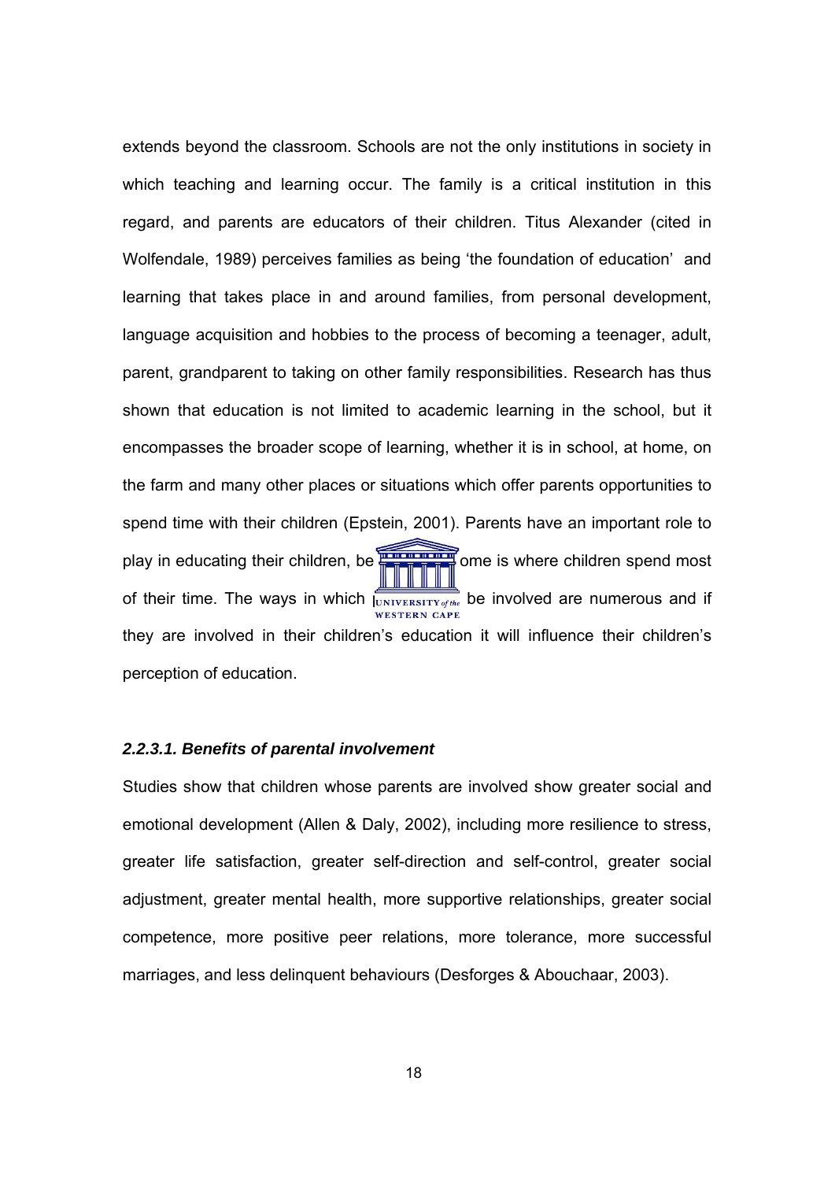extends beyond the classroom. Schools are not the only institutions in society in which teaching and learning occur. The family is a critical institution in this regard, and parents are educators of their children. Titus Alexander (cited in Wolfendale, 1989) perceives families as being 'the foundation of education' and learning that takes place in and around families, from personal development, language acquisition and hobbies to the process of becoming a teenager, adult, parent, grandparent to taking on other family responsibilities. Research has thus shown that education is not limited to academic learning in the school, but it encompasses the broader scope of learning, whether it is in school, at home, on the farm and many other places or situations which offer parents opportunities to spend time with their children (Epstein, 2001). Parents have an important role to play in educating their children, because home is where children spend most of their time. The ways in which parents can be involved are numerous and if they are involved in their children's education it will influence their children's perception of education.

#### *2.2.3.1. Benefits of parental involvement*

Studies show that children whose parents are involved show greater social and emotional development (Allen & Daly, 2002), including more resilience to stress, greater life satisfaction, greater self-direction and self-control, greater social adjustment, greater mental health, more supportive relationships, greater social competence, more positive peer relations, more tolerance, more successful marriages, and less delinquent behaviours (Desforges & Abouchaar, 2003).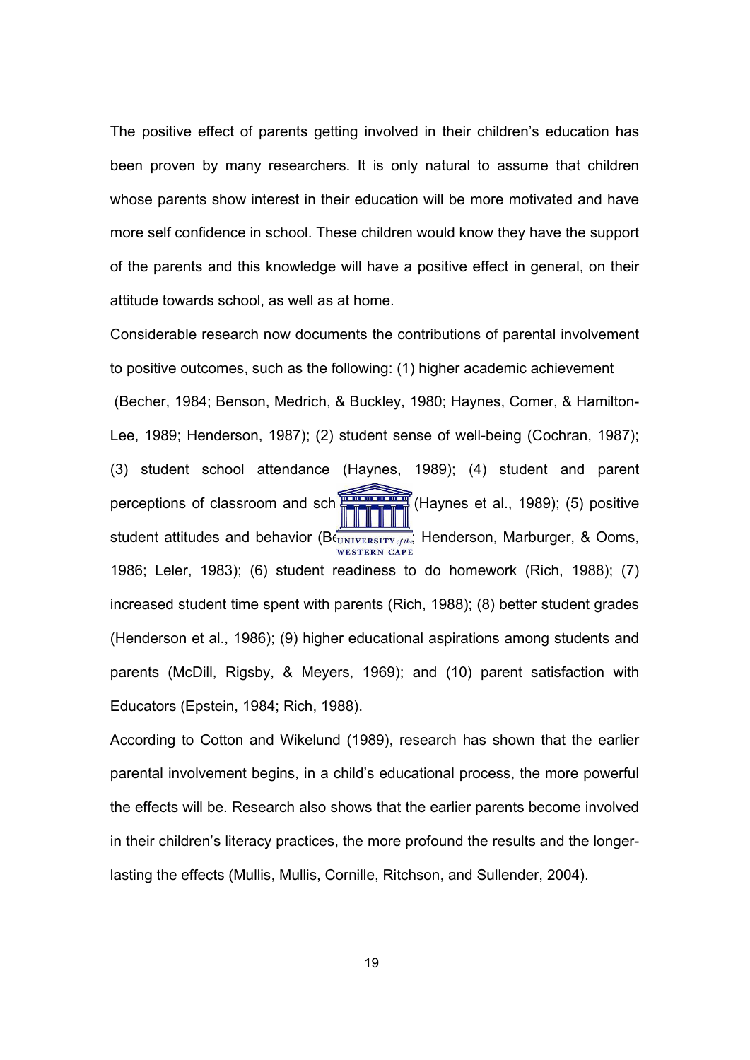The positive effect of parents getting involved in their children's education has been proven by many researchers. It is only natural to assume that children whose parents show interest in their education will be more motivated and have more self confidence in school. These children would know they have the support of the parents and this knowledge will have a positive effect in general, on their attitude towards school, as well as at home.

Considerable research now documents the contributions of parental involvement to positive outcomes, such as the following: (1) higher academic achievement (Becher, 1984; Benson, Medrich, & Buckley, 1980; Haynes, Comer, & Hamilton-Lee, 1989; Henderson, 1987); (2) student sense of well-being (Cochran, 1987); (3) student school attendance (Haynes, 1989); (4) student and parent perceptions of classroom and sch (Haynes et al., 1989); (5) positive student attitudes and behavior (Be Henderson, Marburger, & Ooms, 1986; Leler, 1983); (6) student readiness to do homework (Rich, 1988); (7) increased student time spent with parents (Rich, 1988); (8) better student grades (Henderson et al., 1986); (9) higher educational aspirations among students and parents (McDill, Rigsby, & Meyers, 1969); and (10) parent satisfaction with Educators (Epstein, 1984; Rich, 1988).

According to Cotton and Wikelund (1989), research has shown that the earlier parental involvement begins, in a child's educational process, the more powerful the effects will be. Research also shows that the earlier parents become involved in their children's literacy practices, the more profound the results and the longer-lasting the effects (Mullis, Mullis, Cornille, Ritchson, and Sullender, 2004).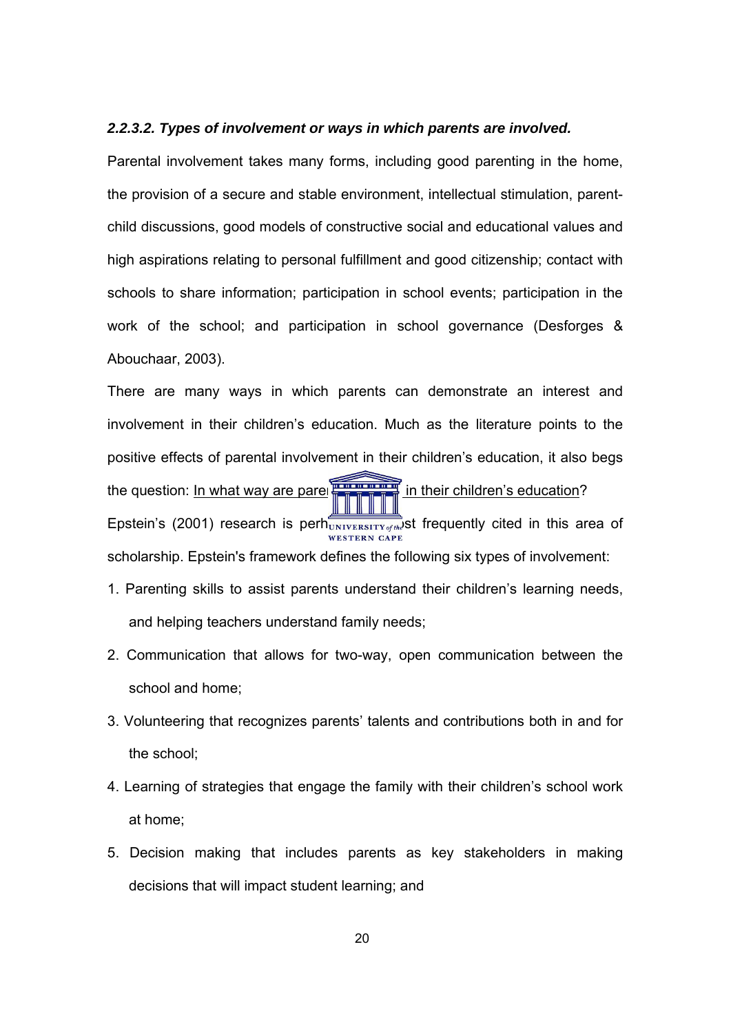### *2.2.3.2. Types of involvement or ways in which parents are involved.*

Parental involvement takes many forms, including good parenting in the home, the provision of a secure and stable environment, intellectual stimulation, parent-child discussions, good models of constructive social and educational values and high aspirations relating to personal fulfillment and good citizenship; contact with schools to share information; participation in school events; participation in the work of the school; and participation in school governance (Desforges & Abouchaar, 2003).

There are many ways in which parents can demonstrate an interest and involvement in their children's education. Much as the literature points to the positive effects of parental involvement in their children's education, it also begs the question: <u>In what way are parents involved in their children's education</u>? Epstein's (2001) research is perhaps the most frequently cited in this area of scholarship. Epstein's framework defines the following six types of involvement:

1. Parenting skills to assist parents understand their children's learning needs, and helping teachers understand family needs;
2. Communication that allows for two-way, open communication between the school and home;
3. Volunteering that recognizes parents' talents and contributions both in and for the school;
4. Learning of strategies that engage the family with their children's school work at home;
5. Decision making that includes parents as key stakeholders in making decisions that will impact student learning; and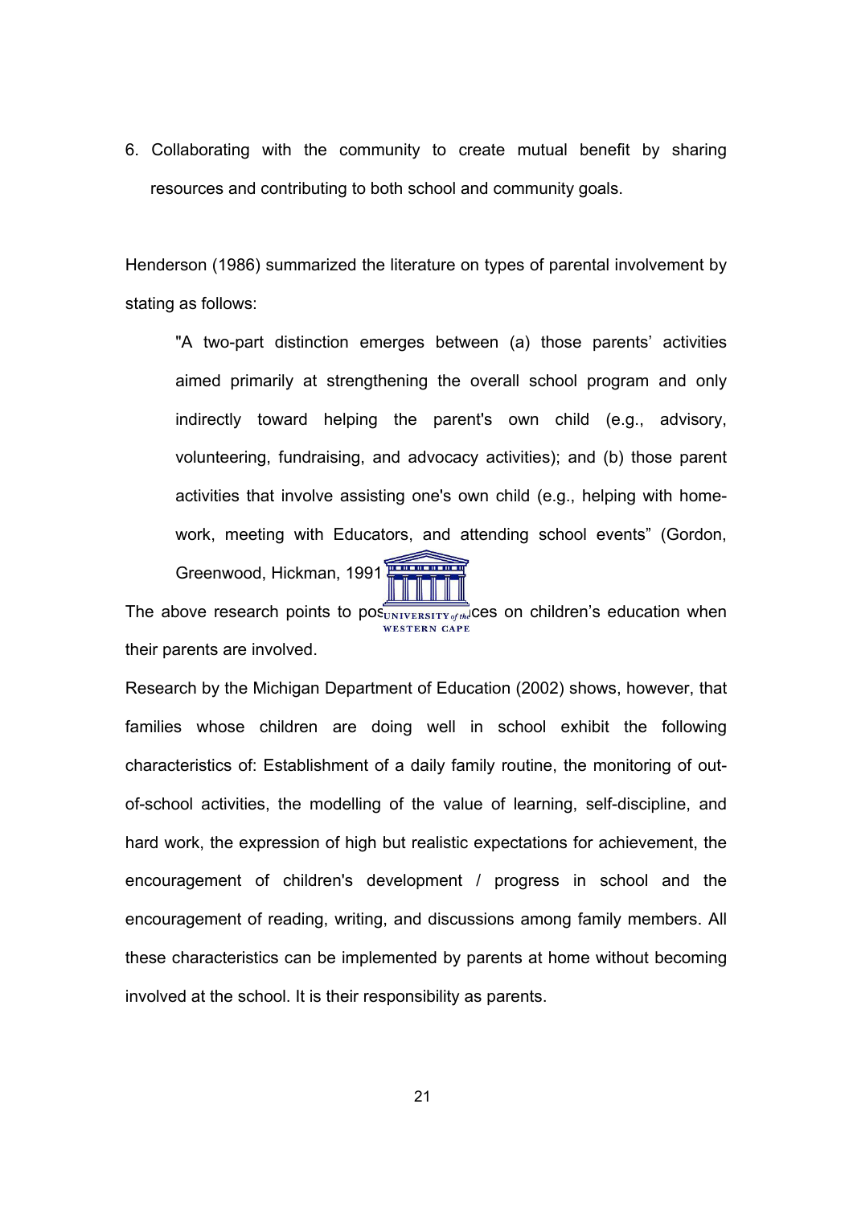6. Collaborating with the community to create mutual benefit by sharing resources and contributing to both school and community goals.

Henderson (1986) summarized the literature on types of parental involvement by stating as follows:

> "A two-part distinction emerges between (a) those parents' activities aimed primarily at strengthening the overall school program and only indirectly toward helping the parent's own child (e.g., advisory, volunteering, fundraising, and advocacy activities); and (b) those parent activities that involve assisting one's own child (e.g., helping with home-work, meeting with Educators, and attending school events" (Gordon, Greenwood, Hickman, 1991).

The above research points to positive influences on children's education when their parents are involved.

Research by the Michigan Department of Education (2002) shows, however, that families whose children are doing well in school exhibit the following characteristics of: Establishment of a daily family routine, the monitoring of out-of-school activities, the modelling of the value of learning, self-discipline, and hard work, the expression of high but realistic expectations for achievement, the encouragement of children's development / progress in school and the encouragement of reading, writing, and discussions among family members. All these characteristics can be implemented by parents at home without becoming involved at the school. It is their responsibility as parents.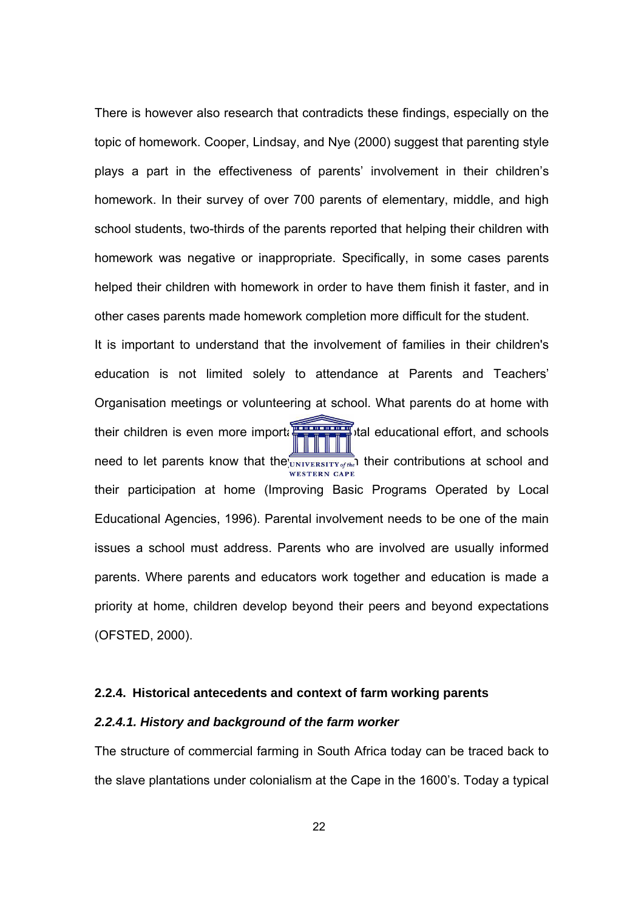There is however also research that contradicts these findings, especially on the topic of homework. Cooper, Lindsay, and Nye (2000) suggest that parenting style plays a part in the effectiveness of parents' involvement in their children's homework. In their survey of over 700 parents of elementary, middle, and high school students, two-thirds of the parents reported that helping their children with homework was negative or inappropriate. Specifically, in some cases parents helped their children with homework in order to have them finish it faster, and in other cases parents made homework completion more difficult for the student.

It is important to understand that the involvement of families in their children's education is not limited solely to attendance at Parents and Teachers' Organisation meetings or volunteering at school. What parents do at home with their children is even more important to the total educational effort, and schools need to let parents know that they rely on their contributions at school and their participation at home (Improving Basic Programs Operated by Local Educational Agencies, 1996). Parental involvement needs to be one of the main issues a school must address. Parents who are involved are usually informed parents. Where parents and educators work together and education is made a priority at home, children develop beyond their peers and beyond expectations (OFSTED, 2000).

### 2.2.4. Historical antecedents and context of farm working parents

#### *2.2.4.1. History and background of the farm worker*

The structure of commercial farming in South Africa today can be traced back to the slave plantations under colonialism at the Cape in the 1600's. Today a typical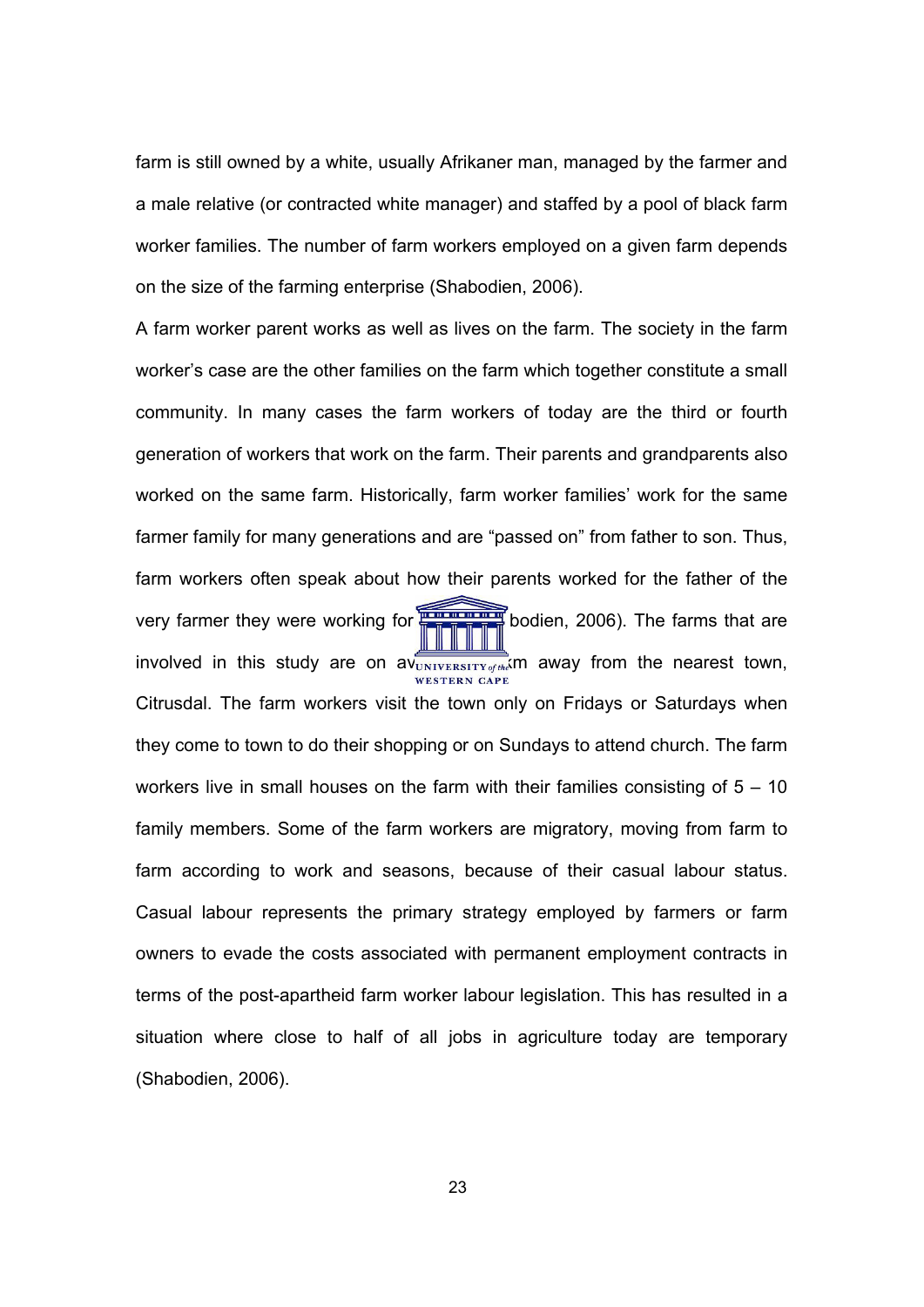farm is still owned by a white, usually Afrikaner man, managed by the farmer and a male relative (or contracted white manager) and staffed by a pool of black farm worker families. The number of farm workers employed on a given farm depends on the size of the farming enterprise (Shabodien, 2006).

A farm worker parent works as well as lives on the farm. The society in the farm worker's case are the other families on the farm which together constitute a small community. In many cases the farm workers of today are the third or fourth generation of workers that work on the farm. Their parents and grandparents also worked on the same farm. Historically, farm worker families' work for the same farmer family for many generations and are "passed on" from father to son. Thus, farm workers often speak about how their parents worked for the father of the very farmer they were working for (Shabodien, 2006). The farms that are involved in this study are on av km away from the nearest town, Citrusdal. The farm workers visit the town only on Fridays or Saturdays when they come to town to do their shopping or on Sundays to attend church. The farm workers live in small houses on the farm with their families consisting of 5 – 10 family members. Some of the farm workers are migratory, moving from farm to farm according to work and seasons, because of their casual labour status. Casual labour represents the primary strategy employed by farmers or farm owners to evade the costs associated with permanent employment contracts in terms of the post-apartheid farm worker labour legislation. This has resulted in a situation where close to half of all jobs in agriculture today are temporary (Shabodien, 2006).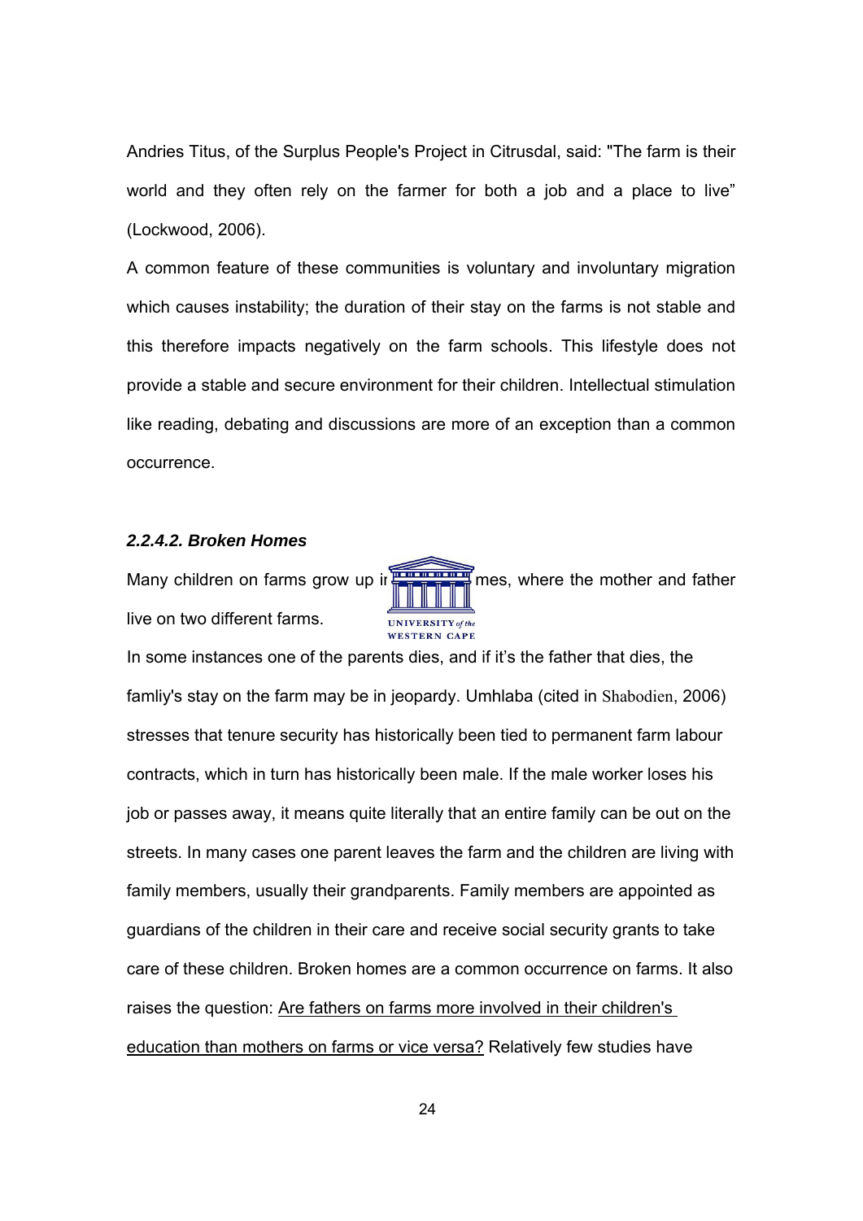Andries Titus, of the Surplus People's Project in Citrusdal, said: "The farm is their world and they often rely on the farmer for both a job and a place to live" (Lockwood, 2006).

A common feature of these communities is voluntary and involuntary migration which causes instability; the duration of their stay on the farms is not stable and this therefore impacts negatively on the farm schools. This lifestyle does not provide a stable and secure environment for their children. Intellectual stimulation like reading, debating and discussions are more of an exception than a common occurrence.

#### *2.2.4.2. Broken Homes*

Many children on farms grow up in broken homes, where the mother and father live on two different farms.

In some instances one of the parents dies, and if it's the father that dies, the famliy's stay on the farm may be in jeopardy. Umhlaba (cited in Shabodien, 2006) stresses that tenure security has historically been tied to permanent farm labour contracts, which in turn has historically been male. If the male worker loses his job or passes away, it means quite literally that an entire family can be out on the streets. In many cases one parent leaves the farm and the children are living with family members, usually their grandparents. Family members are appointed as guardians of the children in their care and receive social security grants to take care of these children. Broken homes are a common occurrence on farms. It also raises the question: Are fathers on farms more involved in their children's education than mothers on farms or vice versa? Relatively few studies have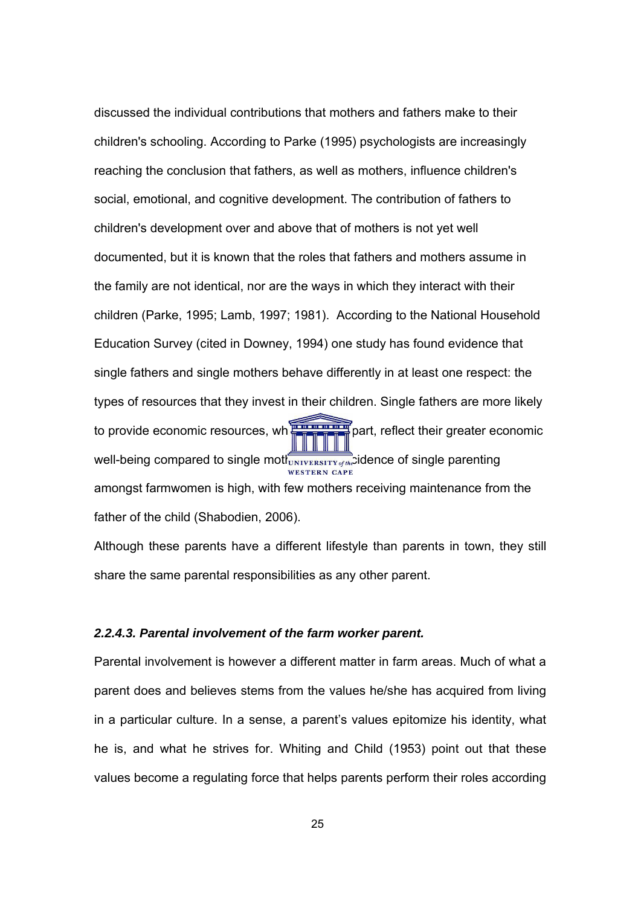discussed the individual contributions that mothers and fathers make to their children's schooling. According to Parke (1995) psychologists are increasingly reaching the conclusion that fathers, as well as mothers, influence children's social, emotional, and cognitive development. The contribution of fathers to children's development over and above that of mothers is not yet well documented, but it is known that the roles that fathers and mothers assume in the family are not identical, nor are the ways in which they interact with their children (Parke, 1995; Lamb, 1997; 1981). According to the National Household Education Survey (cited in Downey, 1994) one study has found evidence that single fathers and single mothers behave differently in at least one respect: the types of resources that they invest in their children. Single fathers are more likely to provide economic resources, wh part, reflect their greater economic well-being compared to single moth idence of single parenting amongst farmwomen is high, with few mothers receiving maintenance from the father of the child (Shabodien, 2006).

Although these parents have a different lifestyle than parents in town, they still share the same parental responsibilities as any other parent.

#### *2.2.4.3. Parental involvement of the farm worker parent.*

Parental involvement is however a different matter in farm areas. Much of what a parent does and believes stems from the values he/she has acquired from living in a particular culture. In a sense, a parent's values epitomize his identity, what he is, and what he strives for. Whiting and Child (1953) point out that these values become a regulating force that helps parents perform their roles according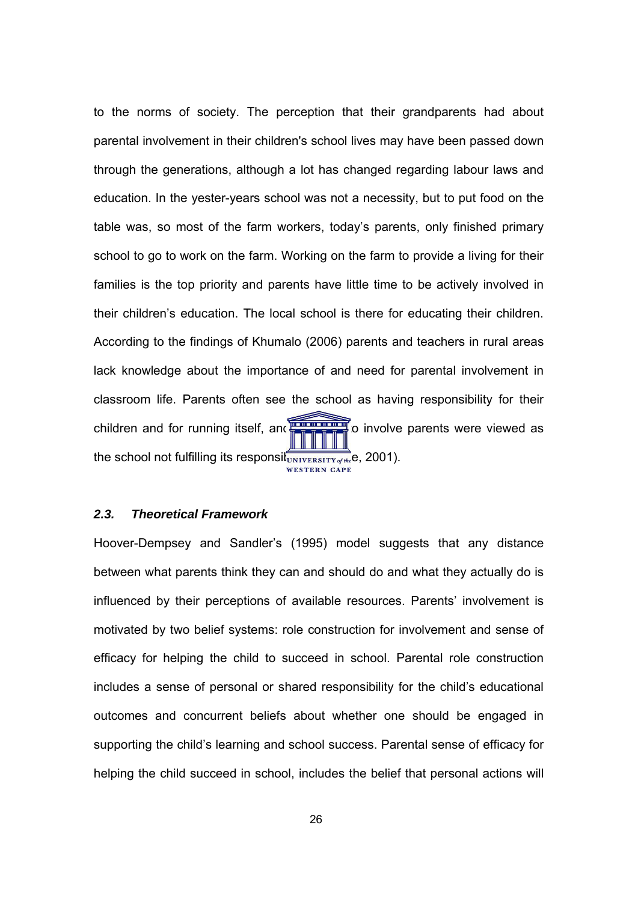to the norms of society. The perception that their grandparents had about parental involvement in their children's school lives may have been passed down through the generations, although a lot has changed regarding labour laws and education. In the yester-years school was not a necessity, but to put food on the table was, so most of the farm workers, today's parents, only finished primary school to go to work on the farm. Working on the farm to provide a living for their families is the top priority and parents have little time to be actively involved in their children's education. The local school is there for educating their children. According to the findings of Khumalo (2006) parents and teachers in rural areas lack knowledge about the importance of and need for parental involvement in classroom life. Parents often see the school as having responsibility for their children and for running itself, and ... o involve parents were viewed as the school not fulfilling its responsib... e, 2001).

### *2.3. Theoretical Framework*

Hoover-Dempsey and Sandler's (1995) model suggests that any distance between what parents think they can and should do and what they actually do is influenced by their perceptions of available resources. Parents' involvement is motivated by two belief systems: role construction for involvement and sense of efficacy for helping the child to succeed in school. Parental role construction includes a sense of personal or shared responsibility for the child's educational outcomes and concurrent beliefs about whether one should be engaged in supporting the child's learning and school success. Parental sense of efficacy for helping the child succeed in school, includes the belief that personal actions will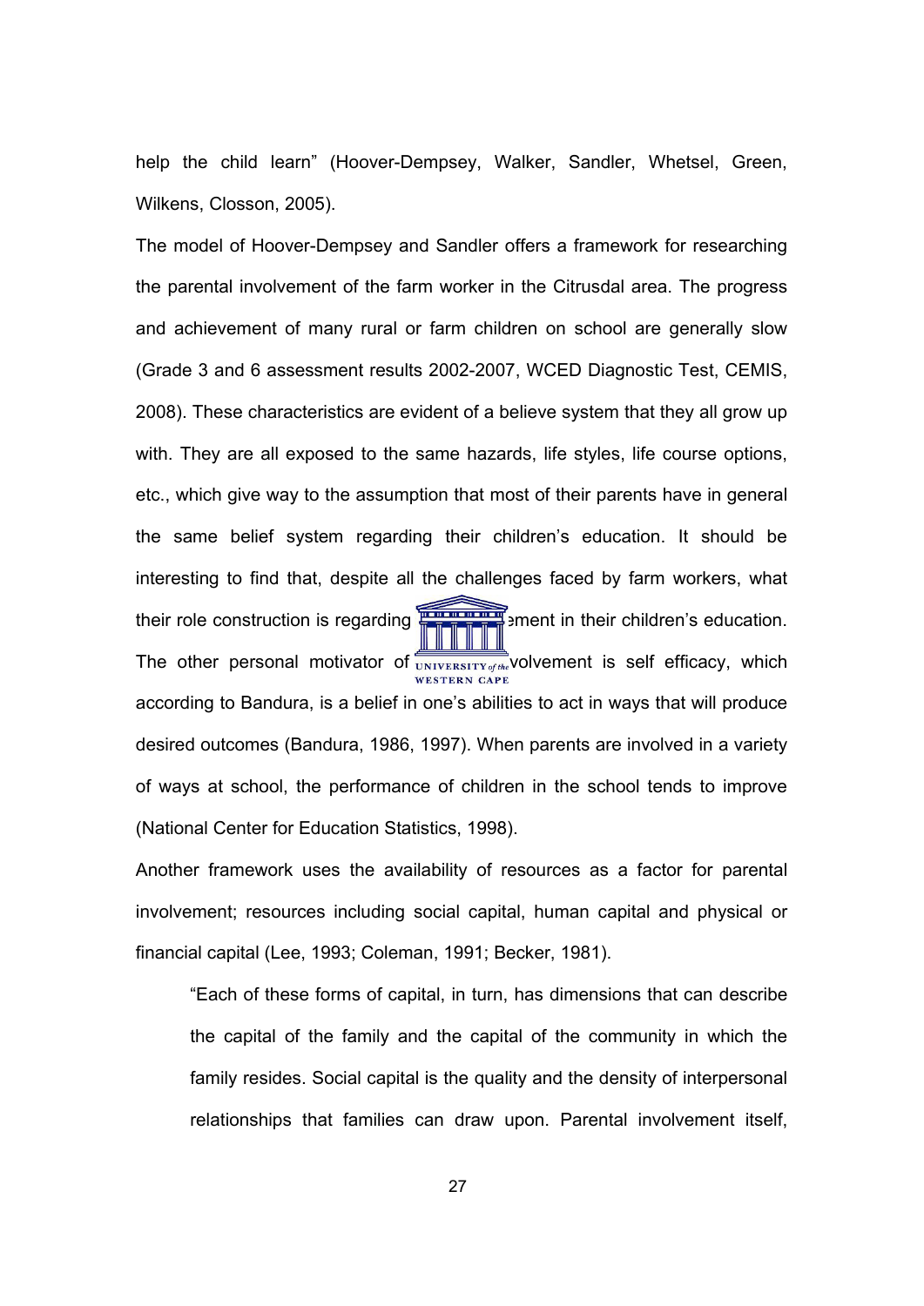help the child learn" (Hoover-Dempsey, Walker, Sandler, Whetsel, Green, Wilkens, Closson, 2005).

The model of Hoover-Dempsey and Sandler offers a framework for researching the parental involvement of the farm worker in the Citrusdal area. The progress and achievement of many rural or farm children on school are generally slow (Grade 3 and 6 assessment results 2002-2007, WCED Diagnostic Test, CEMIS, 2008). These characteristics are evident of a believe system that they all grow up with. They are all exposed to the same hazards, life styles, life course options, etc., which give way to the assumption that most of their parents have in general the same belief system regarding their children's education. It should be interesting to find that, despite all the challenges faced by farm workers, what their role construction is regarding parental involvement in their children's education. The other personal motivator of parental involvement is self efficacy, which according to Bandura, is a belief in one's abilities to act in ways that will produce desired outcomes (Bandura, 1986, 1997). When parents are involved in a variety of ways at school, the performance of children in the school tends to improve (National Center for Education Statistics, 1998).

Another framework uses the availability of resources as a factor for parental involvement; resources including social capital, human capital and physical or financial capital (Lee, 1993; Coleman, 1991; Becker, 1981).

> "Each of these forms of capital, in turn, has dimensions that can describe the capital of the family and the capital of the community in which the family resides. Social capital is the quality and the density of interpersonal relationships that families can draw upon. Parental involvement itself,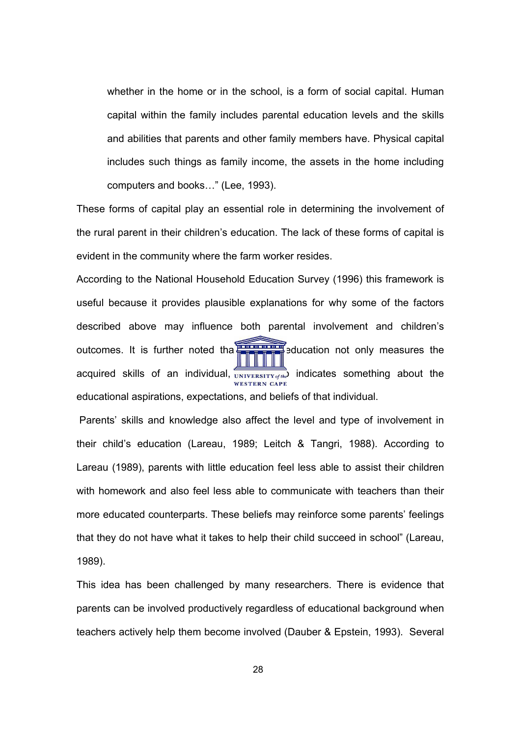whether in the home or in the school, is a form of social capital. Human capital within the family includes parental education levels and the skills and abilities that parents and other family members have. Physical capital includes such things as family income, the assets in the home including computers and books…" (Lee, 1993).

These forms of capital play an essential role in determining the involvement of the rural parent in their children's education. The lack of these forms of capital is evident in the community where the farm worker resides.

According to the National Household Education Survey (1996) this framework is useful because it provides plausible explanations for why some of the factors described above may influence both parental involvement and children's outcomes. It is further noted that education not only measures the acquired skills of an individual, but also indicates something about the educational aspirations, expectations, and beliefs of that individual.

Parents' skills and knowledge also affect the level and type of involvement in their child's education (Lareau, 1989; Leitch & Tangri, 1988). According to Lareau (1989), parents with little education feel less able to assist their children with homework and also feel less able to communicate with teachers than their more educated counterparts. These beliefs may reinforce some parents' feelings that they do not have what it takes to help their child succeed in school" (Lareau, 1989).

This idea has been challenged by many researchers. There is evidence that parents can be involved productively regardless of educational background when teachers actively help them become involved (Dauber & Epstein, 1993). Several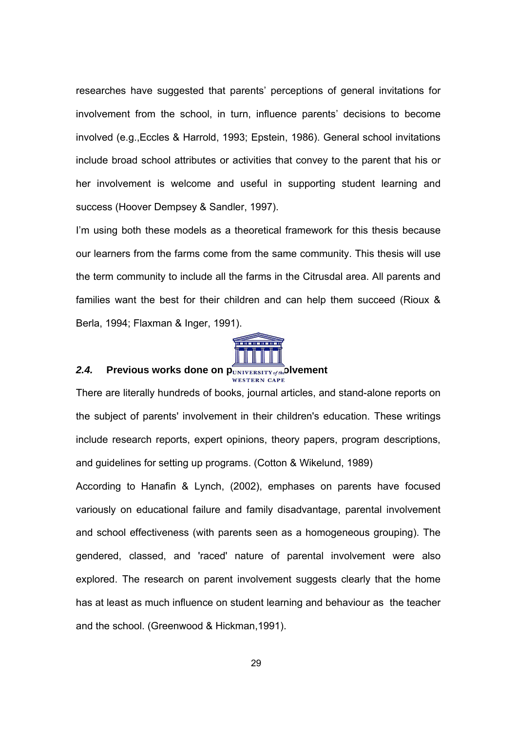researches have suggested that parents' perceptions of general invitations for involvement from the school, in turn, influence parents' decisions to become involved (e.g.,Eccles & Harrold, 1993; Epstein, 1986). General school invitations include broad school attributes or activities that convey to the parent that his or her involvement is welcome and useful in supporting student learning and success (Hoover Dempsey & Sandler, 1997).

I'm using both these models as a theoretical framework for this thesis because our learners from the farms come from the same community. This thesis will use the term community to include all the farms in the Citrusdal area. All parents and families want the best for their children and can help them succeed (Rioux & Berla, 1994; Flaxman & Inger, 1991).

### *2.4.* Previous works done on parent involvement

There are literally hundreds of books, journal articles, and stand-alone reports on the subject of parents' involvement in their children's education. These writings include research reports, expert opinions, theory papers, program descriptions, and guidelines for setting up programs. (Cotton & Wikelund, 1989)

According to Hanafin & Lynch, (2002), emphases on parents have focused variously on educational failure and family disadvantage, parental involvement and school effectiveness (with parents seen as a homogeneous grouping). The gendered, classed, and 'raced' nature of parental involvement were also explored. The research on parent involvement suggests clearly that the home has at least as much influence on student learning and behaviour as the teacher and the school. (Greenwood & Hickman,1991).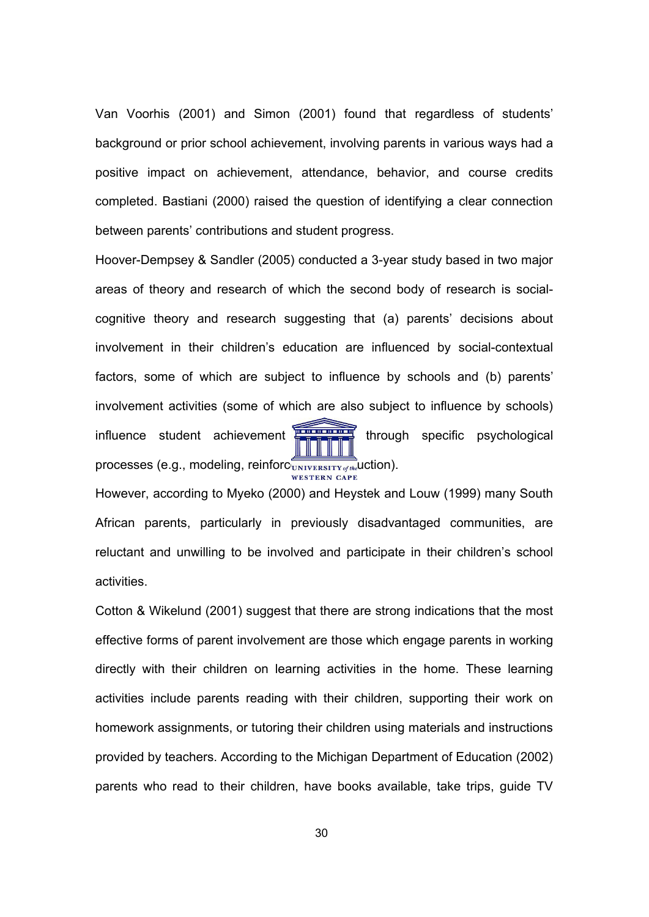Van Voorhis (2001) and Simon (2001) found that regardless of students' background or prior school achievement, involving parents in various ways had a positive impact on achievement, attendance, behavior, and course credits completed. Bastiani (2000) raised the question of identifying a clear connection between parents' contributions and student progress.

Hoover-Dempsey & Sandler (2005) conducted a 3-year study based in two major areas of theory and research of which the second body of research is social-cognitive theory and research suggesting that (a) parents' decisions about involvement in their children's education are influenced by social-contextual factors, some of which are subject to influence by schools and (b) parents' involvement activities (some of which are also subject to influence by schools) influence student achievement through specific psychological processes (e.g., modeling, reinforcement, instruction).

However, according to Myeko (2000) and Heystek and Louw (1999) many South African parents, particularly in previously disadvantaged communities, are reluctant and unwilling to be involved and participate in their children's school activities.

Cotton & Wikelund (2001) suggest that there are strong indications that the most effective forms of parent involvement are those which engage parents in working directly with their children on learning activities in the home. These learning activities include parents reading with their children, supporting their work on homework assignments, or tutoring their children using materials and instructions provided by teachers. According to the Michigan Department of Education (2002) parents who read to their children, have books available, take trips, guide TV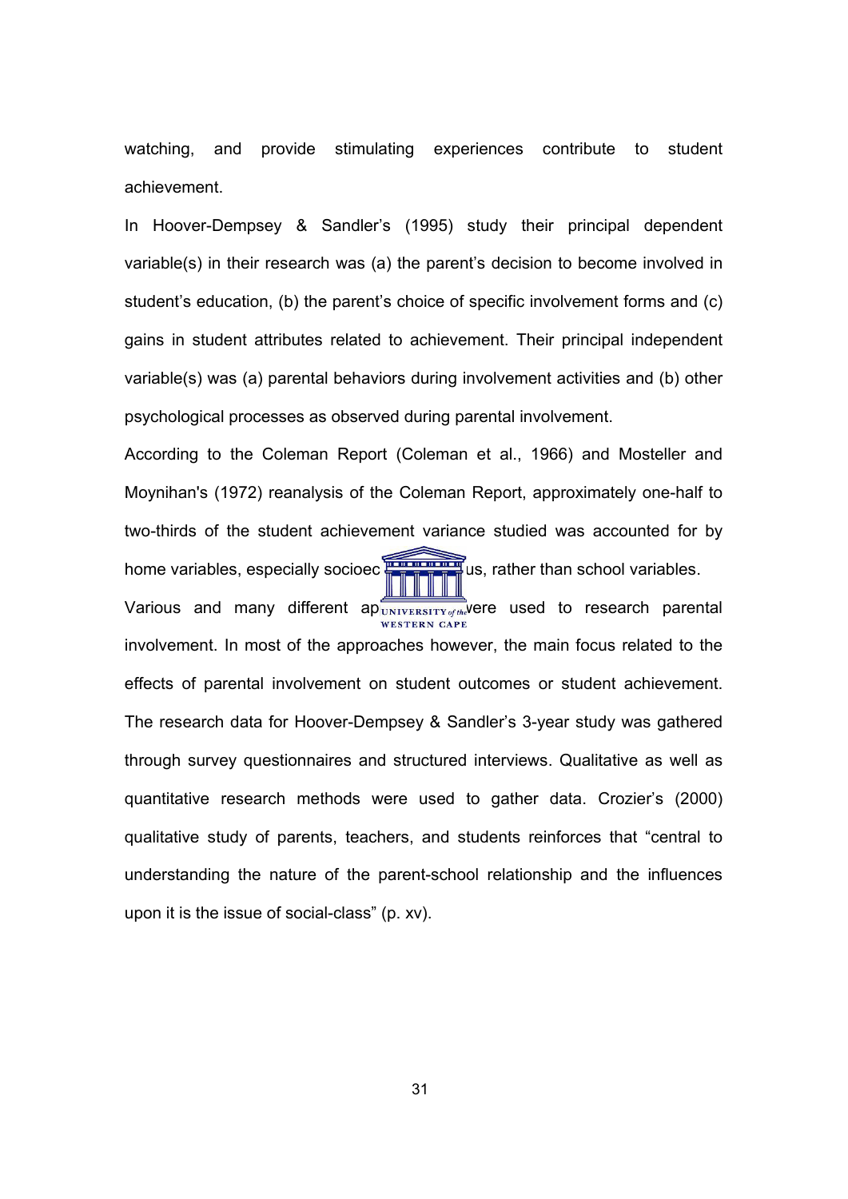watching, and provide stimulating experiences contribute to student achievement.

In Hoover-Dempsey & Sandler's (1995) study their principal dependent variable(s) in their research was (a) the parent's decision to become involved in student's education, (b) the parent's choice of specific involvement forms and (c) gains in student attributes related to achievement. Their principal independent variable(s) was (a) parental behaviors during involvement activities and (b) other psychological processes as observed during parental involvement.

According to the Coleman Report (Coleman et al., 1966) and Mosteller and Moynihan's (1972) reanalysis of the Coleman Report, approximately one-half to two-thirds of the student achievement variance studied was accounted for by home variables, especially socioeconomic status, rather than school variables.

Various and many different approaches were used to research parental involvement. In most of the approaches however, the main focus related to the effects of parental involvement on student outcomes or student achievement. The research data for Hoover-Dempsey & Sandler's 3-year study was gathered through survey questionnaires and structured interviews. Qualitative as well as quantitative research methods were used to gather data. Crozier's (2000) qualitative study of parents, teachers, and students reinforces that "central to understanding the nature of the parent-school relationship and the influences upon it is the issue of social-class" (p. xv).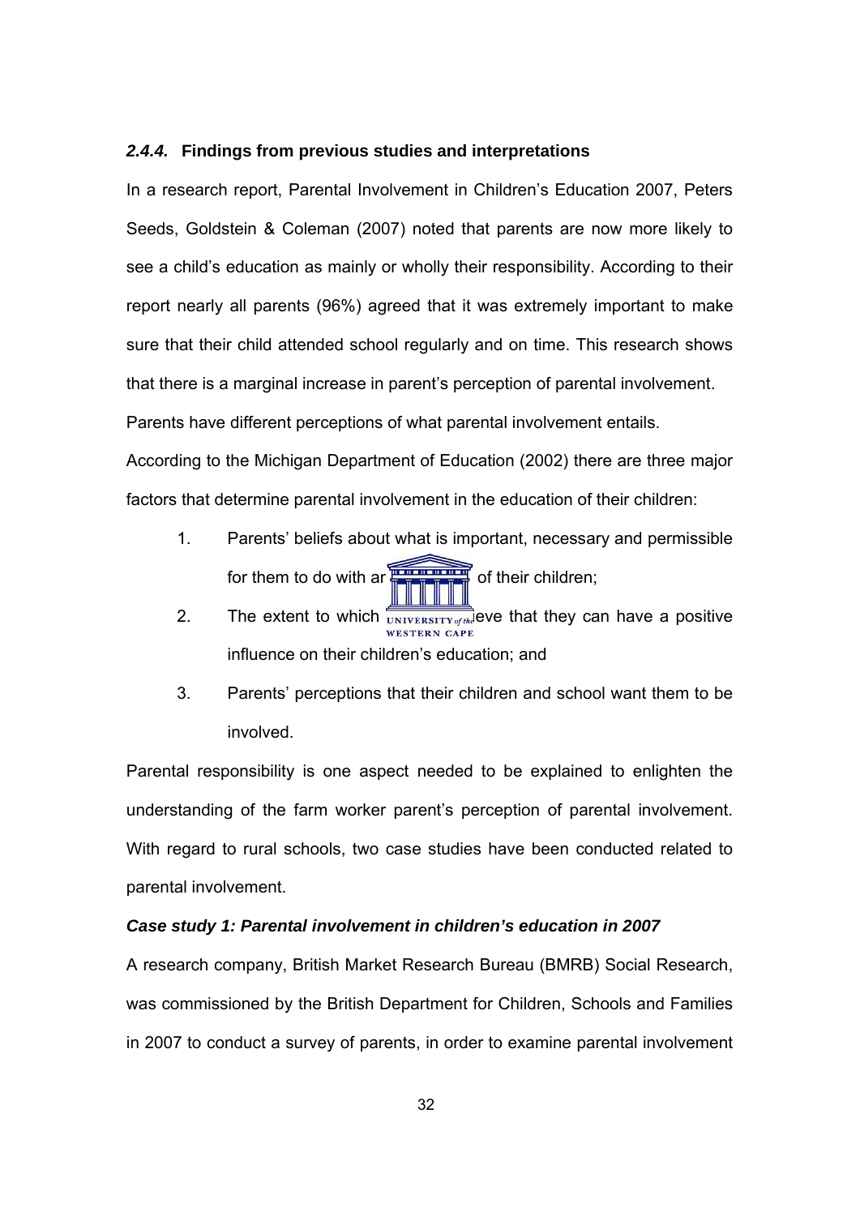### *2.4.4.* Findings from previous studies and interpretations

In a research report, Parental Involvement in Children's Education 2007, Peters Seeds, Goldstein & Coleman (2007) noted that parents are now more likely to see a child's education as mainly or wholly their responsibility. According to their report nearly all parents (96%) agreed that it was extremely important to make sure that their child attended school regularly and on time. This research shows that there is a marginal increase in parent's perception of parental involvement. Parents have different perceptions of what parental involvement entails.

According to the Michigan Department of Education (2002) there are three major factors that determine parental involvement in the education of their children:

1. Parents' beliefs about what is important, necessary and permissible for them to do with and on behalf of their children;
2. The extent to which parents believe that they can have a positive influence on their children's education; and
3. Parents' perceptions that their children and school want them to be involved.

Parental responsibility is one aspect needed to be explained to enlighten the understanding of the farm worker parent's perception of parental involvement. With regard to rural schools, two case studies have been conducted related to parental involvement.

***Case study 1: Parental involvement in children's education in 2007***

A research company, British Market Research Bureau (BMRB) Social Research, was commissioned by the British Department for Children, Schools and Families in 2007 to conduct a survey of parents, in order to examine parental involvement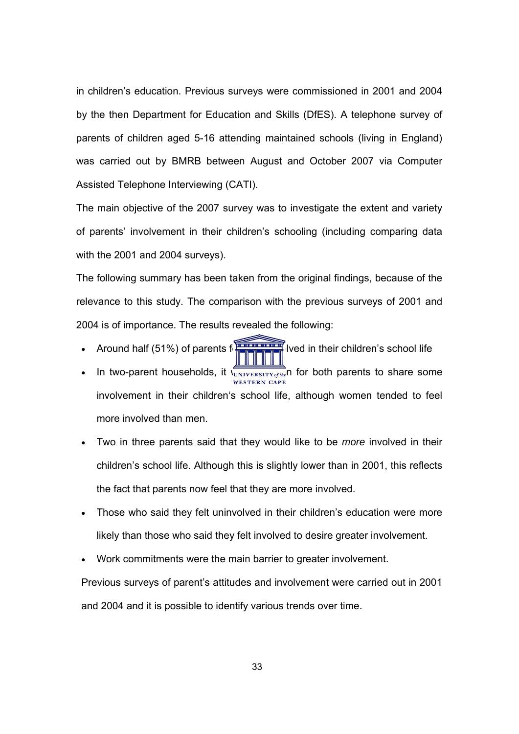in children's education. Previous surveys were commissioned in 2001 and 2004 by the then Department for Education and Skills (DfES). A telephone survey of parents of children aged 5-16 attending maintained schools (living in England) was carried out by BMRB between August and October 2007 via Computer Assisted Telephone Interviewing (CATI).

The main objective of the 2007 survey was to investigate the extent and variety of parents' involvement in their children's schooling (including comparing data with the 2001 and 2004 surveys).

The following summary has been taken from the original findings, because of the relevance to this study. The comparison with the previous surveys of 2001 and 2004 is of importance. The results revealed the following:

- Around half (51%) of parents felt very involved in their children's school life
- In two-parent households, it was common for both parents to share some involvement in their children's school life, although women tended to feel more involved than men.
- Two in three parents said that they would like to be *more* involved in their children's school life. Although this is slightly lower than in 2001, this reflects the fact that parents now feel that they are more involved.
- Those who said they felt uninvolved in their children's education were more likely than those who said they felt involved to desire greater involvement.
- Work commitments were the main barrier to greater involvement.

Previous surveys of parent's attitudes and involvement were carried out in 2001 and 2004 and it is possible to identify various trends over time.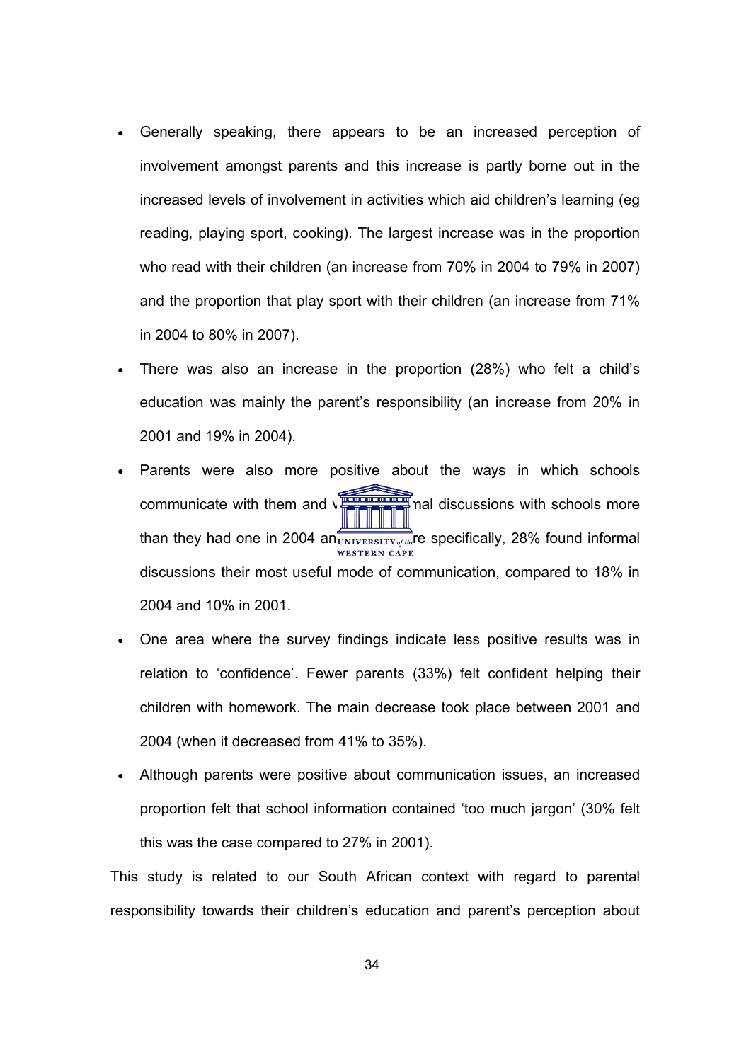- Generally speaking, there appears to be an increased perception of involvement amongst parents and this increase is partly borne out in the increased levels of involvement in activities which aid children's learning (eg reading, playing sport, cooking). The largest increase was in the proportion who read with their children (an increase from 70% in 2004 to 79% in 2007) and the proportion that play sport with their children (an increase from 71% in 2004 to 80% in 2007).
- There was also an increase in the proportion (28%) who felt a child's education was mainly the parent's responsibility (an increase from 20% in 2001 and 19% in 2004).
- Parents were also more positive about the ways in which schools communicate with them and valued informal discussions with schools more than they had one in 2004 and 2001. More specifically, 28% found informal discussions their most useful mode of communication, compared to 18% in 2004 and 10% in 2001.
- One area where the survey findings indicate less positive results was in relation to 'confidence'. Fewer parents (33%) felt confident helping their children with homework. The main decrease took place between 2001 and 2004 (when it decreased from 41% to 35%).
- Although parents were positive about communication issues, an increased proportion felt that school information contained 'too much jargon' (30% felt this was the case compared to 27% in 2001).

This study is related to our South African context with regard to parental responsibility towards their children's education and parent's perception about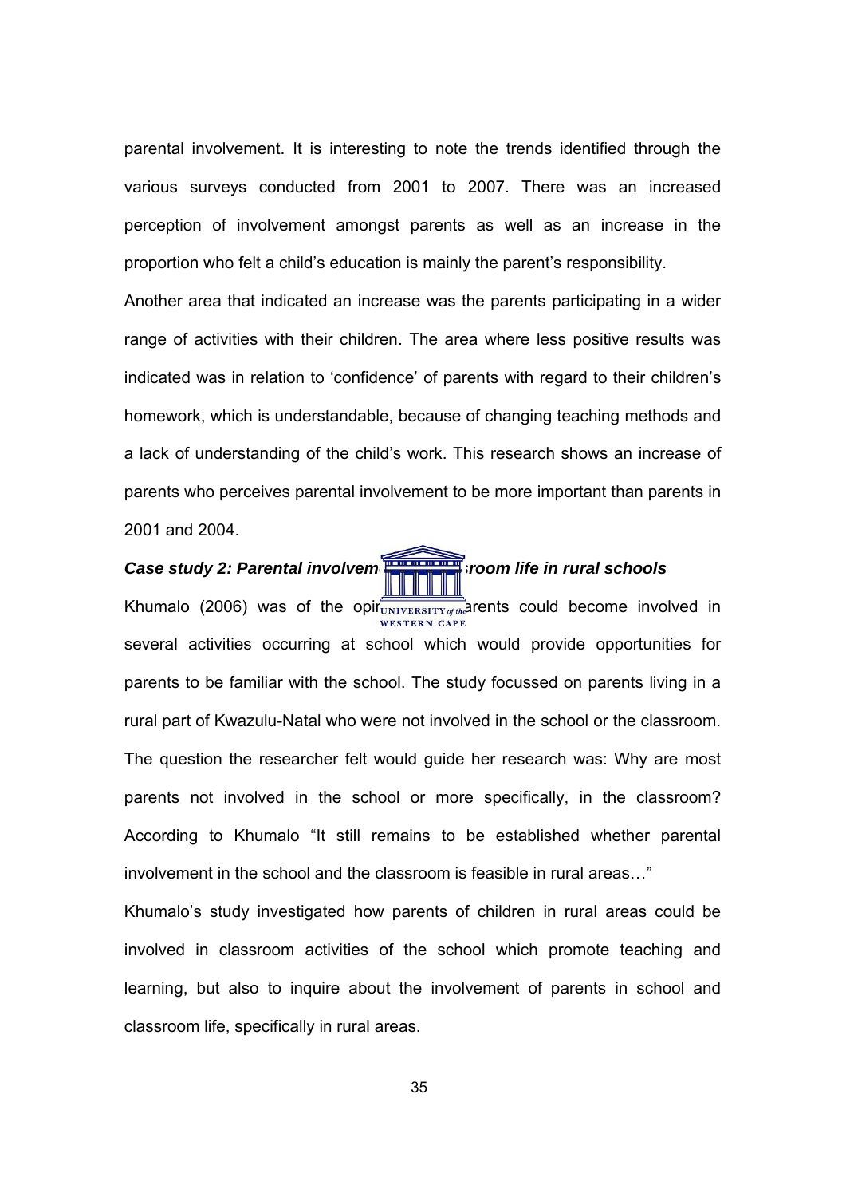parental involvement. It is interesting to note the trends identified through the various surveys conducted from 2001 to 2007. There was an increased perception of involvement amongst parents as well as an increase in the proportion who felt a child's education is mainly the parent's responsibility.

Another area that indicated an increase was the parents participating in a wider range of activities with their children. The area where less positive results was indicated was in relation to 'confidence' of parents with regard to their children's homework, which is understandable, because of changing teaching methods and a lack of understanding of the child's work. This research shows an increase of parents who perceives parental involvement to be more important than parents in 2001 and 2004.

***Case study 2: Parental involvement in classroom life in rural schools***

Khumalo (2006) was of the opinion that parents could become involved in several activities occurring at school which would provide opportunities for parents to be familiar with the school. The study focussed on parents living in a rural part of Kwazulu-Natal who were not involved in the school or the classroom. The question the researcher felt would guide her research was: Why are most parents not involved in the school or more specifically, in the classroom? According to Khumalo "It still remains to be established whether parental involvement in the school and the classroom is feasible in rural areas…"

Khumalo's study investigated how parents of children in rural areas could be involved in classroom activities of the school which promote teaching and learning, but also to inquire about the involvement of parents in school and classroom life, specifically in rural areas.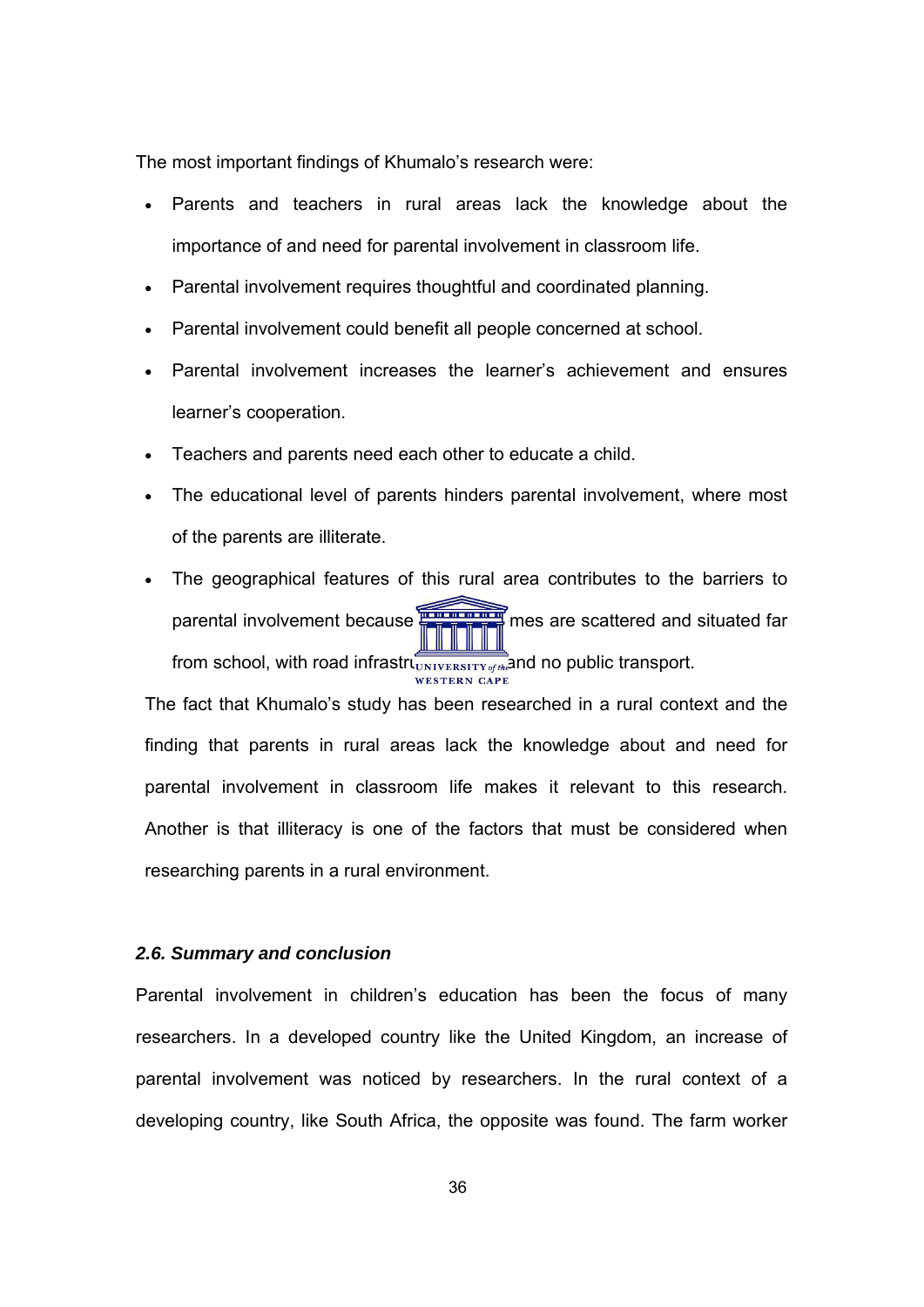The most important findings of Khumalo's research were:

- Parents and teachers in rural areas lack the knowledge about the importance of and need for parental involvement in classroom life.
- Parental involvement requires thoughtful and coordinated planning.
- Parental involvement could benefit all people concerned at school.
- Parental involvement increases the learner's achievement and ensures learner's cooperation.
- Teachers and parents need each other to educate a child.
- The educational level of parents hinders parental involvement, where most of the parents are illiterate.
- The geographical features of this rural area contributes to the barriers to parental involvement because homes are scattered and situated far from school, with road infrastructure and no public transport.

The fact that Khumalo's study has been researched in a rural context and the finding that parents in rural areas lack the knowledge about and need for parental involvement in classroom life makes it relevant to this research. Another is that illiteracy is one of the factors that must be considered when researching parents in a rural environment.

### *2.6. Summary and conclusion*

Parental involvement in children's education has been the focus of many researchers. In a developed country like the United Kingdom, an increase of parental involvement was noticed by researchers. In the rural context of a developing country, like South Africa, the opposite was found. The farm worker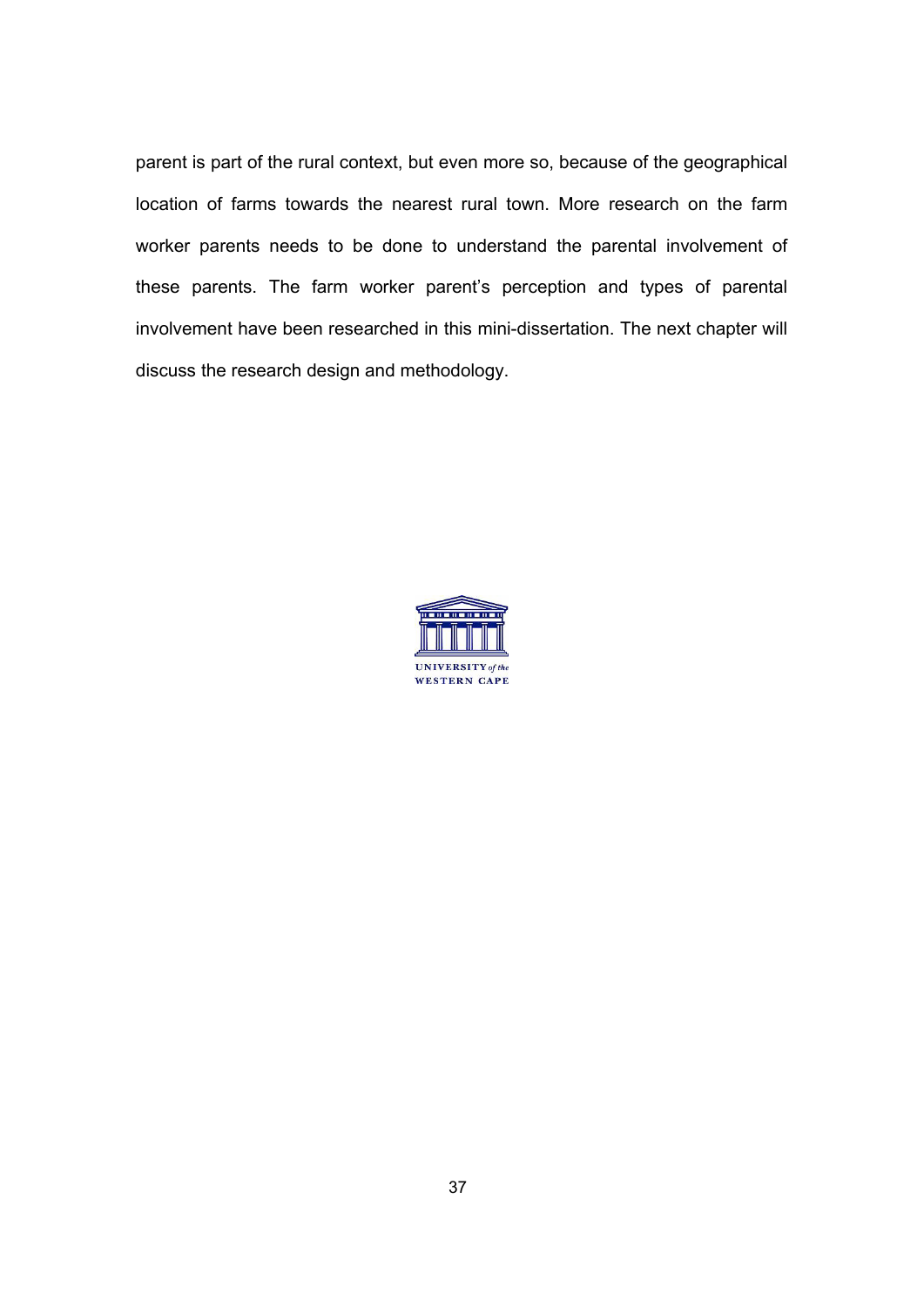parent is part of the rural context, but even more so, because of the geographical location of farms towards the nearest rural town. More research on the farm worker parents needs to be done to understand the parental involvement of these parents. The farm worker parent's perception and types of parental involvement have been researched in this mini-dissertation. The next chapter will discuss the research design and methodology.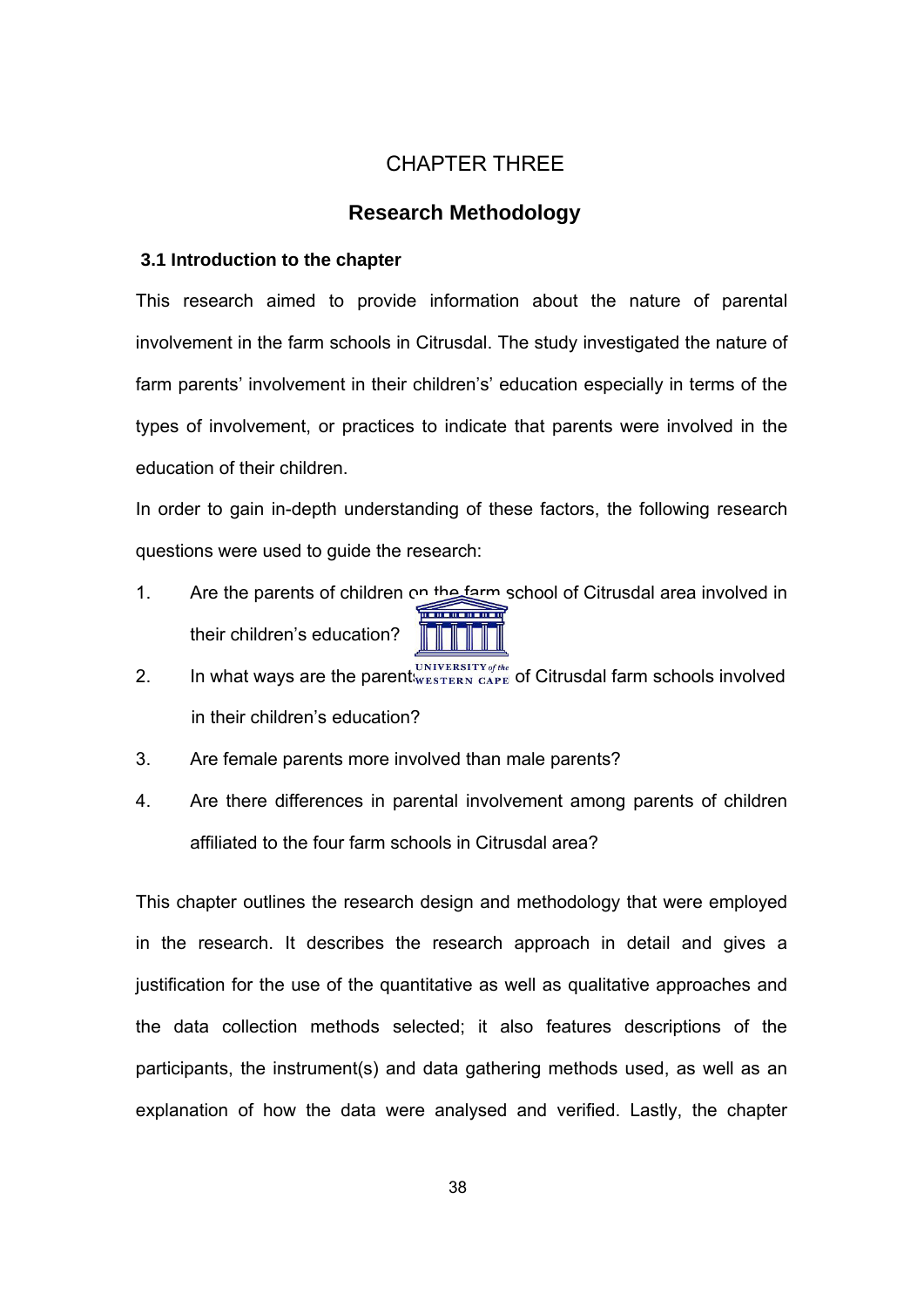# CHAPTER THREE

## Research Methodology

### 3.1 Introduction to the chapter

This research aimed to provide information about the nature of parental involvement in the farm schools in Citrusdal. The study investigated the nature of farm parents' involvement in their children's' education especially in terms of the types of involvement, or practices to indicate that parents were involved in the education of their children.

In order to gain in-depth understanding of these factors, the following research questions were used to guide the research:

1. Are the parents of children on the farm school of Citrusdal area involved in their children's education?
2. In what ways are the parents of Citrusdal farm schools involved in their children's education?
3. Are female parents more involved than male parents?
4. Are there differences in parental involvement among parents of children affiliated to the four farm schools in Citrusdal area?

This chapter outlines the research design and methodology that were employed in the research. It describes the research approach in detail and gives a justification for the use of the quantitative as well as qualitative approaches and the data collection methods selected; it also features descriptions of the participants, the instrument(s) and data gathering methods used, as well as an explanation of how the data were analysed and verified. Lastly, the chapter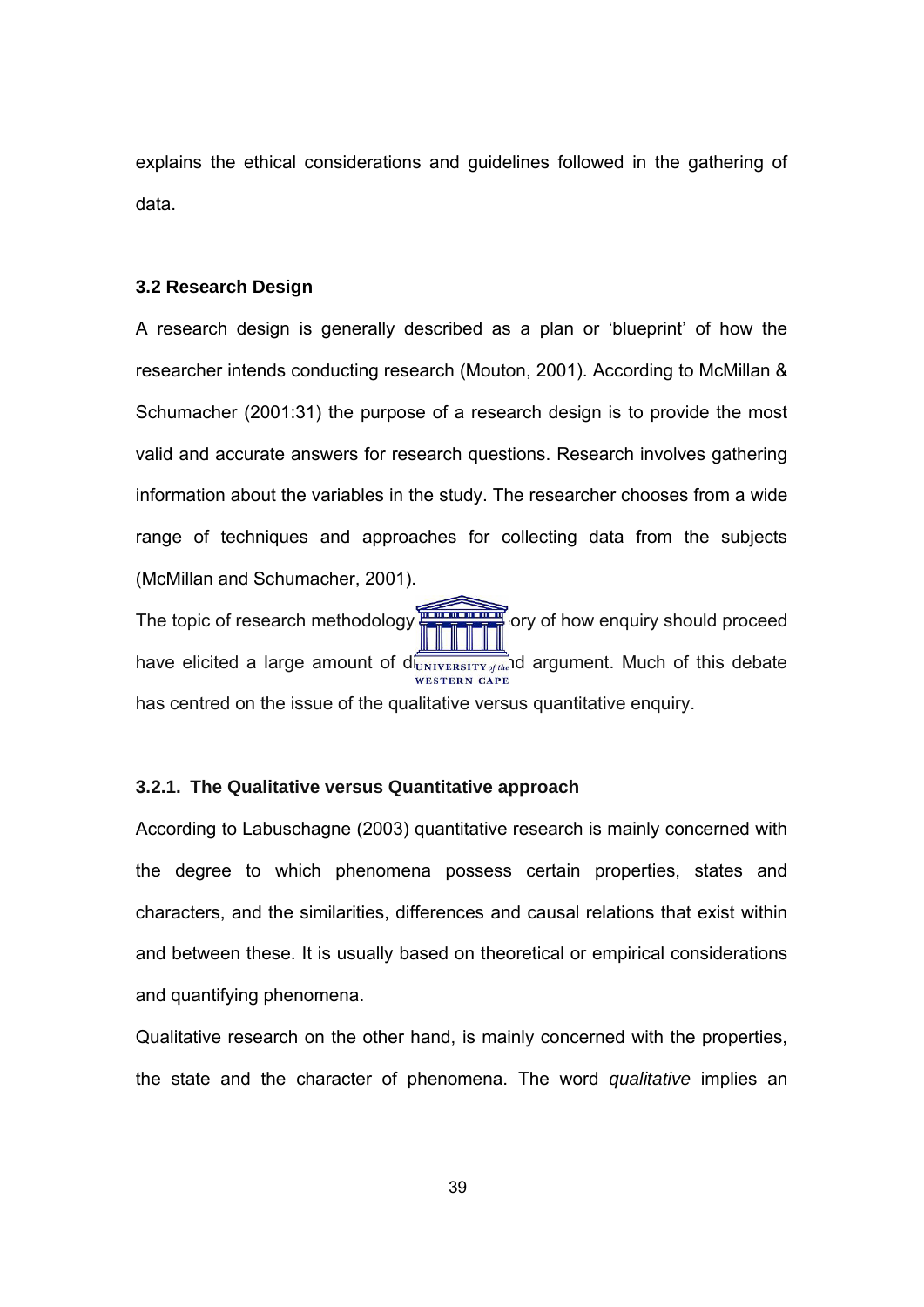explains the ethical considerations and guidelines followed in the gathering of data.

### 3.2 Research Design

A research design is generally described as a plan or 'blueprint' of how the researcher intends conducting research (Mouton, 2001). According to McMillan & Schumacher (2001:31) the purpose of a research design is to provide the most valid and accurate answers for research questions. Research involves gathering information about the variables in the study. The researcher chooses from a wide range of techniques and approaches for collecting data from the subjects (McMillan and Schumacher, 2001).

The topic of research methodology and the theory of how enquiry should proceed have elicited a large amount of debate and argument. Much of this debate has centred on the issue of the qualitative versus quantitative enquiry.

#### 3.2.1. The Qualitative versus Quantitative approach

According to Labuschagne (2003) quantitative research is mainly concerned with the degree to which phenomena possess certain properties, states and characters, and the similarities, differences and causal relations that exist within and between these. It is usually based on theoretical or empirical considerations and quantifying phenomena.

Qualitative research on the other hand, is mainly concerned with the properties, the state and the character of phenomena. The word *qualitative* implies an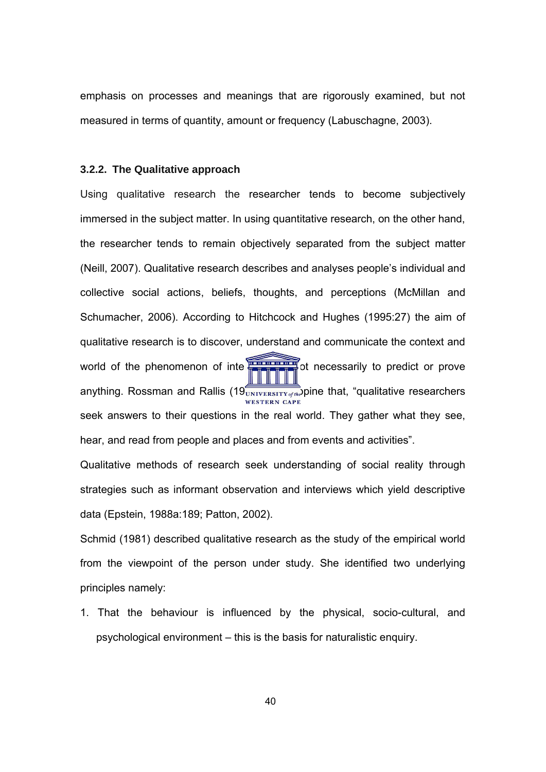emphasis on processes and meanings that are rigorously examined, but not measured in terms of quantity, amount or frequency (Labuschagne, 2003).

### 3.2.2. The Qualitative approach

Using qualitative research the researcher tends to become subjectively immersed in the subject matter. In using quantitative research, on the other hand, the researcher tends to remain objectively separated from the subject matter (Neill, 2007). Qualitative research describes and analyses people's individual and collective social actions, beliefs, thoughts, and perceptions (McMillan and Schumacher, 2006). According to Hitchcock and Hughes (1995:27) the aim of qualitative research is to discover, understand and communicate the context and world of the phenomenon of interest and not necessarily to predict or prove anything. Rossman and Rallis (19...) opine that, "qualitative researchers seek answers to their questions in the real world. They gather what they see, hear, and read from people and places and from events and activities".

Qualitative methods of research seek understanding of social reality through strategies such as informant observation and interviews which yield descriptive data (Epstein, 1988a:189; Patton, 2002).

Schmid (1981) described qualitative research as the study of the empirical world from the viewpoint of the person under study. She identified two underlying principles namely:

1. That the behaviour is influenced by the physical, socio-cultural, and psychological environment – this is the basis for naturalistic enquiry.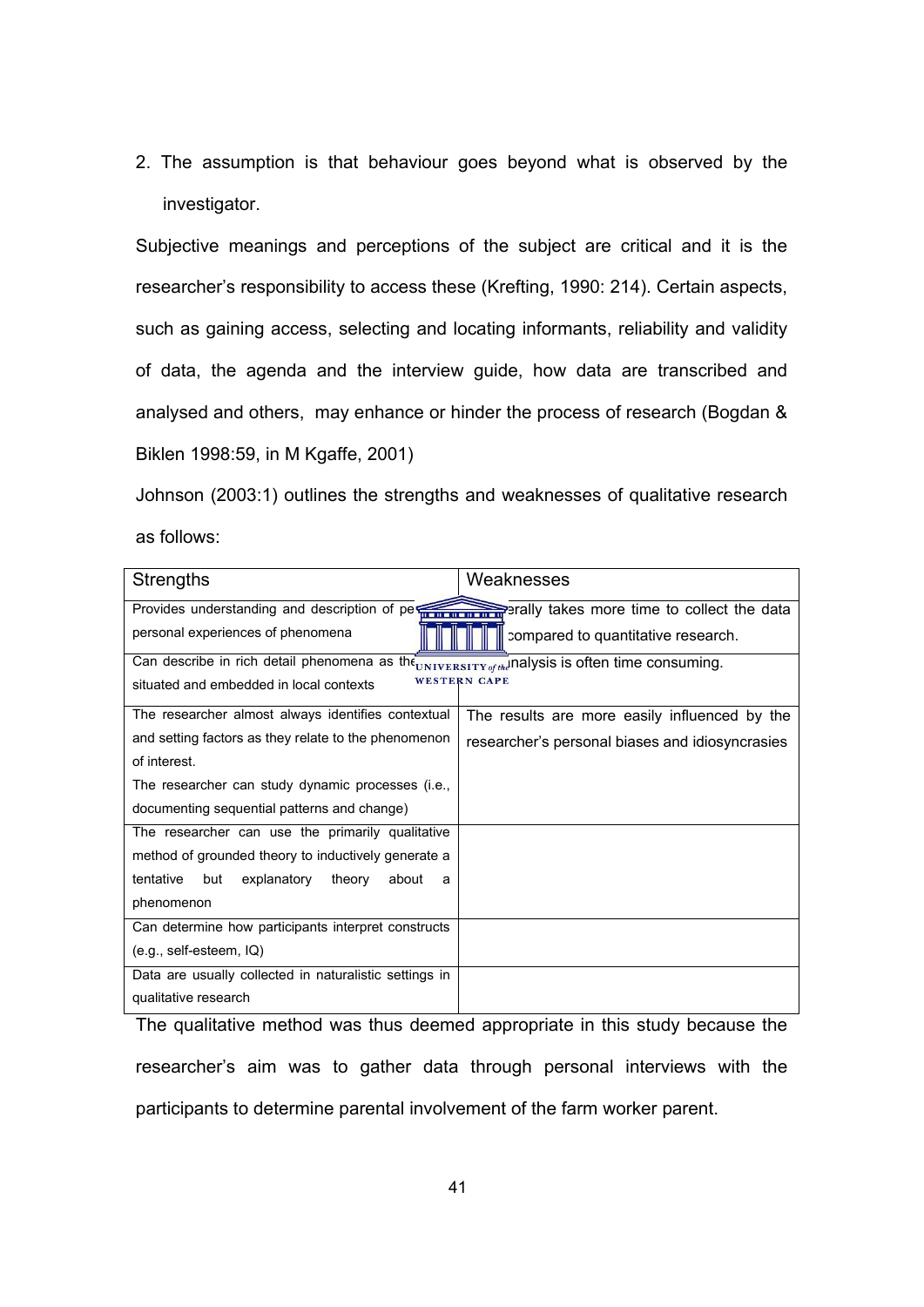2. The assumption is that behaviour goes beyond what is observed by the investigator.

Subjective meanings and perceptions of the subject are critical and it is the researcher's responsibility to access these (Krefting, 1990: 214). Certain aspects, such as gaining access, selecting and locating informants, reliability and validity of data, the agenda and the interview guide, how data are transcribed and analysed and others, may enhance or hinder the process of research (Bogdan & Biklen 1998:59, in M Kgaffe, 2001)

Johnson (2003:1) outlines the strengths and weaknesses of qualitative research as follows:

| Strengths | Weaknesses |
|---|---|
| Provides understanding and description of pe personal experiences of phenomena | erally takes more time to collect the data compared to quantitative research. |
| Can describe in rich detail phenomena as the situated and embedded in local contexts | nalysis is often time consuming. |
| The researcher almost always identifies contextual and setting factors as they relate to the phenomenon of interest. The researcher can study dynamic processes (i.e., documenting sequential patterns and change) | The results are more easily influenced by the researcher's personal biases and idiosyncrasies |
| The researcher can use the primarily qualitative method of grounded theory to inductively generate a tentative but explanatory theory about a phenomenon | |
| Can determine how participants interpret constructs (e.g., self-esteem, IQ) | |
| Data are usually collected in naturalistic settings in qualitative research | |

The qualitative method was thus deemed appropriate in this study because the researcher's aim was to gather data through personal interviews with the participants to determine parental involvement of the farm worker parent.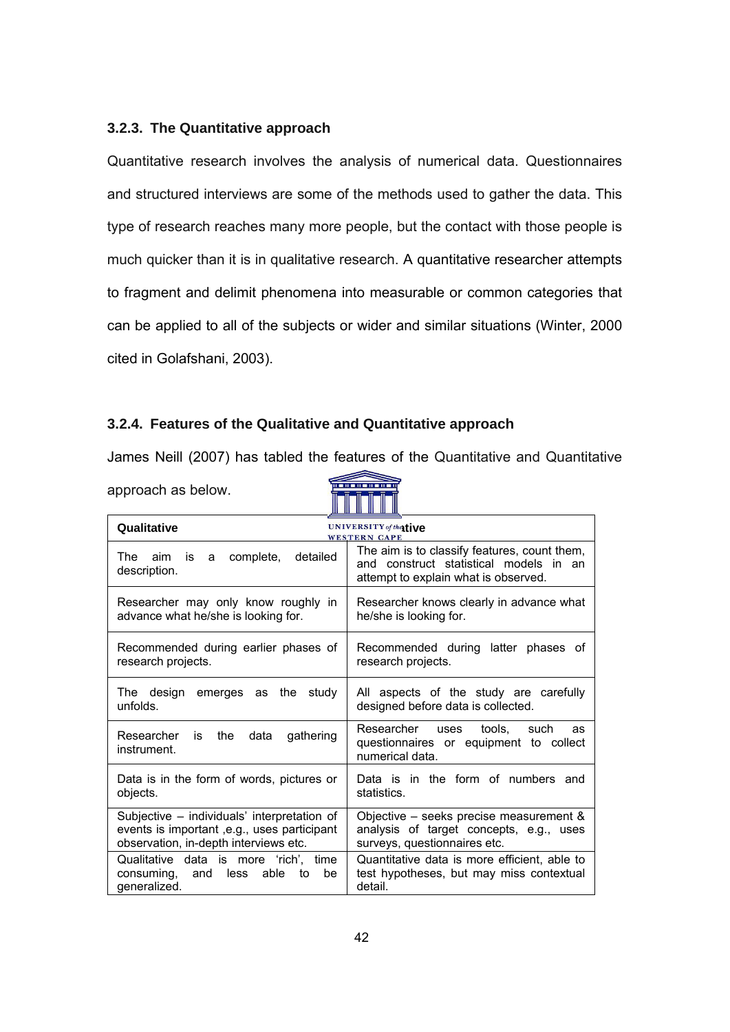### 3.2.3. The Quantitative approach

Quantitative research involves the analysis of numerical data. Questionnaires and structured interviews are some of the methods used to gather the data. This type of research reaches many more people, but the contact with those people is much quicker than it is in qualitative research. A quantitative researcher attempts to fragment and delimit phenomena into measurable or common categories that can be applied to all of the subjects or wider and similar situations (Winter, 2000 cited in Golafshani, 2003).

### 3.2.4. Features of the Qualitative and Quantitative approach

James Neill (2007) has tabled the features of the Quantitative and Quantitative approach as below.

| Qualitative | Quantitative |
|---|---|
| The aim is a complete, detailed description. | The aim is to classify features, count them, and construct statistical models in an attempt to explain what is observed. |
| Researcher may only know roughly in advance what he/she is looking for. | Researcher knows clearly in advance what he/she is looking for. |
| Recommended during earlier phases of research projects. | Recommended during latter phases of research projects. |
| The design emerges as the study unfolds. | All aspects of the study are carefully designed before data is collected. |
| Researcher is the data gathering instrument. | Researcher uses tools, such as questionnaires or equipment to collect numerical data. |
| Data is in the form of words, pictures or objects. | Data is in the form of numbers and statistics. |
| Subjective – individuals' interpretation of events is important ,e.g., uses participant observation, in-depth interviews etc. | Objective – seeks precise measurement & analysis of target concepts, e.g., uses surveys, questionnaires etc. |
| Qualitative data is more 'rich', time consuming, and less able to be generalized. | Quantitative data is more efficient, able to test hypotheses, but may miss contextual detail. |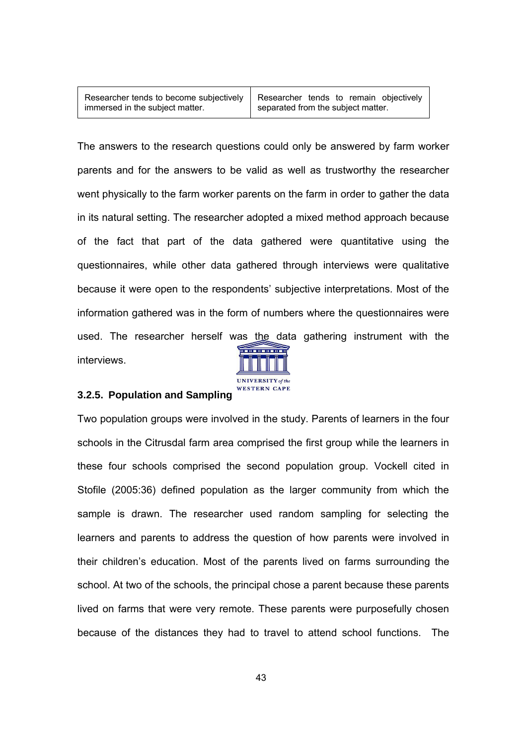| | |
|---|---|
| Researcher tends to become subjectively immersed in the subject matter. | Researcher tends to remain objectively separated from the subject matter. |

The answers to the research questions could only be answered by farm worker parents and for the answers to be valid as well as trustworthy the researcher went physically to the farm worker parents on the farm in order to gather the data in its natural setting. The researcher adopted a mixed method approach because of the fact that part of the data gathered were quantitative using the questionnaires, while other data gathered through interviews were qualitative because it were open to the respondents' subjective interpretations. Most of the information gathered was in the form of numbers where the questionnaires were used. The researcher herself was the data gathering instrument with the interviews.

### 3.2.5. Population and Sampling

Two population groups were involved in the study. Parents of learners in the four schools in the Citrusdal farm area comprised the first group while the learners in these four schools comprised the second population group. Vockell cited in Stofile (2005:36) defined population as the larger community from which the sample is drawn. The researcher used random sampling for selecting the learners and parents to address the question of how parents were involved in their children's education. Most of the parents lived on farms surrounding the school. At two of the schools, the principal chose a parent because these parents lived on farms that were very remote. These parents were purposefully chosen because of the distances they had to travel to attend school functions. The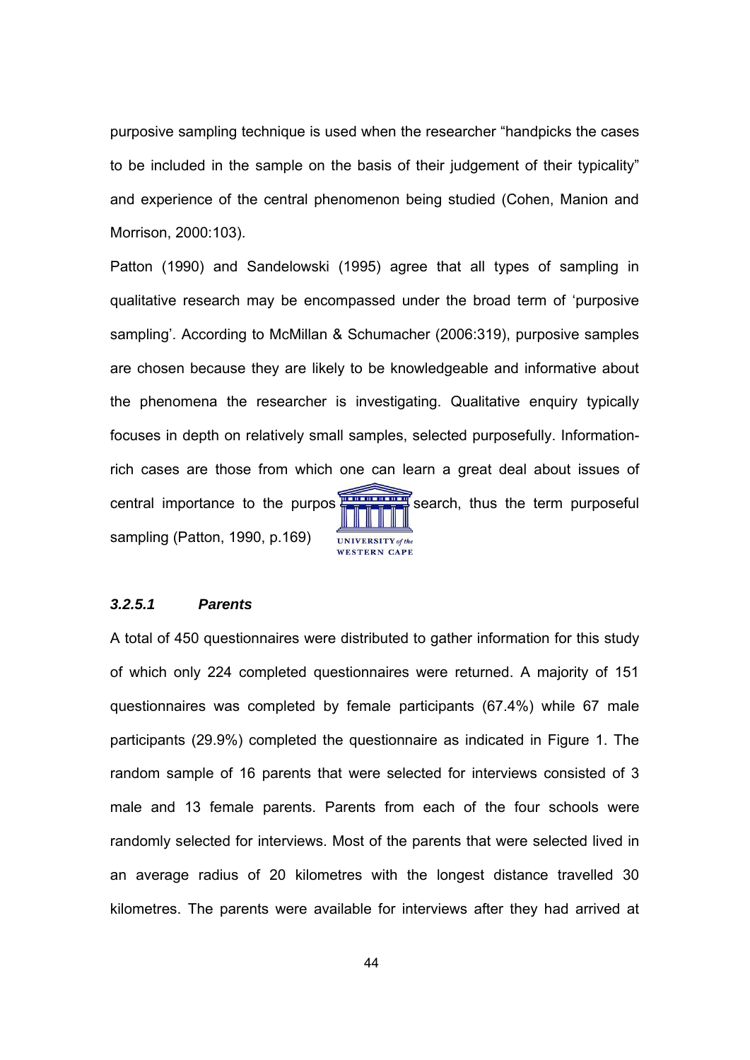purposive sampling technique is used when the researcher "handpicks the cases to be included in the sample on the basis of their judgement of their typicality" and experience of the central phenomenon being studied (Cohen, Manion and Morrison, 2000:103).

Patton (1990) and Sandelowski (1995) agree that all types of sampling in qualitative research may be encompassed under the broad term of 'purposive sampling'. According to McMillan & Schumacher (2006:319), purposive samples are chosen because they are likely to be knowledgeable and informative about the phenomena the researcher is investigating. Qualitative enquiry typically focuses in depth on relatively small samples, selected purposefully. Information-rich cases are those from which one can learn a great deal about issues of central importance to the purpose of the research, thus the term purposeful sampling (Patton, 1990, p.169)

#### *3.2.5.1 Parents*

A total of 450 questionnaires were distributed to gather information for this study of which only 224 completed questionnaires were returned. A majority of 151 questionnaires was completed by female participants (67.4%) while 67 male participants (29.9%) completed the questionnaire as indicated in Figure 1. The random sample of 16 parents that were selected for interviews consisted of 3 male and 13 female parents. Parents from each of the four schools were randomly selected for interviews. Most of the parents that were selected lived in an average radius of 20 kilometres with the longest distance travelled 30 kilometres. The parents were available for interviews after they had arrived at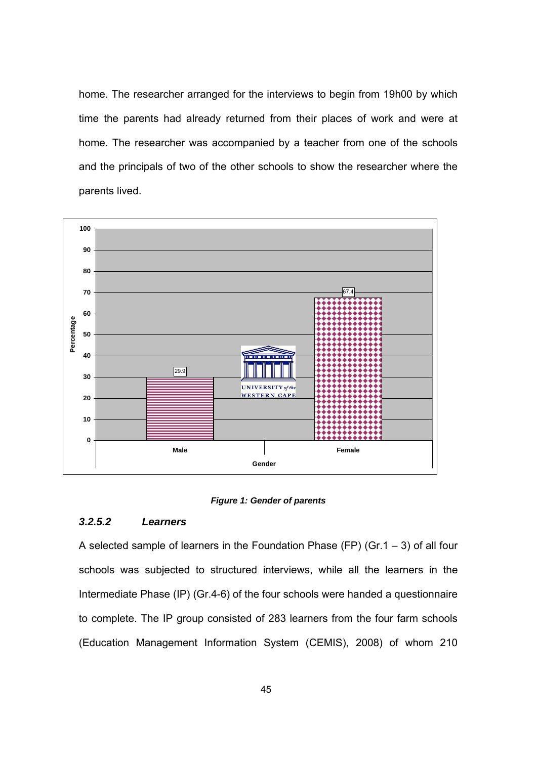home. The researcher arranged for the interviews to begin from 19h00 by which time the parents had already returned from their places of work and were at home. The researcher was accompanied by a teacher from one of the schools and the principals of two of the other schools to show the researcher where the parents lived.

100
90
80
70
60
50
40
30
20
10
0

Percentage

29.9
67.4

Male
Female

Gender

*Figure 1: Gender of parents*

### *3.2.5.2 Learners*

A selected sample of learners in the Foundation Phase (FP) (Gr.1 – 3) of all four schools was subjected to structured interviews, while all the learners in the Intermediate Phase (IP) (Gr.4-6) of the four schools were handed a questionnaire to complete. The IP group consisted of 283 learners from the four farm schools (Education Management Information System (CEMIS), 2008) of whom 210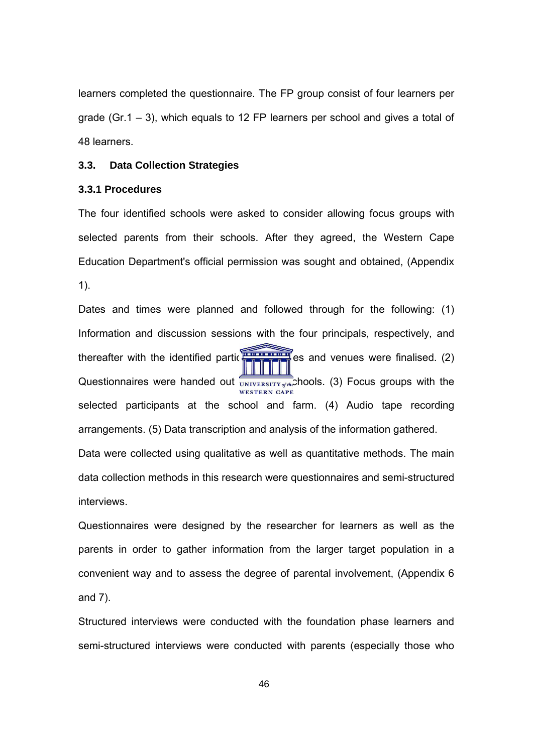learners completed the questionnaire. The FP group consist of four learners per grade (Gr.1 – 3), which equals to 12 FP learners per school and gives a total of 48 learners.

### 3.3. Data Collection Strategies

#### 3.3.1 Procedures

The four identified schools were asked to consider allowing focus groups with selected parents from their schools. After they agreed, the Western Cape Education Department's official permission was sought and obtained, (Appendix 1).

Dates and times were planned and followed through for the following: (1) Information and discussion sessions with the four principals, respectively, and thereafter with the identified participants, dates and venues were finalised. (2) Questionnaires were handed out at the schools. (3) Focus groups with the selected participants at the school and farm. (4) Audio tape recording arrangements. (5) Data transcription and analysis of the information gathered.

Data were collected using qualitative as well as quantitative methods. The main data collection methods in this research were questionnaires and semi-structured interviews.

Questionnaires were designed by the researcher for learners as well as the parents in order to gather information from the larger target population in a convenient way and to assess the degree of parental involvement, (Appendix 6 and 7).

Structured interviews were conducted with the foundation phase learners and semi-structured interviews were conducted with parents (especially those who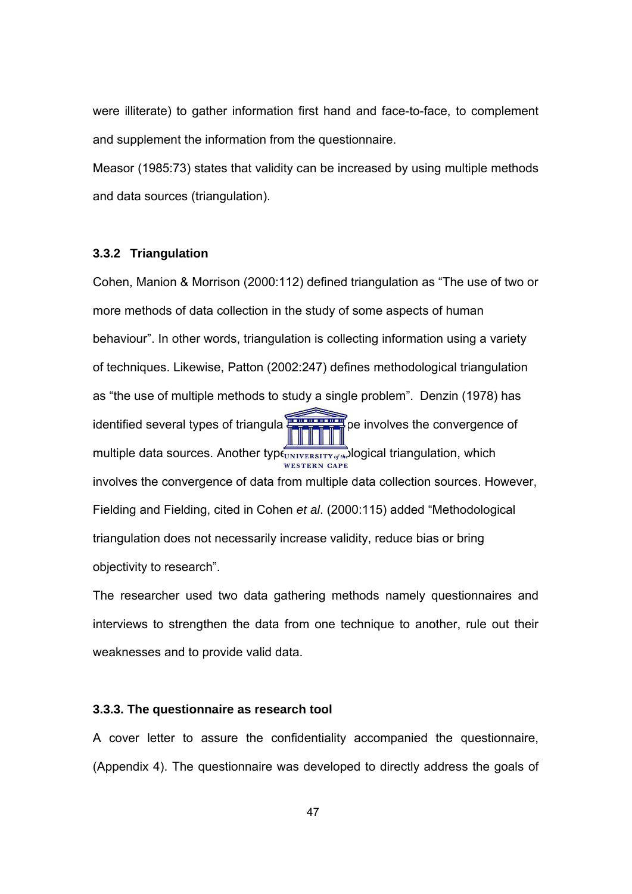were illiterate) to gather information first hand and face-to-face, to complement and supplement the information from the questionnaire.

Measor (1985:73) states that validity can be increased by using multiple methods and data sources (triangulation).

### 3.3.2 Triangulation

Cohen, Manion & Morrison (2000:112) defined triangulation as "The use of two or more methods of data collection in the study of some aspects of human behaviour". In other words, triangulation is collecting information using a variety of techniques. Likewise, Patton (2002:247) defines methodological triangulation as "the use of multiple methods to study a single problem". Denzin (1978) has identified several types of triangula pe involves the convergence of multiple data sources. Another typ logical triangulation, which involves the convergence of data from multiple data collection sources. However, Fielding and Fielding, cited in Cohen *et al*. (2000:115) added "Methodological triangulation does not necessarily increase validity, reduce bias or bring objectivity to research".

The researcher used two data gathering methods namely questionnaires and interviews to strengthen the data from one technique to another, rule out their weaknesses and to provide valid data.

### 3.3.3. The questionnaire as research tool

A cover letter to assure the confidentiality accompanied the questionnaire, (Appendix 4). The questionnaire was developed to directly address the goals of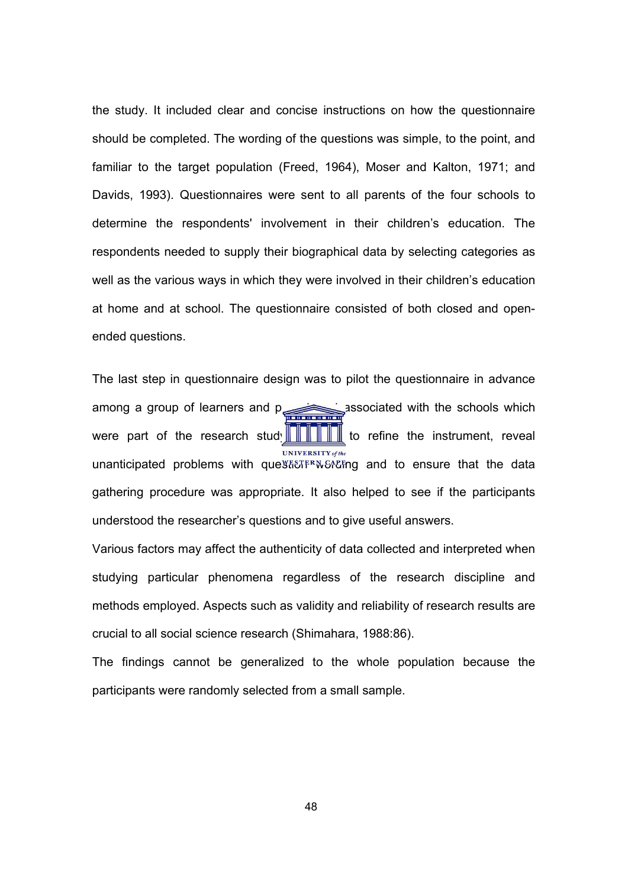the study. It included clear and concise instructions on how the questionnaire should be completed. The wording of the questions was simple, to the point, and familiar to the target population (Freed, 1964), Moser and Kalton, 1971; and Davids, 1993). Questionnaires were sent to all parents of the four schools to determine the respondents' involvement in their children's education. The respondents needed to supply their biographical data by selecting categories as well as the various ways in which they were involved in their children's education at home and at school. The questionnaire consisted of both closed and open-ended questions.

The last step in questionnaire design was to pilot the questionnaire in advance among a group of learners and p... associated with the schools which were part of the research study to refine the instrument, reveal unanticipated problems with question wording and to ensure that the data gathering procedure was appropriate. It also helped to see if the participants understood the researcher's questions and to give useful answers.

Various factors may affect the authenticity of data collected and interpreted when studying particular phenomena regardless of the research discipline and methods employed. Aspects such as validity and reliability of research results are crucial to all social science research (Shimahara, 1988:86).

The findings cannot be generalized to the whole population because the participants were randomly selected from a small sample.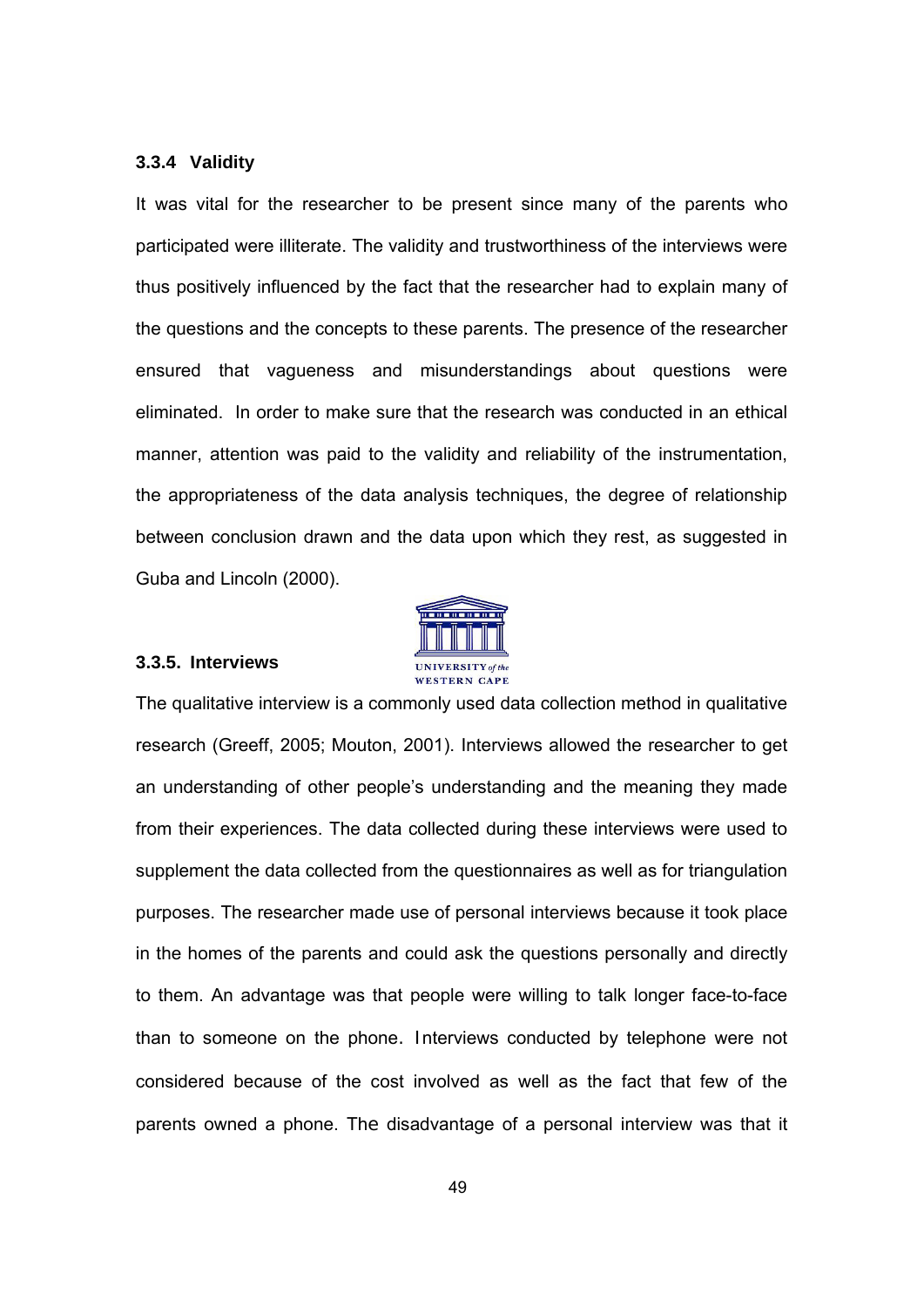### 3.3.4 Validity

It was vital for the researcher to be present since many of the parents who participated were illiterate. The validity and trustworthiness of the interviews were thus positively influenced by the fact that the researcher had to explain many of the questions and the concepts to these parents. The presence of the researcher ensured that vagueness and misunderstandings about questions were eliminated. In order to make sure that the research was conducted in an ethical manner, attention was paid to the validity and reliability of the instrumentation, the appropriateness of the data analysis techniques, the degree of relationship between conclusion drawn and the data upon which they rest, as suggested in Guba and Lincoln (2000).

### 3.3.5. Interviews

The qualitative interview is a commonly used data collection method in qualitative research (Greeff, 2005; Mouton, 2001). Interviews allowed the researcher to get an understanding of other people's understanding and the meaning they made from their experiences. The data collected during these interviews were used to supplement the data collected from the questionnaires as well as for triangulation purposes. The researcher made use of personal interviews because it took place in the homes of the parents and could ask the questions personally and directly to them. An advantage was that people were willing to talk longer face-to-face than to someone on the phone. Interviews conducted by telephone were not considered because of the cost involved as well as the fact that few of the parents owned a phone. The disadvantage of a personal interview was that it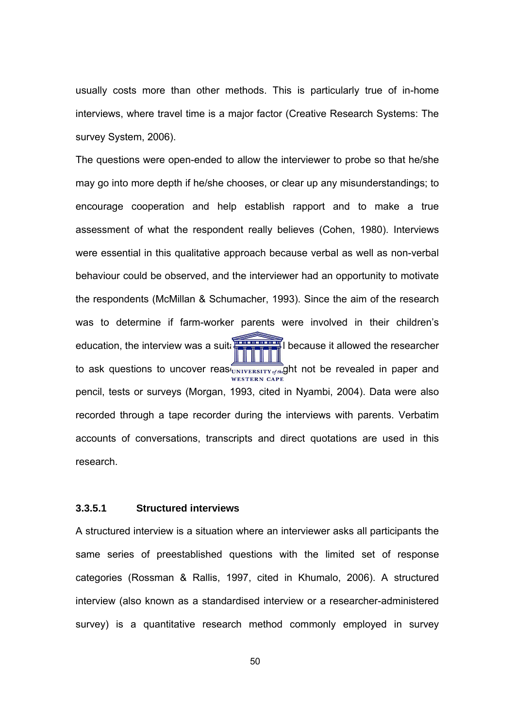usually costs more than other methods. This is particularly true of in-home interviews, where travel time is a major factor (Creative Research Systems: The survey System, 2006).

The questions were open-ended to allow the interviewer to probe so that he/she may go into more depth if he/she chooses, or clear up any misunderstandings; to encourage cooperation and help establish rapport and to make a true assessment of what the respondent really believes (Cohen, 1980). Interviews were essential in this qualitative approach because verbal as well as non-verbal behaviour could be observed, and the interviewer had an opportunity to motivate the respondents (McMillan & Schumacher, 1993). Since the aim of the research was to determine if farm-worker parents were involved in their children's education, the interview was a suitable tool because it allowed the researcher to ask questions to uncover reasons that might not be revealed in paper and pencil, tests or surveys (Morgan, 1993, cited in Nyambi, 2004). Data were also recorded through a tape recorder during the interviews with parents. Verbatim accounts of conversations, transcripts and direct quotations are used in this research.

#### 3.3.5.1 Structured interviews

A structured interview is a situation where an interviewer asks all participants the same series of preestablished questions with the limited set of response categories (Rossman & Rallis, 1997, cited in Khumalo, 2006). A structured interview (also known as a standardised interview or a researcher-administered survey) is a quantitative research method commonly employed in survey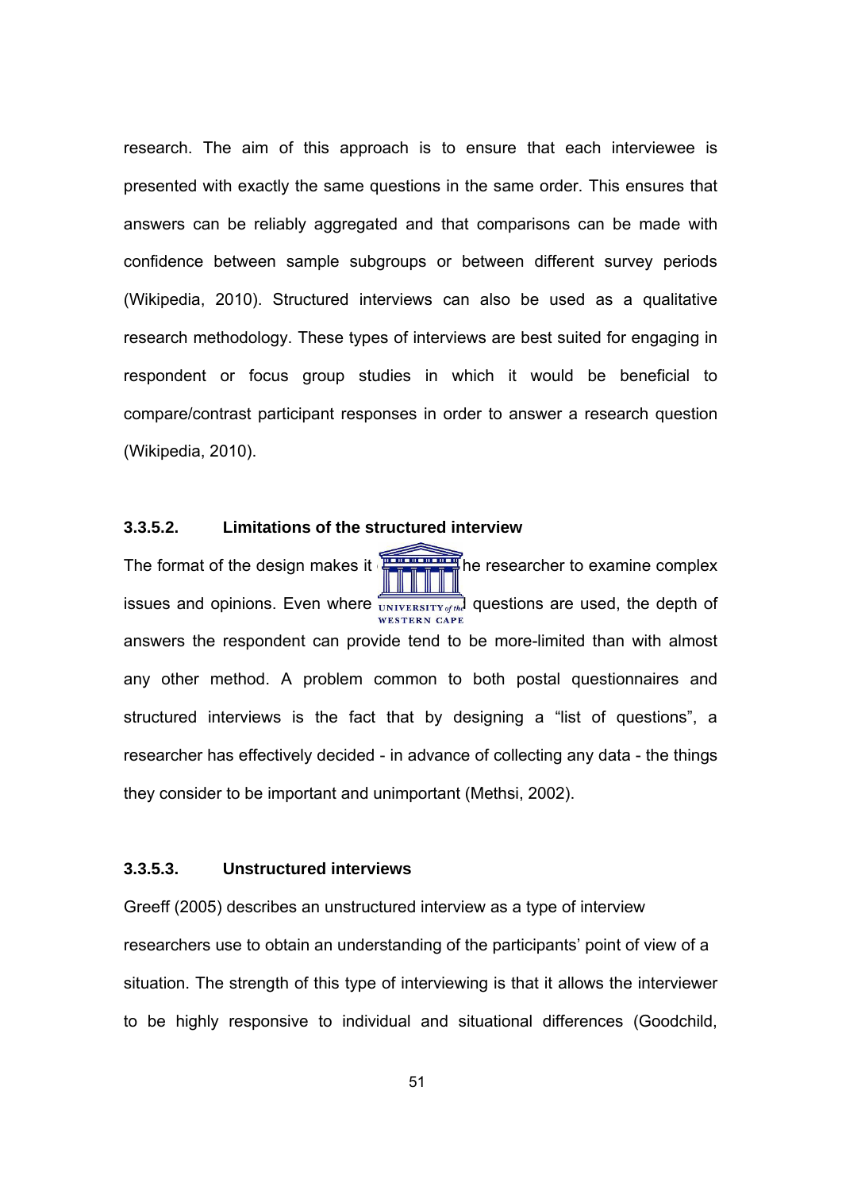research. The aim of this approach is to ensure that each interviewee is presented with exactly the same questions in the same order. This ensures that answers can be reliably aggregated and that comparisons can be made with confidence between sample subgroups or between different survey periods (Wikipedia, 2010). Structured interviews can also be used as a qualitative research methodology. These types of interviews are best suited for engaging in respondent or focus group studies in which it would be beneficial to compare/contrast participant responses in order to answer a research question (Wikipedia, 2010).

### 3.3.5.2. Limitations of the structured interview

The format of the design makes it difficult for the researcher to examine complex issues and opinions. Even where open-ended questions are used, the depth of answers the respondent can provide tend to be more-limited than with almost any other method. A problem common to both postal questionnaires and structured interviews is the fact that by designing a "list of questions", a researcher has effectively decided - in advance of collecting any data - the things they consider to be important and unimportant (Methsi, 2002).

### 3.3.5.3. Unstructured interviews

Greeff (2005) describes an unstructured interview as a type of interview researchers use to obtain an understanding of the participants' point of view of a situation. The strength of this type of interviewing is that it allows the interviewer to be highly responsive to individual and situational differences (Goodchild,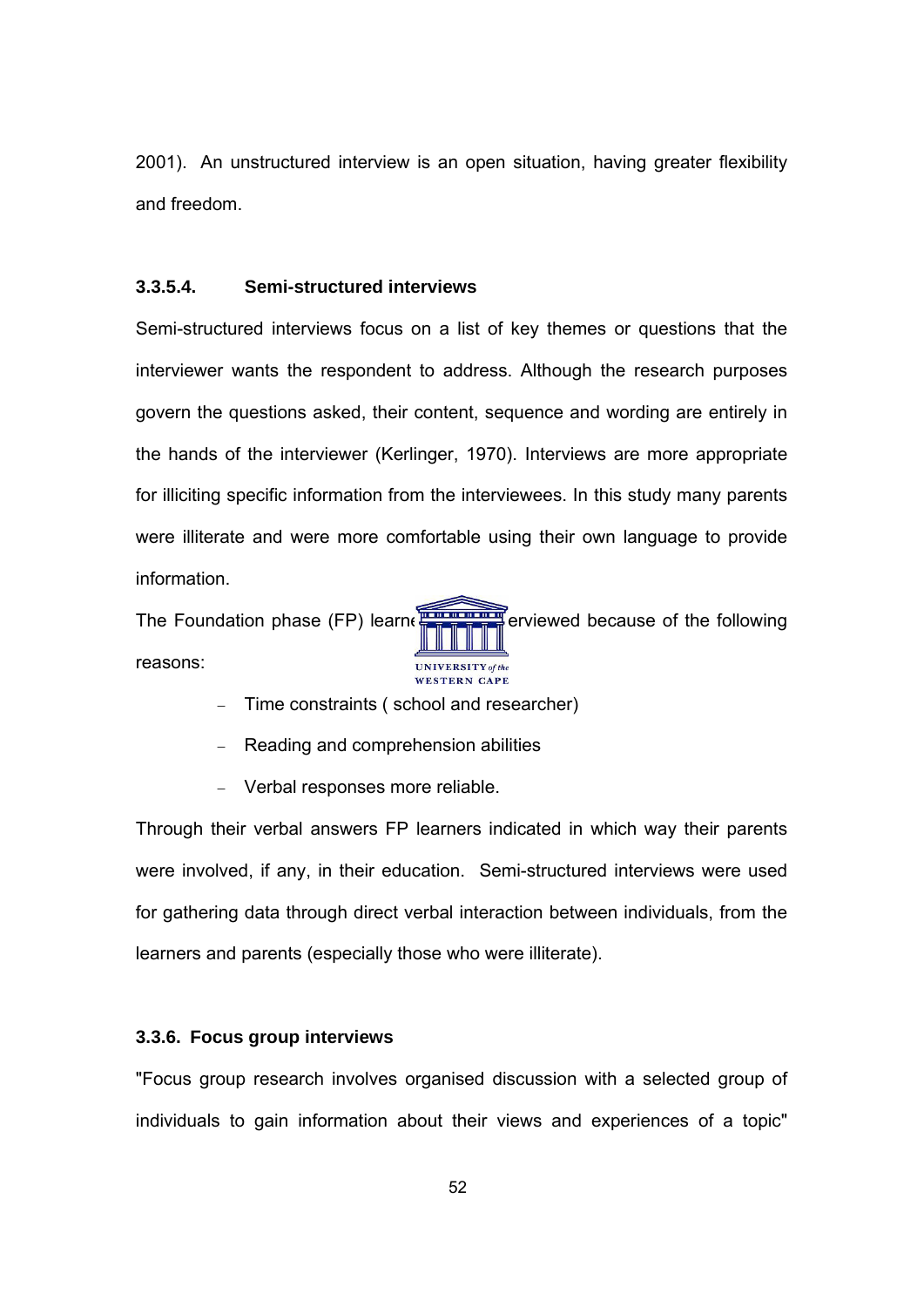2001). An unstructured interview is an open situation, having greater flexibility and freedom.

#### 3.3.5.4. Semi-structured interviews

Semi-structured interviews focus on a list of key themes or questions that the interviewer wants the respondent to address. Although the research purposes govern the questions asked, their content, sequence and wording are entirely in the hands of the interviewer (Kerlinger, 1970). Interviews are more appropriate for illiciting specific information from the interviewees. In this study many parents were illiterate and were more comfortable using their own language to provide information.

The Foundation phase (FP) learners were interviewed because of the following reasons:

- Time constraints ( school and researcher)
- Reading and comprehension abilities
- Verbal responses more reliable.

Through their verbal answers FP learners indicated in which way their parents were involved, if any, in their education. Semi-structured interviews were used for gathering data through direct verbal interaction between individuals, from the learners and parents (especially those who were illiterate).

### 3.3.6. Focus group interviews

"Focus group research involves organised discussion with a selected group of individuals to gain information about their views and experiences of a topic"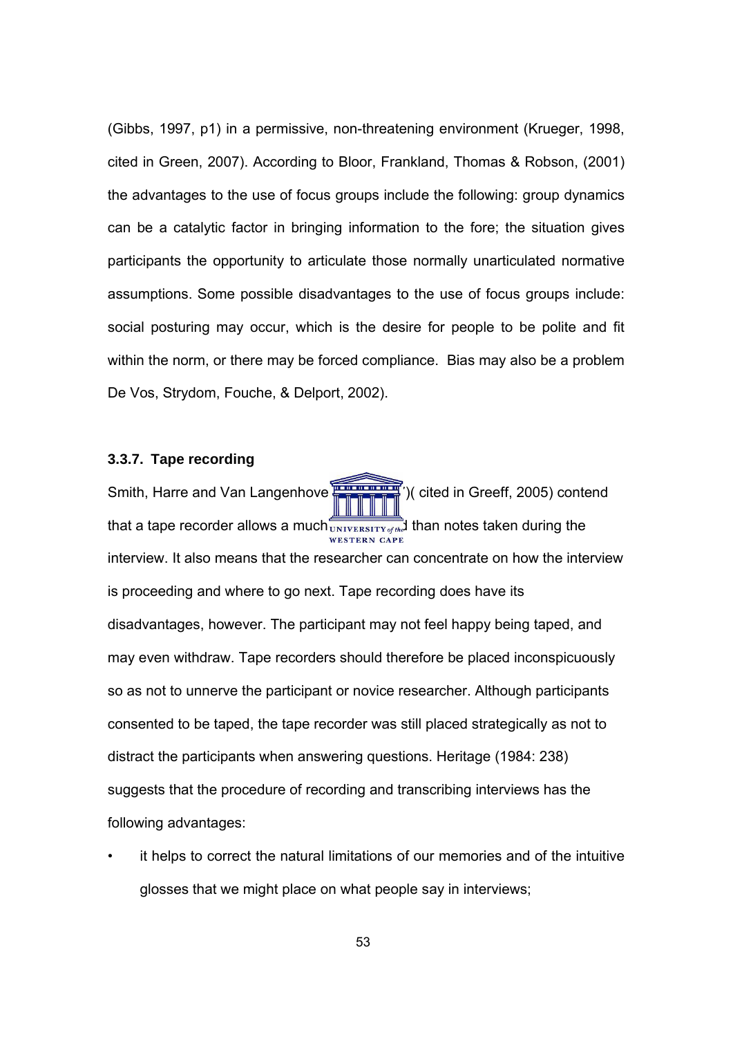(Gibbs, 1997, p1) in a permissive, non-threatening environment (Krueger, 1998, cited in Green, 2007). According to Bloor, Frankland, Thomas & Robson, (2001) the advantages to the use of focus groups include the following: group dynamics can be a catalytic factor in bringing information to the fore; the situation gives participants the opportunity to articulate those normally unarticulated normative assumptions. Some possible disadvantages to the use of focus groups include: social posturing may occur, which is the desire for people to be polite and fit within the norm, or there may be forced compliance. Bias may also be a problem De Vos, Strydom, Fouche, & Delport, 2002).

### 3.3.7. Tape recording

Smith, Harre and Van Langenhove ')( cited in Greeff, 2005) contend that a tape recorder allows a much d than notes taken during the interview. It also means that the researcher can concentrate on how the interview is proceeding and where to go next. Tape recording does have its disadvantages, however. The participant may not feel happy being taped, and may even withdraw. Tape recorders should therefore be placed inconspicuously so as not to unnerve the participant or novice researcher. Although participants consented to be taped, the tape recorder was still placed strategically as not to distract the participants when answering questions. Heritage (1984: 238) suggests that the procedure of recording and transcribing interviews has the following advantages:

- it helps to correct the natural limitations of our memories and of the intuitive glosses that we might place on what people say in interviews;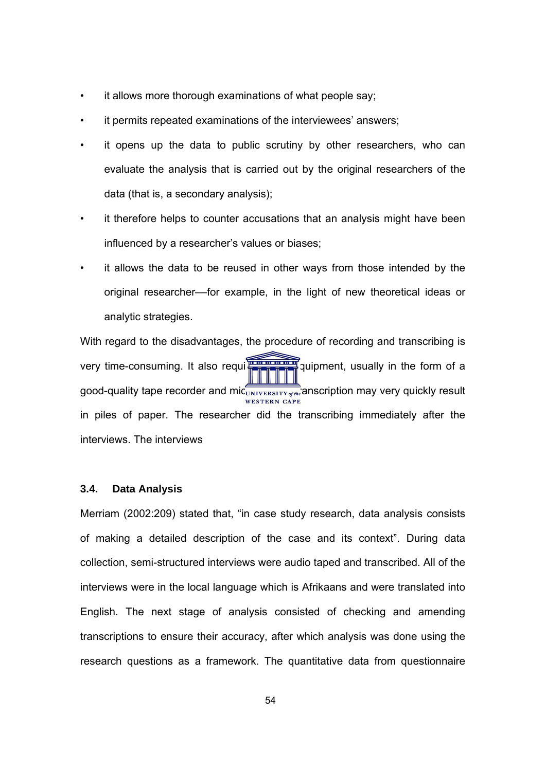- it allows more thorough examinations of what people say;
- it permits repeated examinations of the interviewees' answers;
- it opens up the data to public scrutiny by other researchers, who can evaluate the analysis that is carried out by the original researchers of the data (that is, a secondary analysis);
- it therefore helps to counter accusations that an analysis might have been influenced by a researcher's values or biases;
- it allows the data to be reused in other ways from those intended by the original researcher—for example, in the light of new theoretical ideas or analytic strategies.

With regard to the disadvantages, the procedure of recording and transcribing is very time-consuming. It also requires equipment, usually in the form of a good-quality tape recorder and microphones. Transcription may very quickly result in piles of paper. The researcher did the transcribing immediately after the interviews. The interviews

### 3.4. Data Analysis

Merriam (2002:209) stated that, "in case study research, data analysis consists of making a detailed description of the case and its context". During data collection, semi-structured interviews were audio taped and transcribed. All of the interviews were in the local language which is Afrikaans and were translated into English. The next stage of analysis consisted of checking and amending transcriptions to ensure their accuracy, after which analysis was done using the research questions as a framework. The quantitative data from questionnaire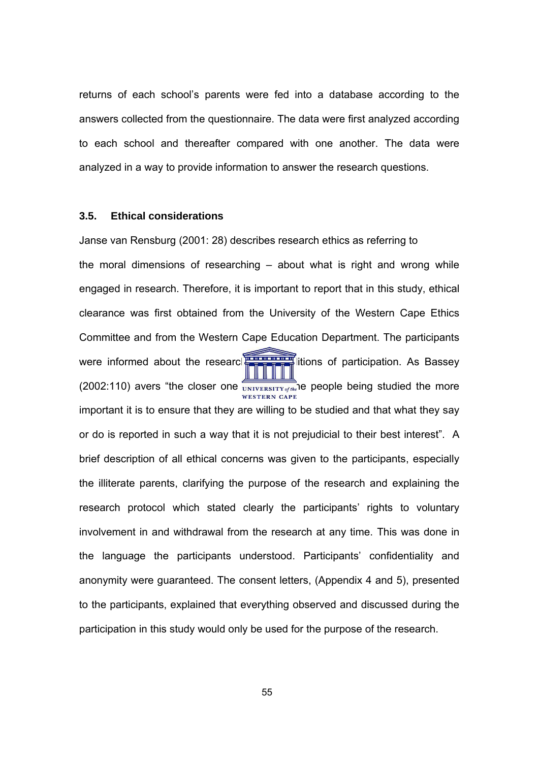returns of each school's parents were fed into a database according to the answers collected from the questionnaire. The data were first analyzed according to each school and thereafter compared with one another. The data were analyzed in a way to provide information to answer the research questions.

### 3.5. Ethical considerations

Janse van Rensburg (2001: 28) describes research ethics as referring to the moral dimensions of researching – about what is right and wrong while engaged in research. Therefore, it is important to report that in this study, ethical clearance was first obtained from the University of the Western Cape Ethics Committee and from the Western Cape Education Department. The participants were informed about the research and the conditions of participation. As Bassey (2002:110) avers "the closer one gets to the people being studied the more important it is to ensure that they are willing to be studied and that what they say or do is reported in such a way that it is not prejudicial to their best interest". A brief description of all ethical concerns was given to the participants, especially the illiterate parents, clarifying the purpose of the research and explaining the research protocol which stated clearly the participants' rights to voluntary involvement in and withdrawal from the research at any time. This was done in the language the participants understood. Participants' confidentiality and anonymity were guaranteed. The consent letters, (Appendix 4 and 5), presented to the participants, explained that everything observed and discussed during the participation in this study would only be used for the purpose of the research.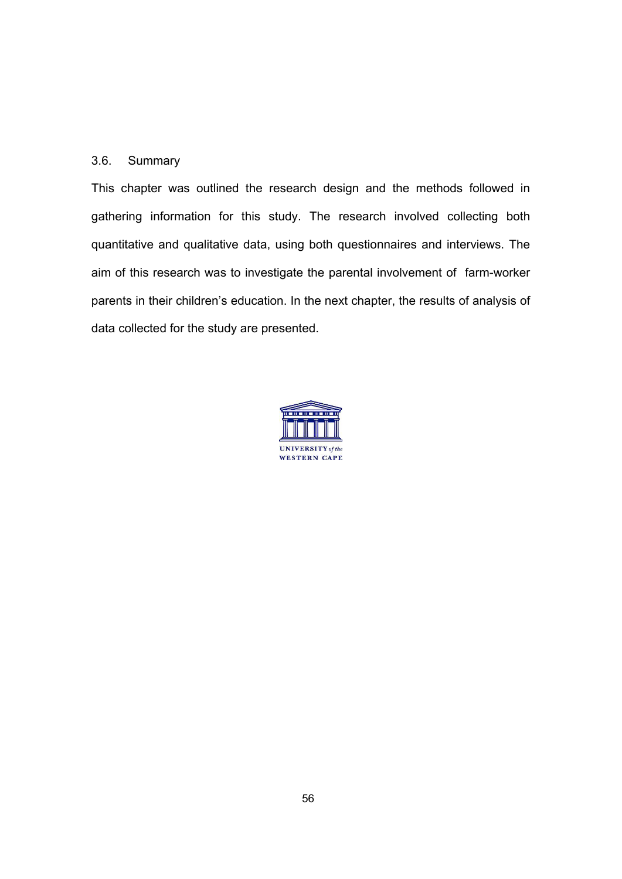### 3.6. Summary

This chapter was outlined the research design and the methods followed in gathering information for this study. The research involved collecting both quantitative and qualitative data, using both questionnaires and interviews. The aim of this research was to investigate the parental involvement of farm-worker parents in their children's education. In the next chapter, the results of analysis of data collected for the study are presented.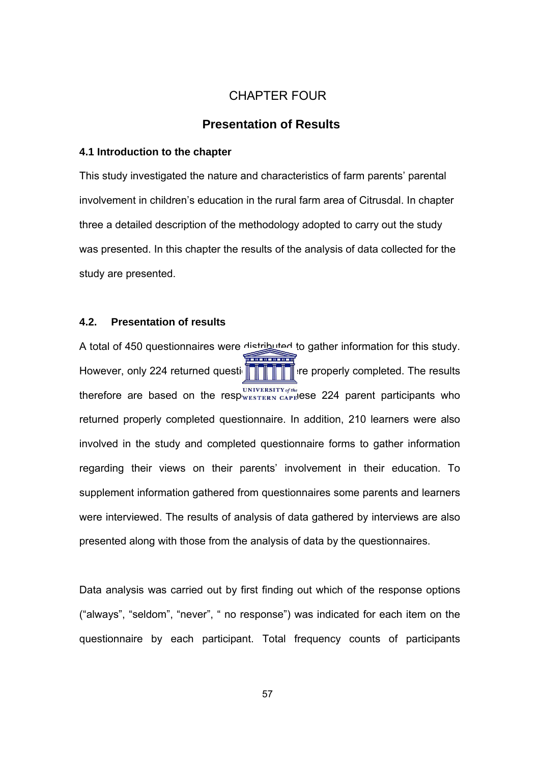# CHAPTER FOUR

## Presentation of Results

### 4.1 Introduction to the chapter

This study investigated the nature and characteristics of farm parents' parental involvement in children's education in the rural farm area of Citrusdal. In chapter three a detailed description of the methodology adopted to carry out the study was presented. In this chapter the results of the analysis of data collected for the study are presented.

### 4.2. Presentation of results

A total of 450 questionnaires were distributed to gather information for this study. However, only 224 returned questionnaires were properly completed. The results therefore are based on the responses of these 224 parent participants who returned properly completed questionnaire. In addition, 210 learners were also involved in the study and completed questionnaire forms to gather information regarding their views on their parents' involvement in their education. To supplement information gathered from questionnaires some parents and learners were interviewed. The results of analysis of data gathered by interviews are also presented along with those from the analysis of data by the questionnaires.

Data analysis was carried out by first finding out which of the response options ("always", "seldom", "never", " no response") was indicated for each item on the questionnaire by each participant. Total frequency counts of participants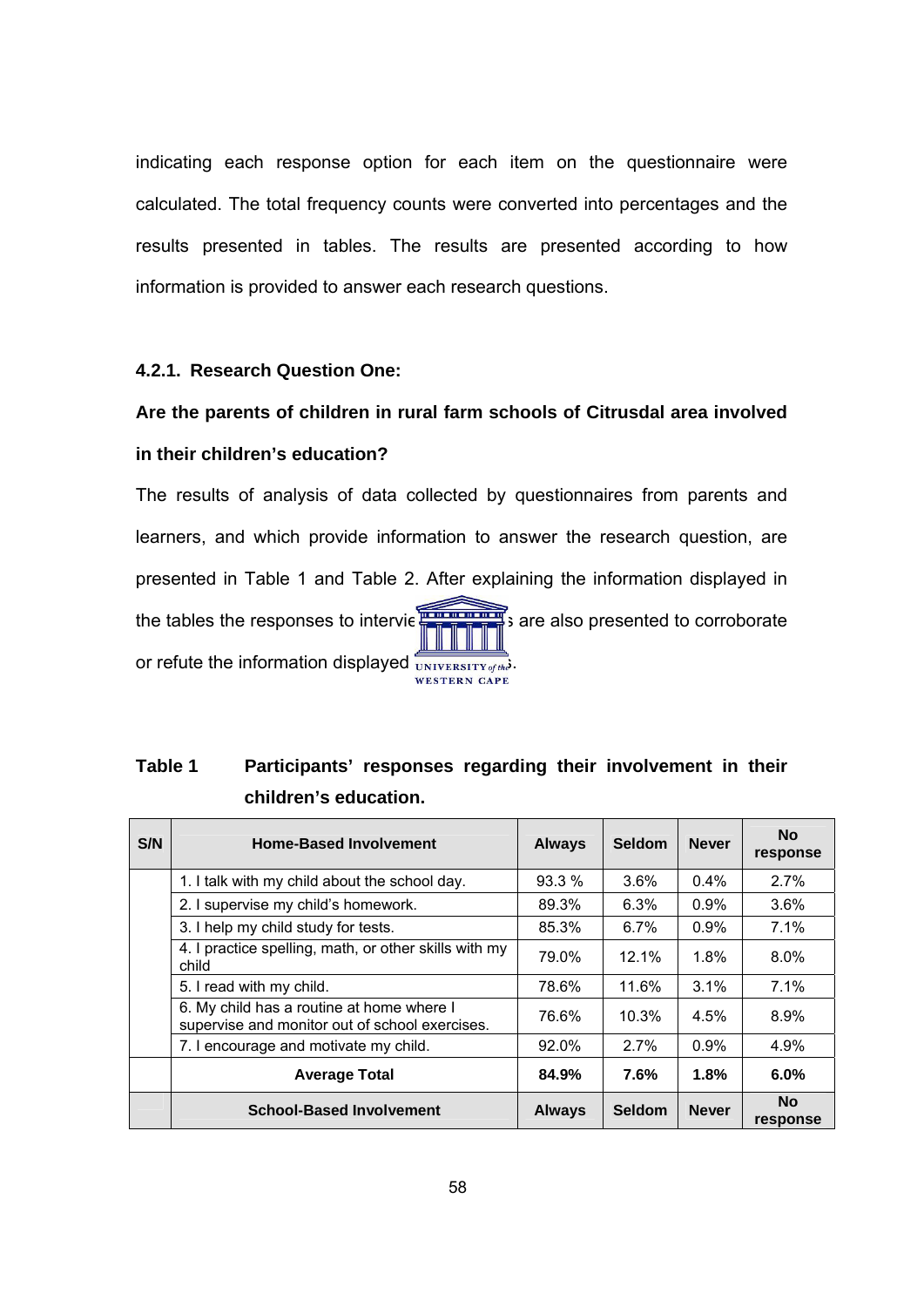indicating each response option for each item on the questionnaire were calculated. The total frequency counts were converted into percentages and the results presented in tables. The results are presented according to how information is provided to answer each research questions.

### 4.2.1. Research Question One:

**Are the parents of children in rural farm schools of Citrusdal area involved in their children's education?**

The results of analysis of data collected by questionnaires from parents and learners, and which provide information to answer the research question, are presented in Table 1 and Table 2. After explaining the information displayed in the tables the responses to interviews are also presented to corroborate or refute the information displayed in tables.

**Table 1 Participants' responses regarding their involvement in their children's education.**

| S/N | Home-Based Involvement | Always | Seldom | Never | No response |
|---|---|---|---|---|---|
| | 1. I talk with my child about the school day. | 93.3 % | 3.6% | 0.4% | 2.7% |
| | 2. I supervise my child's homework. | 89.3% | 6.3% | 0.9% | 3.6% |
| | 3. I help my child study for tests. | 85.3% | 6.7% | 0.9% | 7.1% |
| | 4. I practice spelling, math, or other skills with my child | 79.0% | 12.1% | 1.8% | 8.0% |
| | 5. I read with my child. | 78.6% | 11.6% | 3.1% | 7.1% |
| | 6. My child has a routine at home where I supervise and monitor out of school exercises. | 76.6% | 10.3% | 4.5% | 8.9% |
| | 7. I encourage and motivate my child. | 92.0% | 2.7% | 0.9% | 4.9% |
| | **Average Total** | **84.9%** | **7.6%** | **1.8%** | **6.0%** |
| | **School-Based Involvement** | **Always** | **Seldom** | **Never** | **No response** |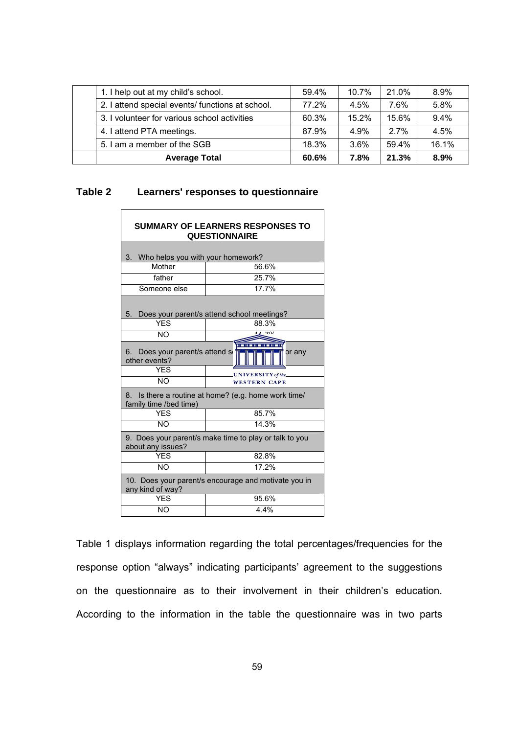| | | | | | |
|---|---|---|---|---|---|
| | 1. I help out at my child's school. | 59.4% | 10.7% | 21.0% | 8.9% |
| | 2. I attend special events/ functions at school. | 77.2% | 4.5% | 7.6% | 5.8% |
| | 3. I volunteer for various school activities | 60.3% | 15.2% | 15.6% | 9.4% |
| | 4. I attend PTA meetings. | 87.9% | 4.9% | 2.7% | 4.5% |
| | 5. I am a member of the SGB | 18.3% | 3.6% | 59.4% | 16.1% |
| | **Average Total** | **60.6%** | **7.8%** | **21.3%** | **8.9%** |

**Table 2 Learners' responses to questionnaire**

| **SUMMARY OF LEARNERS RESPONSES TO QUESTIONNAIRE** | |
|---|---|
| 3. Who helps you with your homework? | |
| Mother | 56.6% |
| father | 25.7% |
| Someone else | 17.7% |
| 5. Does your parent/s attend school meetings? | |
| YES | 88.3% |
| NO | 11.7% |
| 6. Does your parent/s attend s... or any other events? | |
| YES | |
| NO | |
| 8. Is there a routine at home? (e.g. home work time/ family time /bed time) | |
| YES | 85.7% |
| NO | 14.3% |
| 9. Does your parent/s make time to play or talk to you about any issues? | |
| YES | 82.8% |
| NO | 17.2% |
| 10. Does your parent/s encourage and motivate you in any kind of way? | |
| YES | 95.6% |
| NO | 4.4% |

Table 1 displays information regarding the total percentages/frequencies for the response option "always" indicating participants' agreement to the suggestions on the questionnaire as to their involvement in their children's education. According to the information in the table the questionnaire was in two parts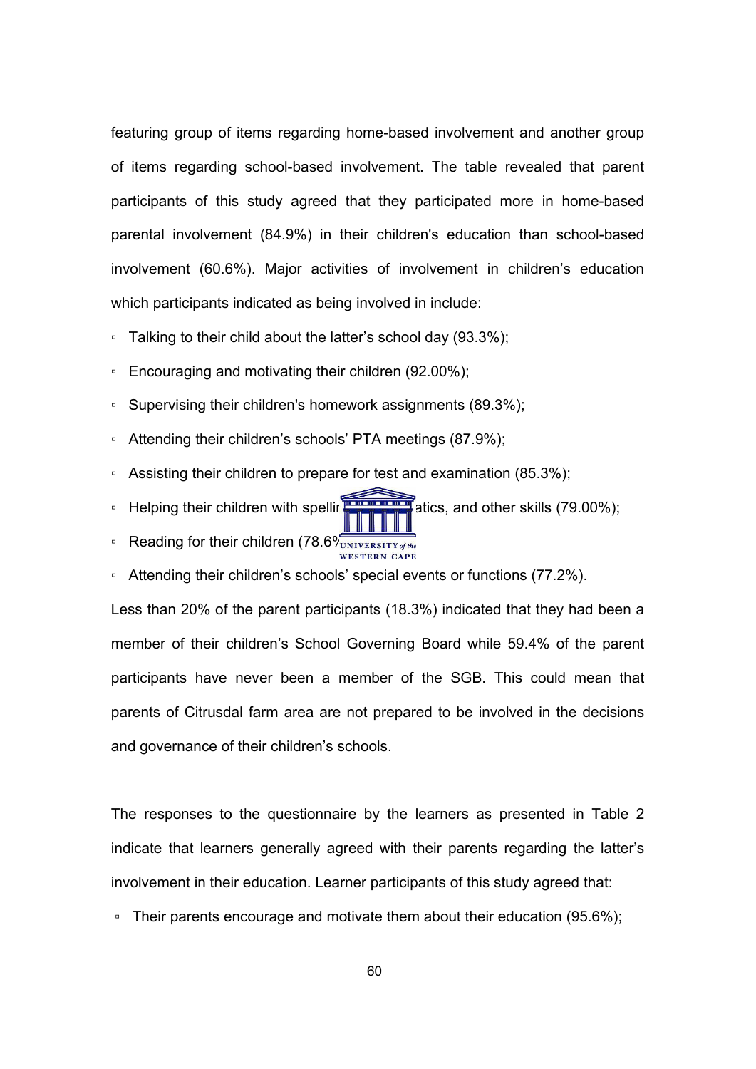featuring group of items regarding home-based involvement and another group of items regarding school-based involvement. The table revealed that parent participants of this study agreed that they participated more in home-based parental involvement (84.9%) in their children's education than school-based involvement (60.6%). Major activities of involvement in children's education which participants indicated as being involved in include:

- Talking to their child about the latter's school day (93.3%);
- Encouraging and motivating their children (92.00%);
- Supervising their children's homework assignments (89.3%);
- Attending their children's schools' PTA meetings (87.9%);
- Assisting their children to prepare for test and examination (85.3%);
- Helping their children with spelling, mathematics, and other skills (79.00%);
- Reading for their children (78.6%);
- Attending their children's schools' special events or functions (77.2%).

Less than 20% of the parent participants (18.3%) indicated that they had been a member of their children's School Governing Board while 59.4% of the parent participants have never been a member of the SGB. This could mean that parents of Citrusdal farm area are not prepared to be involved in the decisions and governance of their children's schools.

The responses to the questionnaire by the learners as presented in Table 2 indicate that learners generally agreed with their parents regarding the latter's involvement in their education. Learner participants of this study agreed that:

- Their parents encourage and motivate them about their education (95.6%);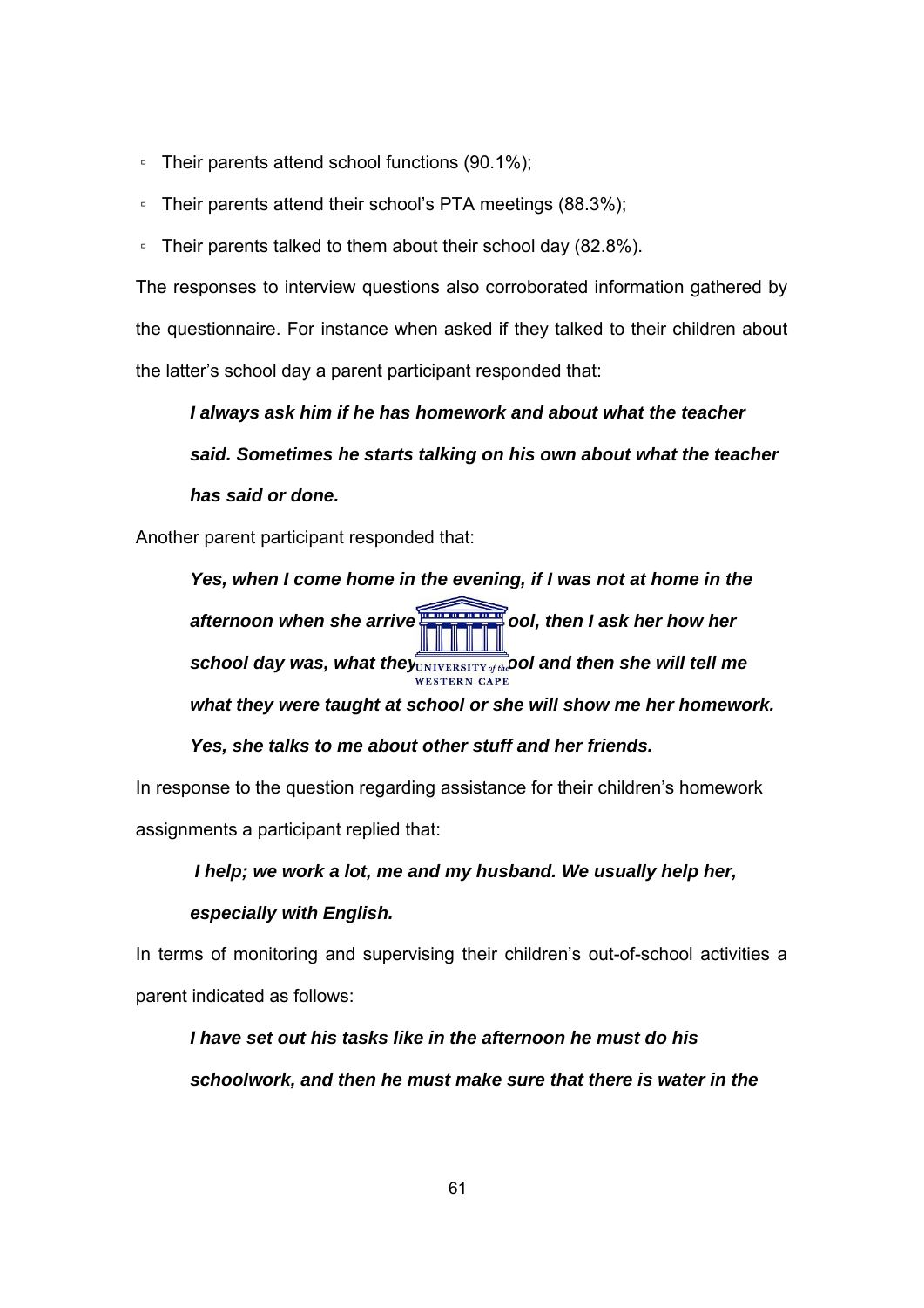- Their parents attend school functions (90.1%);
- Their parents attend their school's PTA meetings (88.3%);
- Their parents talked to them about their school day (82.8%).

The responses to interview questions also corroborated information gathered by the questionnaire. For instance when asked if they talked to their children about the latter's school day a parent participant responded that:

> ***I always ask him if he has homework and about what the teacher said. Sometimes he starts talking on his own about what the teacher has said or done.***

Another parent participant responded that:

> ***Yes, when I come home in the evening, if I was not at home in the afternoon when she arrive from school, then I ask her how her school day was, what they did at school and then she will tell me what they were taught at school or she will show me her homework. Yes, she talks to me about other stuff and her friends.***

In response to the question regarding assistance for their children's homework assignments a participant replied that:

> ***I help; we work a lot, me and my husband. We usually help her, especially with English.***

In terms of monitoring and supervising their children's out-of-school activities a parent indicated as follows:

> ***I have set out his tasks like in the afternoon he must do his schoolwork, and then he must make sure that there is water in the***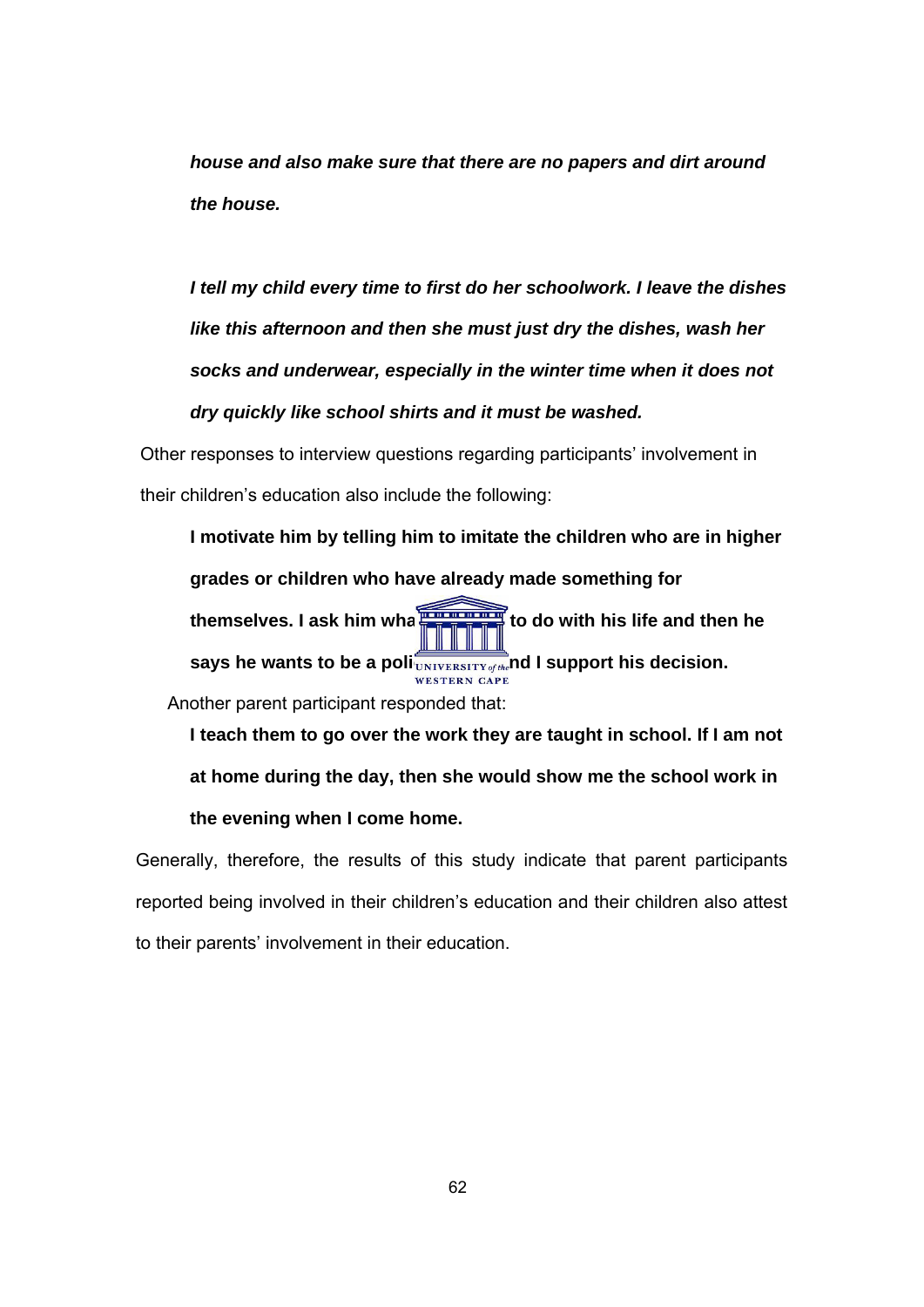***house and also make sure that there are no papers and dirt around the house.***

***I tell my child every time to first do her schoolwork. I leave the dishes like this afternoon and then she must just dry the dishes, wash her socks and underwear, especially in the winter time when it does not dry quickly like school shirts and it must be washed.***

Other responses to interview questions regarding participants' involvement in their children's education also include the following:

**I motivate him by telling him to imitate the children who are in higher grades or children who have already made something for themselves. I ask him what he wants to do with his life and then he says he wants to be a policeman and I support his decision.**

Another parent participant responded that:

**I teach them to go over the work they are taught in school. If I am not at home during the day, then she would show me the school work in the evening when I come home.**

Generally, therefore, the results of this study indicate that parent participants reported being involved in their children's education and their children also attest to their parents' involvement in their education.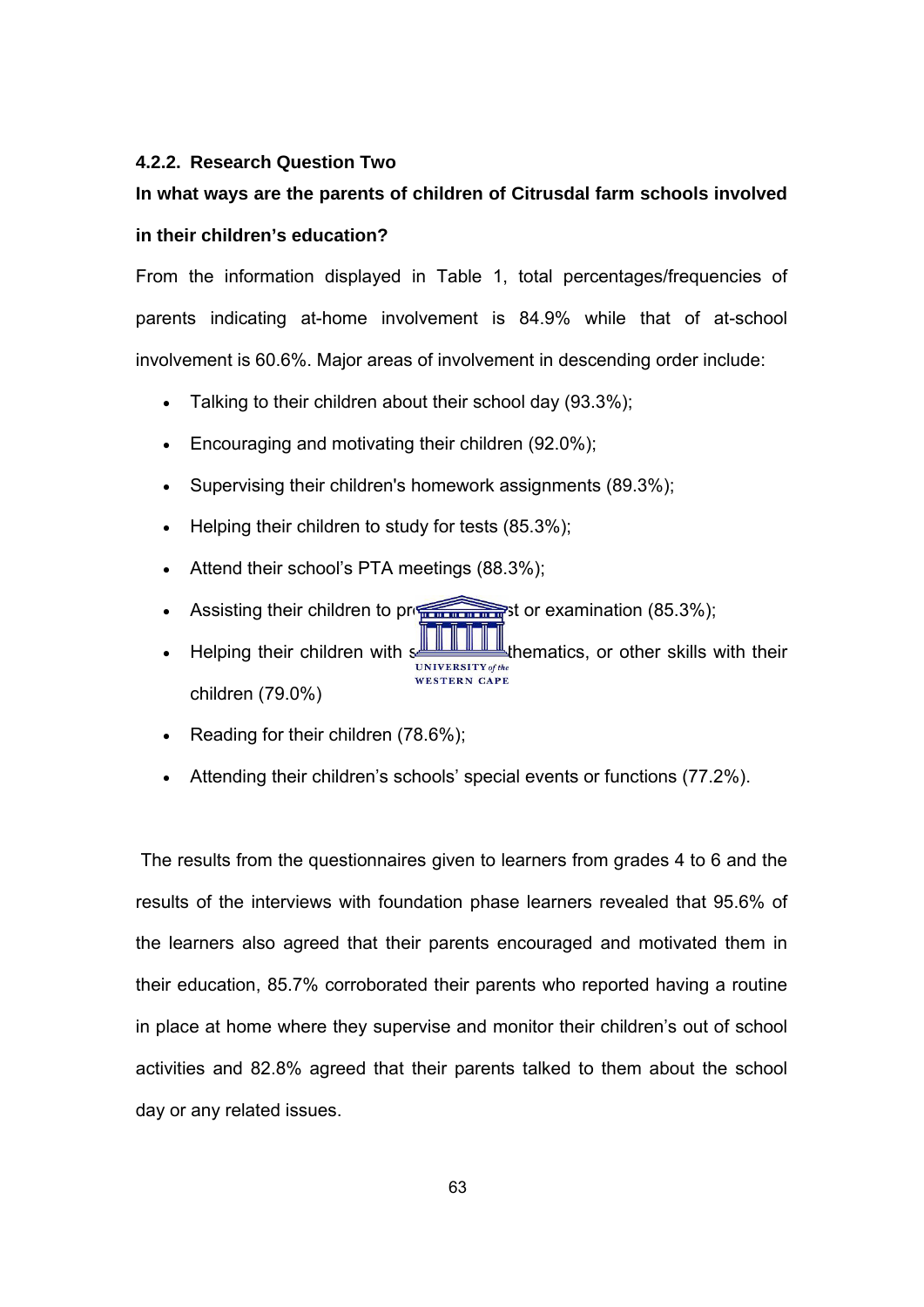#### 4.2.2. Research Question Two

**In what ways are the parents of children of Citrusdal farm schools involved in their children's education?**

From the information displayed in Table 1, total percentages/frequencies of parents indicating at-home involvement is 84.9% while that of at-school involvement is 60.6%. Major areas of involvement in descending order include:

- Talking to their children about their school day (93.3%);
- Encouraging and motivating their children (92.0%);
- Supervising their children's homework assignments (89.3%);
- Helping their children to study for tests (85.3%);
- Attend their school's PTA meetings (88.3%);
- Assisting their children to pr[...]st or examination (85.3%);
- Helping their children with s[...]thematics, or other skills with their children (79.0%)
- Reading for their children (78.6%);
- Attending their children's schools' special events or functions (77.2%).

The results from the questionnaires given to learners from grades 4 to 6 and the results of the interviews with foundation phase learners revealed that 95.6% of the learners also agreed that their parents encouraged and motivated them in their education, 85.7% corroborated their parents who reported having a routine in place at home where they supervise and monitor their children's out of school activities and 82.8% agreed that their parents talked to them about the school day or any related issues.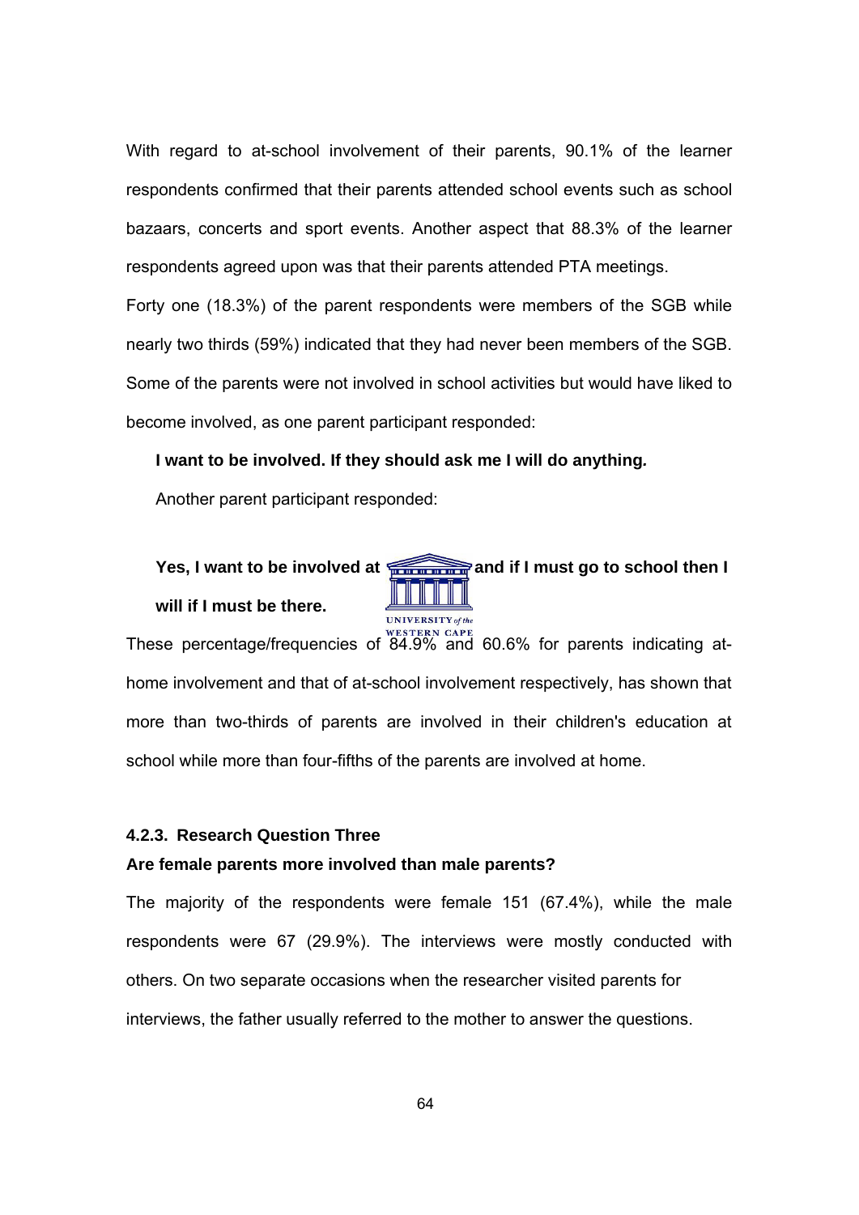With regard to at-school involvement of their parents, 90.1% of the learner respondents confirmed that their parents attended school events such as school bazaars, concerts and sport events. Another aspect that 88.3% of the learner respondents agreed upon was that their parents attended PTA meetings.

Forty one (18.3%) of the parent respondents were members of the SGB while nearly two thirds (59%) indicated that they had never been members of the SGB. Some of the parents were not involved in school activities but would have liked to become involved, as one parent participant responded:

> **I want to be involved. If they should ask me I will do anything.**

Another parent participant responded:

> **Yes, I want to be involved at and if I must go to school then I will if I must be there.**

These percentage/frequencies of 84.9% and 60.6% for parents indicating at-home involvement and that of at-school involvement respectively, has shown that more than two-thirds of parents are involved in their children's education at school while more than four-fifths of the parents are involved at home.

#### 4.2.3. Research Question Three

**Are female parents more involved than male parents?**

The majority of the respondents were female 151 (67.4%), while the male respondents were 67 (29.9%). The interviews were mostly conducted with others. On two separate occasions when the researcher visited parents for interviews, the father usually referred to the mother to answer the questions.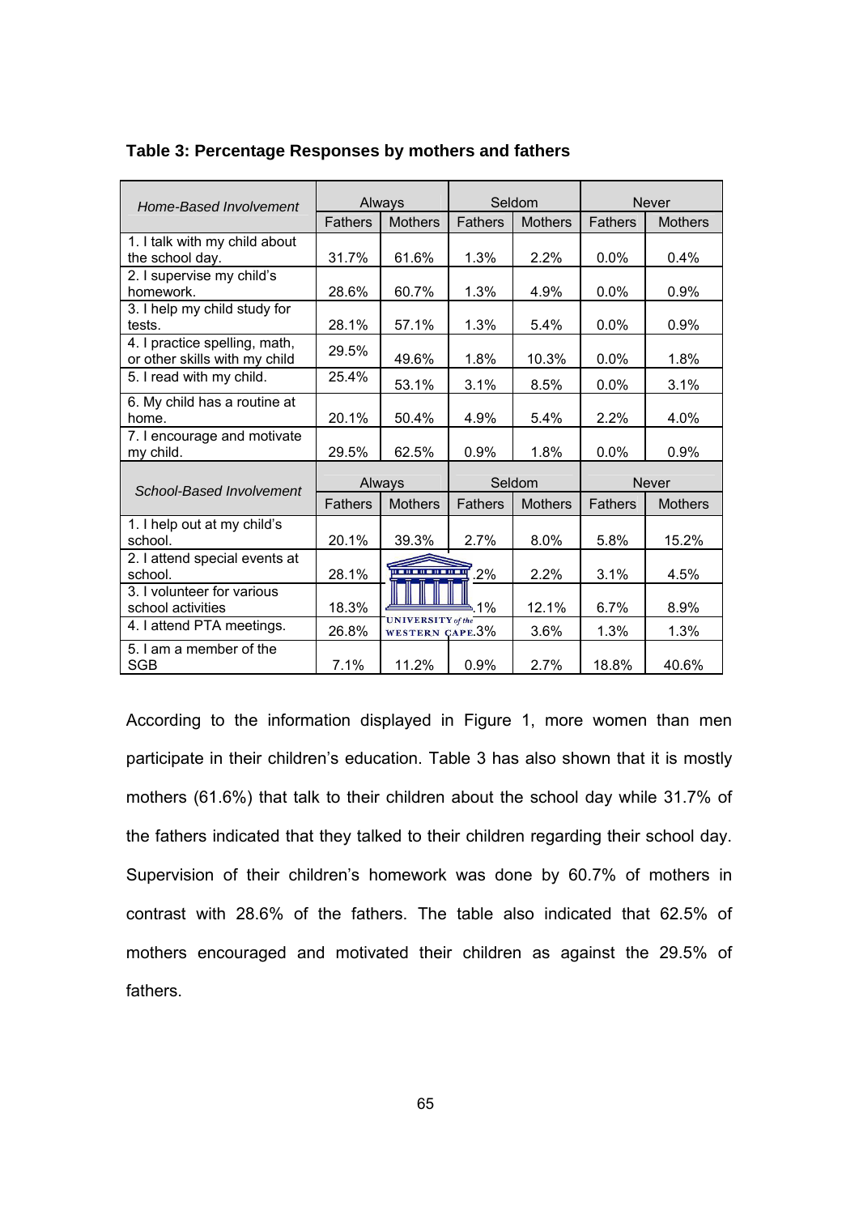**Table 3: Percentage Responses by mothers and fathers**

| *Home-Based Involvement* | Always | | Seldom | | Never | |
|---|---|---|---|---|---|---|
| | Fathers | Mothers | Fathers | Mothers | Fathers | Mothers |
| 1. I talk with my child about the school day. | 31.7% | 61.6% | 1.3% | 2.2% | 0.0% | 0.4% |
| 2. I supervise my child's homework. | 28.6% | 60.7% | 1.3% | 4.9% | 0.0% | 0.9% |
| 3. I help my child study for tests. | 28.1% | 57.1% | 1.3% | 5.4% | 0.0% | 0.9% |
| 4. I practice spelling, math, or other skills with my child | 29.5% | 49.6% | 1.8% | 10.3% | 0.0% | 1.8% |
| 5. I read with my child. | 25.4% | 53.1% | 3.1% | 8.5% | 0.0% | 3.1% |
| 6. My child has a routine at home. | 20.1% | 50.4% | 4.9% | 5.4% | 2.2% | 4.0% |
| 7. I encourage and motivate my child. | 29.5% | 62.5% | 0.9% | 1.8% | 0.0% | 0.9% |
| *School-Based Involvement* | Always | | Seldom | | Never | |
| | Fathers | Mothers | Fathers | Mothers | Fathers | Mothers |
| 1. I help out at my child's school. | 20.1% | 39.3% | 2.7% | 8.0% | 5.8% | 15.2% |
| 2. I attend special events at school. | 28.1% | | .2% | 2.2% | 3.1% | 4.5% |
| 3. I volunteer for various school activities | 18.3% | | .1% | 12.1% | 6.7% | 8.9% |
| 4. I attend PTA meetings. | 26.8% | | .3% | 3.6% | 1.3% | 1.3% |
| 5. I am a member of the SGB | 7.1% | 11.2% | 0.9% | 2.7% | 18.8% | 40.6% |

According to the information displayed in Figure 1, more women than men participate in their children's education. Table 3 has also shown that it is mostly mothers (61.6%) that talk to their children about the school day while 31.7% of the fathers indicated that they talked to their children regarding their school day. Supervision of their children's homework was done by 60.7% of mothers in contrast with 28.6% of the fathers. The table also indicated that 62.5% of mothers encouraged and motivated their children as against the 29.5% of fathers.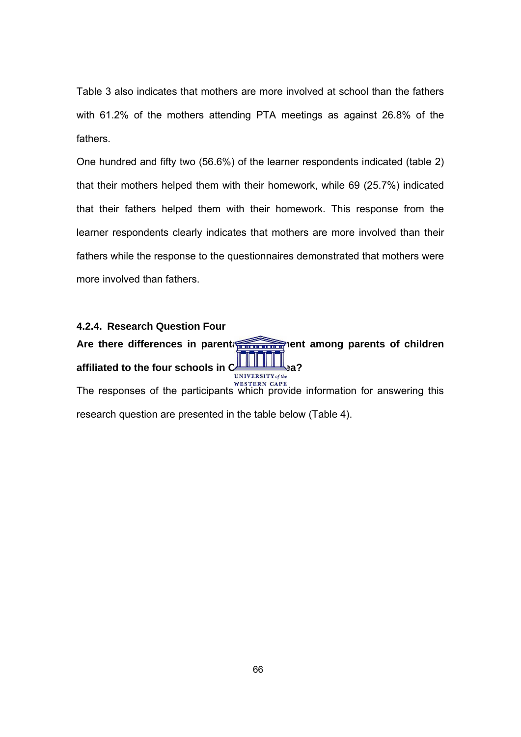Table 3 also indicates that mothers are more involved at school than the fathers with 61.2% of the mothers attending PTA meetings as against 26.8% of the fathers.

One hundred and fifty two (56.6%) of the learner respondents indicated (table 2) that their mothers helped them with their homework, while 69 (25.7%) indicated that their fathers helped them with their homework. This response from the learner respondents clearly indicates that mothers are more involved than their fathers while the response to the questionnaires demonstrated that mothers were more involved than fathers.

#### 4.2.4. Research Question Four

**Are there differences in parental involvement among parents of children affiliated to the four schools in C... ea?**

The responses of the participants which provide information for answering this research question are presented in the table below (Table 4).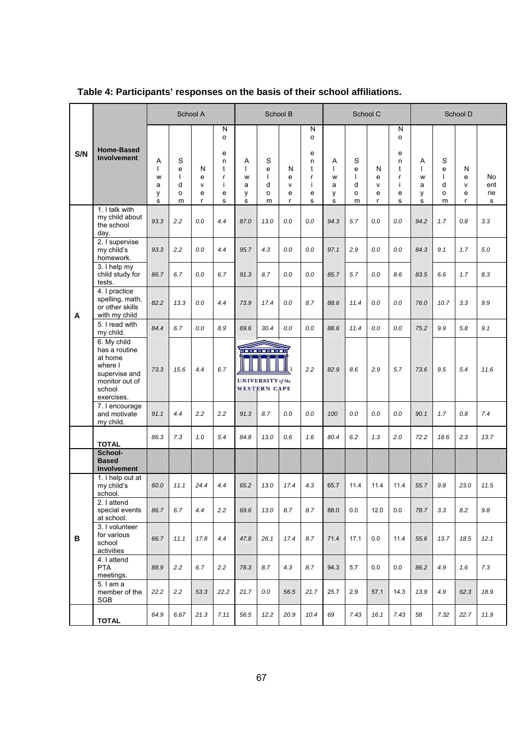**Table 4: Participants' responses on the basis of their school affiliations.**

| S/N | Home-Based Involvement | School A | | | | School B | | | | School C | | | | School D | | | |
|---|---|---|---|---|---|---|---|---|---|---|---|---|---|---|---|---|---|
| | | Always | Seldom | Never | No entries | Always | Seldom | Never | No entries | Always | Seldom | Never | No entries | Always | Seldom | Never | No entries |
| A | 1. I talk with my child about the school day. | 93.3 | 2.2 | 0.0 | 4.4 | 87.0 | 13.0 | 0.0 | 0.0 | 94.3 | 5.7 | 0.0 | 0.0 | 94.2 | 1.7 | 0.8 | 3.3 |
| | 2. I supervise my child's homework. | 93.3 | 2.2 | 0.0 | 4.4 | 95.7 | 4.3 | 0.0 | 0.0 | 97.1 | 2.9 | 0.0 | 0.0 | 84.3 | 9.1 | 1.7 | 5.0 |
| | 3. I help my child study for tests. | 86.7 | 6.7 | 0.0 | 6.7 | 91.3 | 8.7 | 0.0 | 0.0 | 85.7 | 5.7 | 0.0 | 8.6 | 83.5 | 6.6 | 1.7 | 8.3 |
| | 4. I practice spelling, math, or other skills with my child | 82.2 | 13.3 | 0.0 | 4.4 | 73.9 | 17.4 | 0.0 | 8.7 | 88.6 | 11.4 | 0.0 | 0.0 | 76.0 | 10.7 | 3.3 | 9.9 |
| | 5. I read with my child. | 84.4 | 6.7 | 0.0 | 8.9 | 69.6 | 30.4 | 0.0 | 0.0 | 88.6 | 11.4 | 0.0 | 0.0 | 75.2 | 9.9 | 5.8 | 9.1 |
| | 6. My child has a routine at home where I supervise and monitor out of school exercises. | 73.3 | 15.6 | 4.4 | 6.7 | | | | 2.2 | 82.9 | 8.6 | 2.9 | 5.7 | 73.6 | 9.5 | 5.4 | 11.6 |
| | 7. I encourage and motivate my child. | 91.1 | 4.4 | 2.2 | 2.2 | 91.3 | 8.7 | 0.0 | 0.0 | 100 | 0.0 | 0.0 | 0.0 | 90.1 | 1.7 | 0.8 | 7.4 |
| | **TOTAL** | 86.3 | 7.3 | 1.0 | 5.4 | 84.8 | 13.0 | 0.6 | 1.6 | 80.4 | 6.2 | 1.3 | 2.0 | 72.2 | 18.6 | 2.3 | 13.7 |
| | **School-Based Involvement** | | | | | | | | | | | | | | | | |
| B | 1. I help out at my child's school. | 60.0 | 11.1 | 24.4 | 4.4 | 65.2 | 13.0 | 17.4 | 4.3 | 65.7 | 11.4 | 11.4 | 11.4 | 55.7 | 9.8 | 23.0 | 11.5 |
| | 2. I attend special events at school. | 86.7 | 6.7 | 4.4 | 2.2 | 69.6 | 13.0 | 8.7 | 8.7 | 88.0 | 0.0 | 12.0 | 0.0 | 78.7 | 3.3 | 8.2 | 9.8 |
| | 3. I volunteer for various school activities | 66.7 | 11.1 | 17.8 | 4.4 | 47.8 | 26.1 | 17.4 | 8.7 | 71.4 | 17.1 | 0.0 | 11.4 | 55.6 | 13.7 | 18.5 | 12.1 |
| | 4. I attend PTA meetings. | 88.9 | 2.2 | 6.7 | 2.2 | 78.3 | 8.7 | 4.3 | 8.7 | 94.3 | 5.7 | 0.0 | 0.0 | 86.2 | 4.9 | 1.6 | 7.3 |
| | 5. I am a member of the SGB | 22.2 | 2.2 | 53.3 | 22.2 | 21.7 | 0.0 | 56.5 | 21.7 | 25.7 | 2.9 | 57.1 | 14.3 | 13.9 | 4.9 | 62.3 | 18.9 |
| | **TOTAL** | 64.9 | 6.67 | 21.3 | 7.11 | 56.5 | 12.2 | 20.9 | 10.4 | 69 | 7.43 | 16.1 | 7.43 | 58 | 7.32 | 22.7 | 11.9 |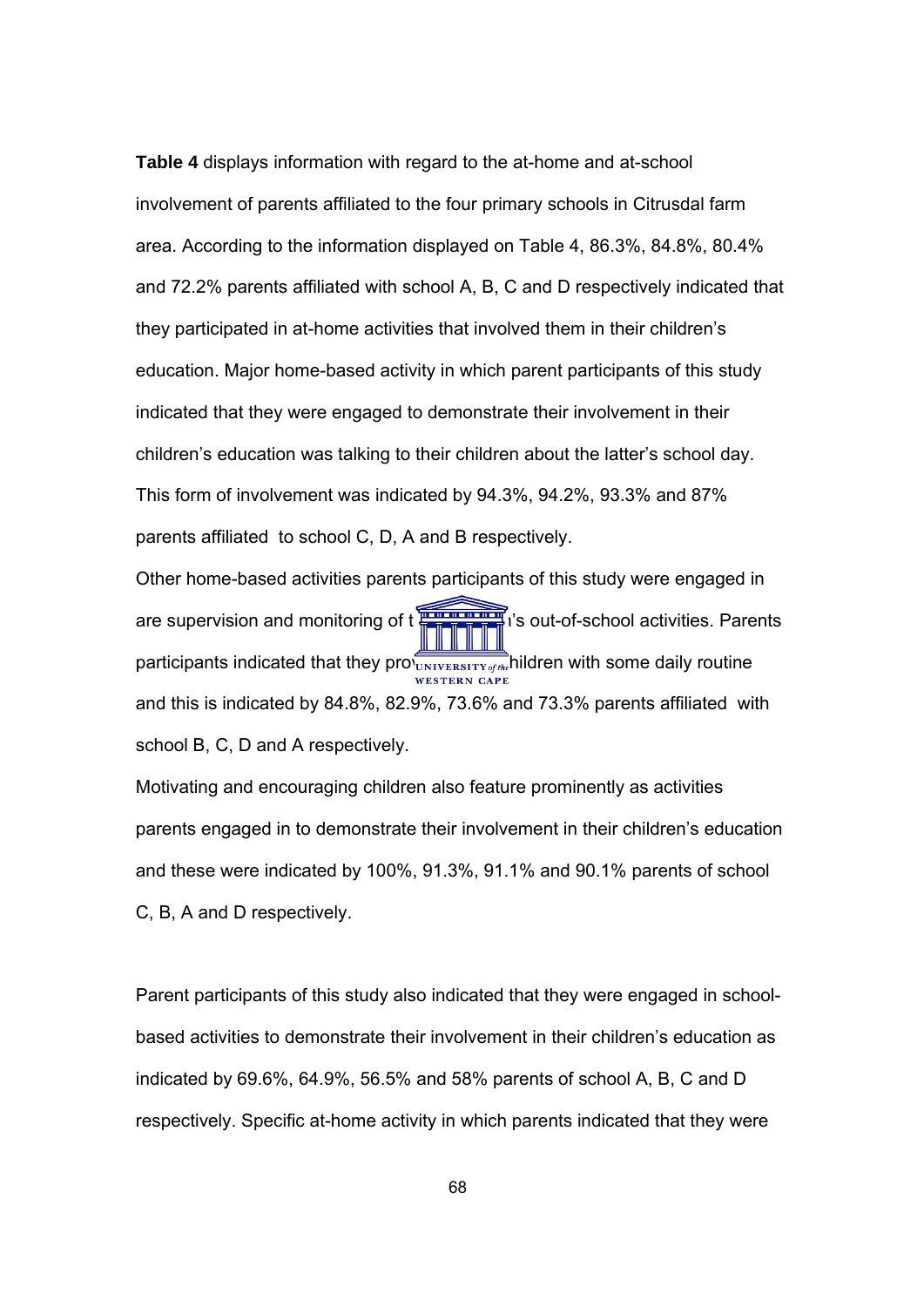**Table 4** displays information with regard to the at-home and at-school involvement of parents affiliated to the four primary schools in Citrusdal farm area. According to the information displayed on Table 4, 86.3%, 84.8%, 80.4% and 72.2% parents affiliated with school A, B, C and D respectively indicated that they participated in at-home activities that involved them in their children's education. Major home-based activity in which parent participants of this study indicated that they were engaged to demonstrate their involvement in their children's education was talking to their children about the latter's school day. This form of involvement was indicated by 94.3%, 94.2%, 93.3% and 87% parents affiliated to school C, D, A and B respectively.

Other home-based activities parents participants of this study were engaged in are supervision and monitoring of t[...]'s out-of-school activities. Parents participants indicated that they pro[...]hildren with some daily routine and this is indicated by 84.8%, 82.9%, 73.6% and 73.3% parents affiliated with school B, C, D and A respectively.

Motivating and encouraging children also feature prominently as activities parents engaged in to demonstrate their involvement in their children's education and these were indicated by 100%, 91.3%, 91.1% and 90.1% parents of school C, B, A and D respectively.

Parent participants of this study also indicated that they were engaged in school-based activities to demonstrate their involvement in their children's education as indicated by 69.6%, 64.9%, 56.5% and 58% parents of school A, B, C and D respectively. Specific at-home activity in which parents indicated that they were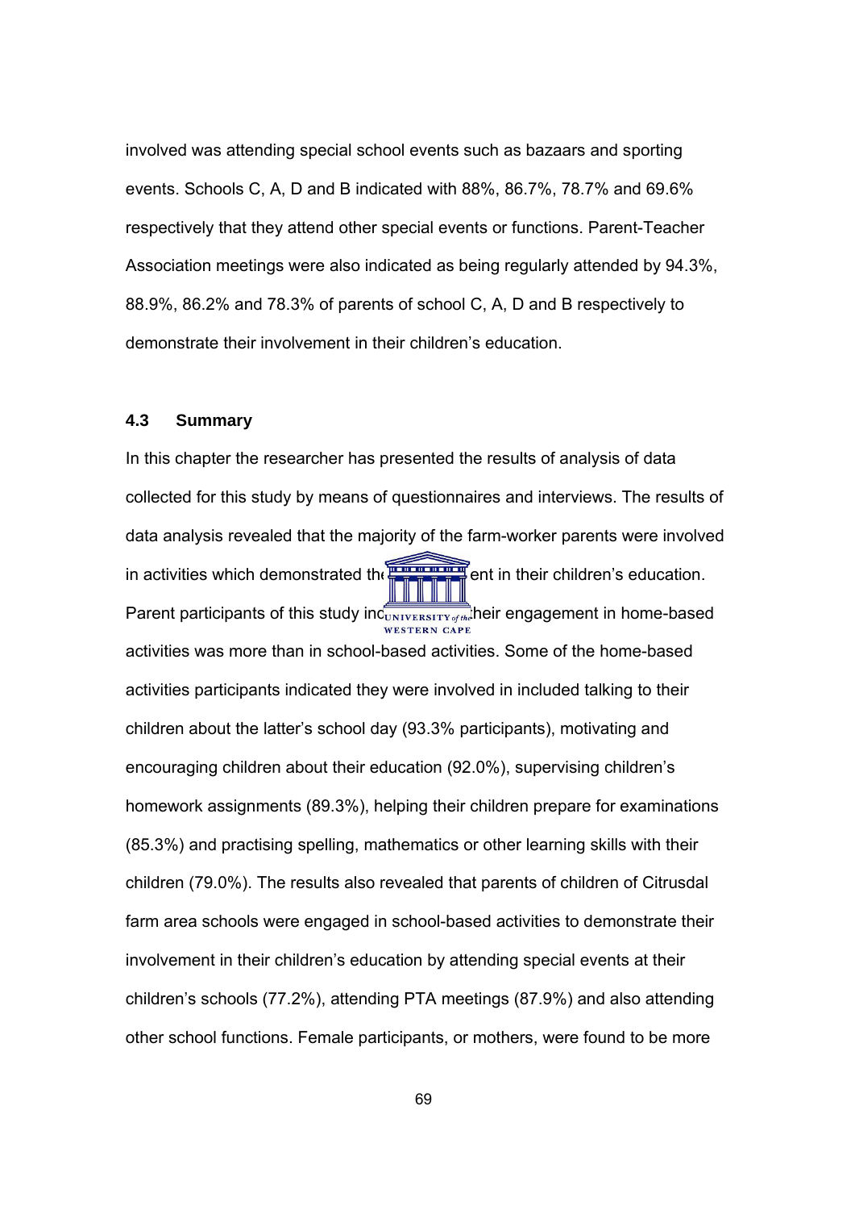involved was attending special school events such as bazaars and sporting events. Schools C, A, D and B indicated with 88%, 86.7%, 78.7% and 69.6% respectively that they attend other special events or functions. Parent-Teacher Association meetings were also indicated as being regularly attended by 94.3%, 88.9%, 86.2% and 78.3% of parents of school C, A, D and B respectively to demonstrate their involvement in their children's education.

### 4.3 Summary

In this chapter the researcher has presented the results of analysis of data collected for this study by means of questionnaires and interviews. The results of data analysis revealed that the majority of the farm-worker parents were involved in activities which demonstrated their involvement in their children's education. Parent participants of this study indicated their engagement in home-based activities was more than in school-based activities. Some of the home-based activities participants indicated they were involved in included talking to their children about the latter's school day (93.3% participants), motivating and encouraging children about their education (92.0%), supervising children's homework assignments (89.3%), helping their children prepare for examinations (85.3%) and practising spelling, mathematics or other learning skills with their children (79.0%). The results also revealed that parents of children of Citrusdal farm area schools were engaged in school-based activities to demonstrate their involvement in their children's education by attending special events at their children's schools (77.2%), attending PTA meetings (87.9%) and also attending other school functions. Female participants, or mothers, were found to be more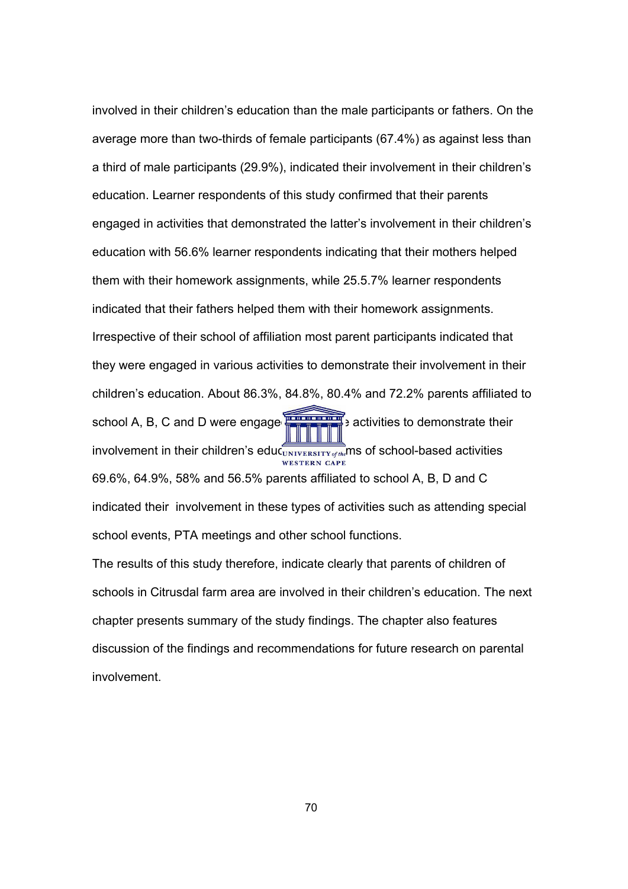involved in their children's education than the male participants or fathers. On the average more than two-thirds of female participants (67.4%) as against less than a third of male participants (29.9%), indicated their involvement in their children's education. Learner respondents of this study confirmed that their parents engaged in activities that demonstrated the latter's involvement in their children's education with 56.6% learner respondents indicating that their mothers helped them with their homework assignments, while 25.5.7% learner respondents indicated that their fathers helped them with their homework assignments. Irrespective of their school of affiliation most parent participants indicated that they were engaged in various activities to demonstrate their involvement in their children's education. About 86.3%, 84.8%, 80.4% and 72.2% parents affiliated to school A, B, C and D were engaged in these activities to demonstrate their involvement in their children's education. In terms of school-based activities 69.6%, 64.9%, 58% and 56.5% parents affiliated to school A, B, D and C indicated their involvement in these types of activities such as attending special school events, PTA meetings and other school functions.

The results of this study therefore, indicate clearly that parents of children of schools in Citrusdal farm area are involved in their children's education. The next chapter presents summary of the study findings. The chapter also features discussion of the findings and recommendations for future research on parental involvement.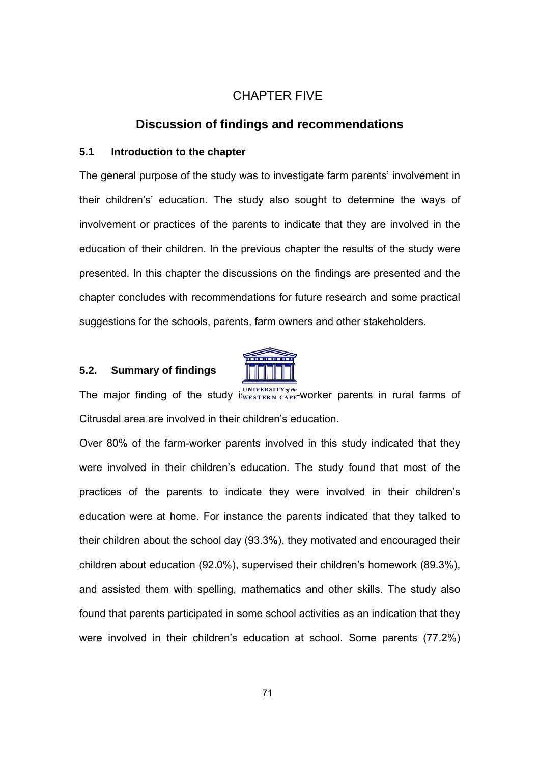# CHAPTER FIVE

## Discussion of findings and recommendations

### 5.1 Introduction to the chapter

The general purpose of the study was to investigate farm parents' involvement in their children's' education. The study also sought to determine the ways of involvement or practices of the parents to indicate that they are involved in the education of their children. In the previous chapter the results of the study were presented. In this chapter the discussions on the findings are presented and the chapter concludes with recommendations for future research and some practical suggestions for the schools, parents, farm owners and other stakeholders.

### 5.2. Summary of findings

The major finding of the study is that farm-worker parents in rural farms of Citrusdal area are involved in their children's education.

Over 80% of the farm-worker parents involved in this study indicated that they were involved in their children's education. The study found that most of the practices of the parents to indicate they were involved in their children's education were at home. For instance the parents indicated that they talked to their children about the school day (93.3%), they motivated and encouraged their children about education (92.0%), supervised their children's homework (89.3%), and assisted them with spelling, mathematics and other skills. The study also found that parents participated in some school activities as an indication that they were involved in their children's education at school. Some parents (77.2%)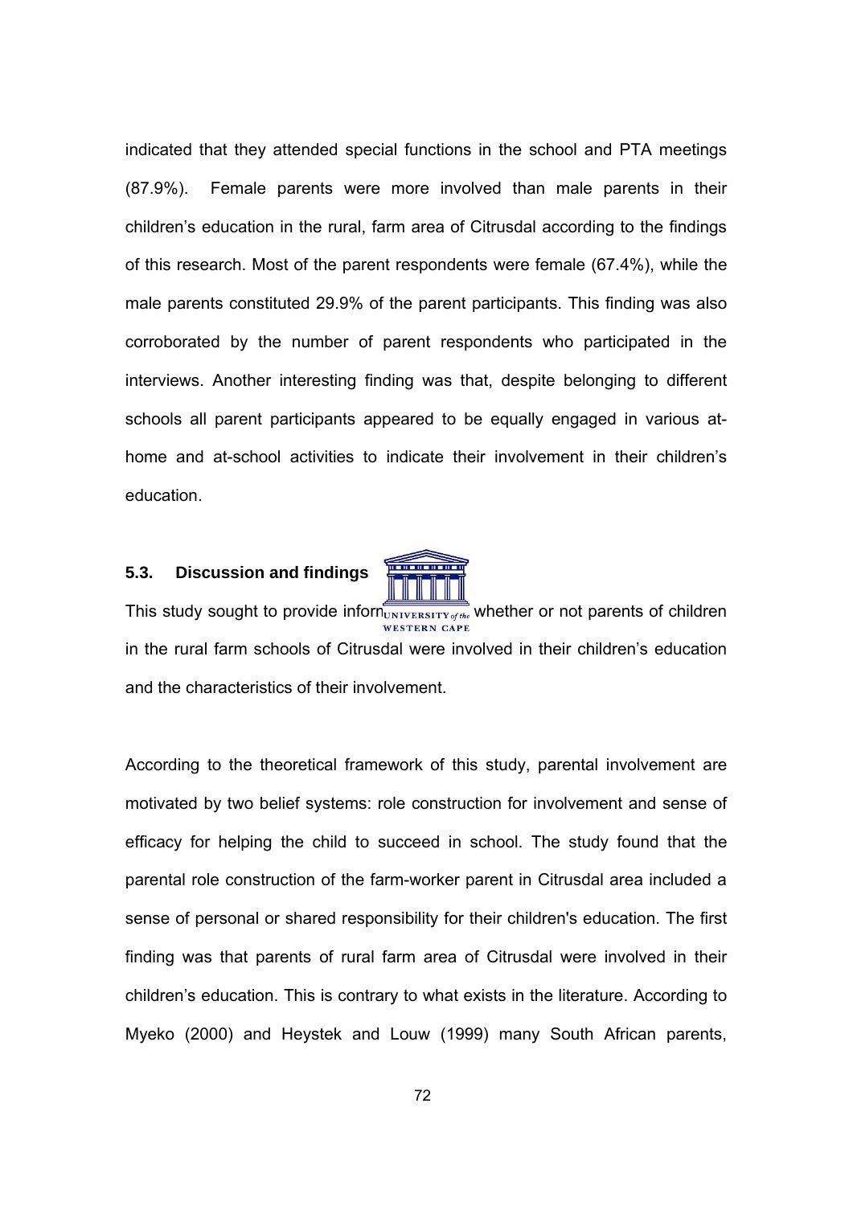indicated that they attended special functions in the school and PTA meetings (87.9%). Female parents were more involved than male parents in their children's education in the rural, farm area of Citrusdal according to the findings of this research. Most of the parent respondents were female (67.4%), while the male parents constituted 29.9% of the parent participants. This finding was also corroborated by the number of parent respondents who participated in the interviews. Another interesting finding was that, despite belonging to different schools all parent participants appeared to be equally engaged in various at-home and at-school activities to indicate their involvement in their children's education.

### 5.3. Discussion and findings

This study sought to provide information whether or not parents of children in the rural farm schools of Citrusdal were involved in their children's education and the characteristics of their involvement.

According to the theoretical framework of this study, parental involvement are motivated by two belief systems: role construction for involvement and sense of efficacy for helping the child to succeed in school. The study found that the parental role construction of the farm-worker parent in Citrusdal area included a sense of personal or shared responsibility for their children's education. The first finding was that parents of rural farm area of Citrusdal were involved in their children's education. This is contrary to what exists in the literature. According to Myeko (2000) and Heystek and Louw (1999) many South African parents,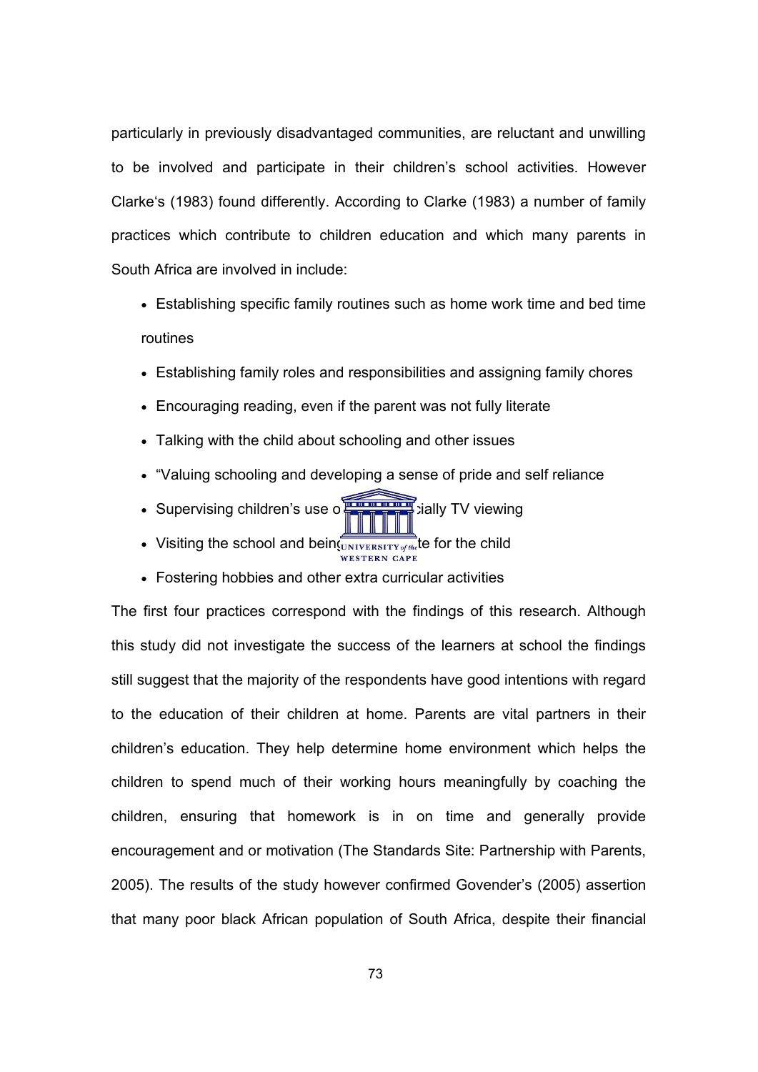particularly in previously disadvantaged communities, are reluctant and unwilling to be involved and participate in their children's school activities. However Clarke's (1983) found differently. According to Clarke (1983) a number of family practices which contribute to children education and which many parents in South Africa are involved in include:

- Establishing specific family routines such as home work time and bed time routines
- Establishing family roles and responsibilities and assigning family chores
- Encouraging reading, even if the parent was not fully literate
- Talking with the child about schooling and other issues
- "Valuing schooling and developing a sense of pride and self reliance
- Supervising children's use o[...]cially TV viewing
- Visiting the school and being[...]te for the child
- Fostering hobbies and other extra curricular activities

The first four practices correspond with the findings of this research. Although this study did not investigate the success of the learners at school the findings still suggest that the majority of the respondents have good intentions with regard to the education of their children at home. Parents are vital partners in their children's education. They help determine home environment which helps the children to spend much of their working hours meaningfully by coaching the children, ensuring that homework is in on time and generally provide encouragement and or motivation (The Standards Site: Partnership with Parents, 2005). The results of the study however confirmed Govender's (2005) assertion that many poor black African population of South Africa, despite their financial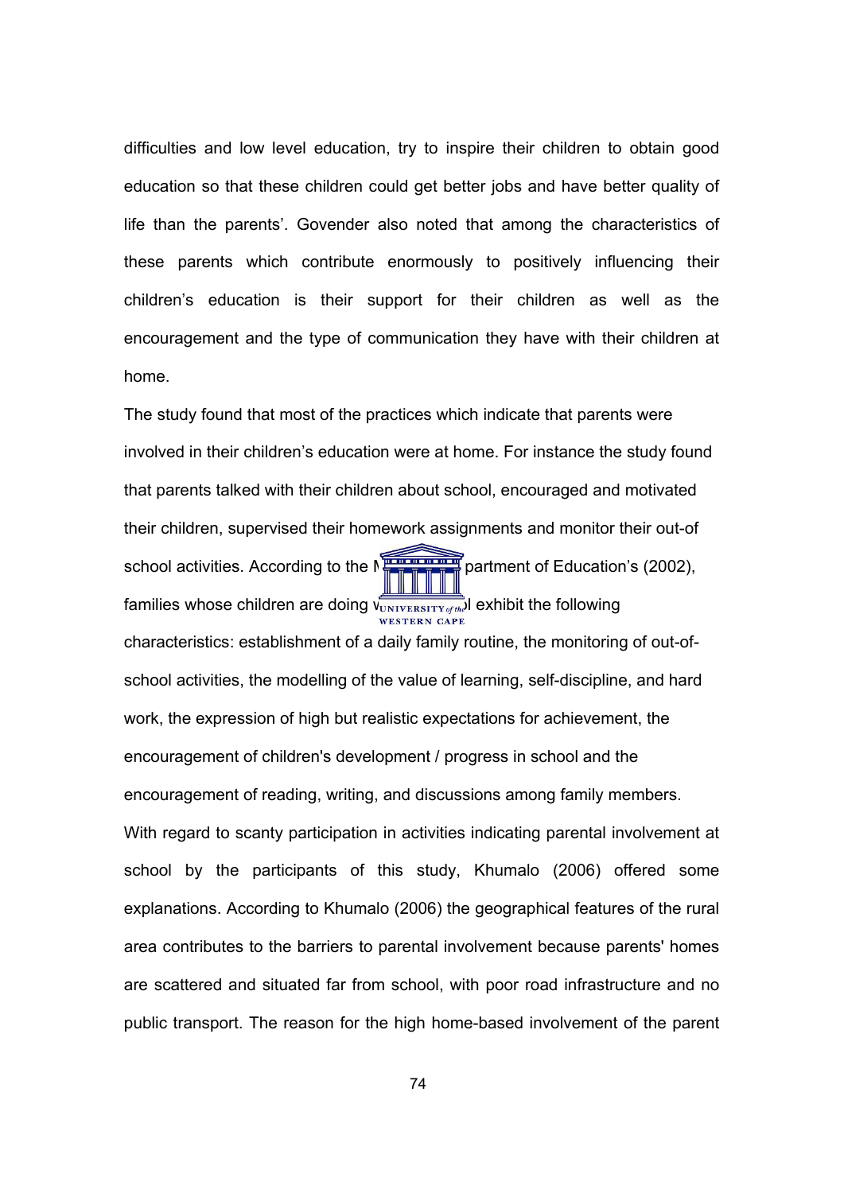difficulties and low level education, try to inspire their children to obtain good education so that these children could get better jobs and have better quality of life than the parents'. Govender also noted that among the characteristics of these parents which contribute enormously to positively influencing their children's education is their support for their children as well as the encouragement and the type of communication they have with their children at home.

The study found that most of the practices which indicate that parents were involved in their children's education were at home. For instance the study found that parents talked with their children about school, encouraged and motivated their children, supervised their homework assignments and monitor their out-of school activities. According to the Michigan Department of Education's (2002), families whose children are doing well in school exhibit the following characteristics: establishment of a daily family routine, the monitoring of out-of-school activities, the modelling of the value of learning, self-discipline, and hard work, the expression of high but realistic expectations for achievement, the encouragement of children's development / progress in school and the encouragement of reading, writing, and discussions among family members.

With regard to scanty participation in activities indicating parental involvement at school by the participants of this study, Khumalo (2006) offered some explanations. According to Khumalo (2006) the geographical features of the rural area contributes to the barriers to parental involvement because parents' homes are scattered and situated far from school, with poor road infrastructure and no public transport. The reason for the high home-based involvement of the parent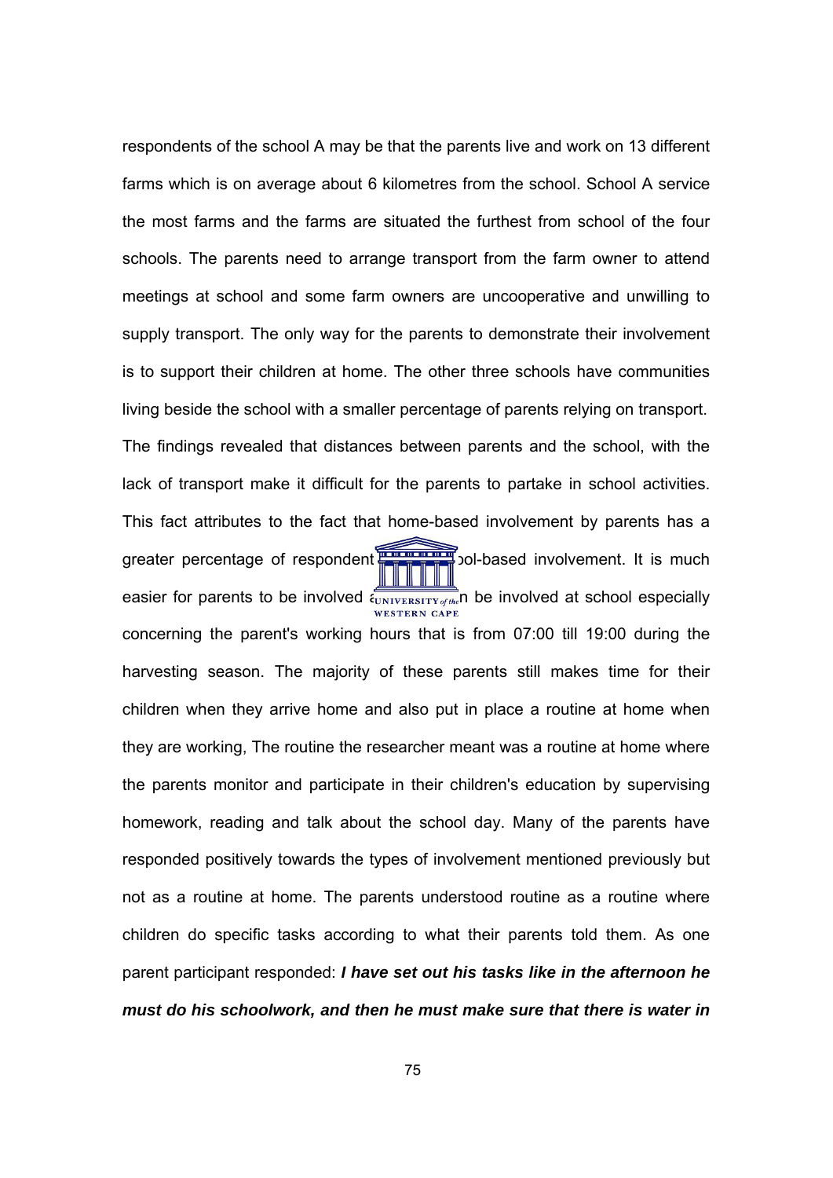respondents of the school A may be that the parents live and work on 13 different farms which is on average about 6 kilometres from the school. School A service the most farms and the farms are situated the furthest from school of the four schools. The parents need to arrange transport from the farm owner to attend meetings at school and some farm owners are uncooperative and unwilling to supply transport. The only way for the parents to demonstrate their involvement is to support their children at home. The other three schools have communities living beside the school with a smaller percentage of parents relying on transport. The findings revealed that distances between parents and the school, with the lack of transport make it difficult for the parents to partake in school activities. This fact attributes to the fact that home-based involvement by parents has a greater percentage of respondents than school-based involvement. It is much easier for parents to be involved at home than be involved at school especially concerning the parent's working hours that is from 07:00 till 19:00 during the harvesting season. The majority of these parents still makes time for their children when they arrive home and also put in place a routine at home when they are working, The routine the researcher meant was a routine at home where the parents monitor and participate in their children's education by supervising homework, reading and talk about the school day. Many of the parents have responded positively towards the types of involvement mentioned previously but not as a routine at home. The parents understood routine as a routine where children do specific tasks according to what their parents told them. As one parent participant responded: ***I have set out his tasks like in the afternoon he must do his schoolwork, and then he must make sure that there is water in***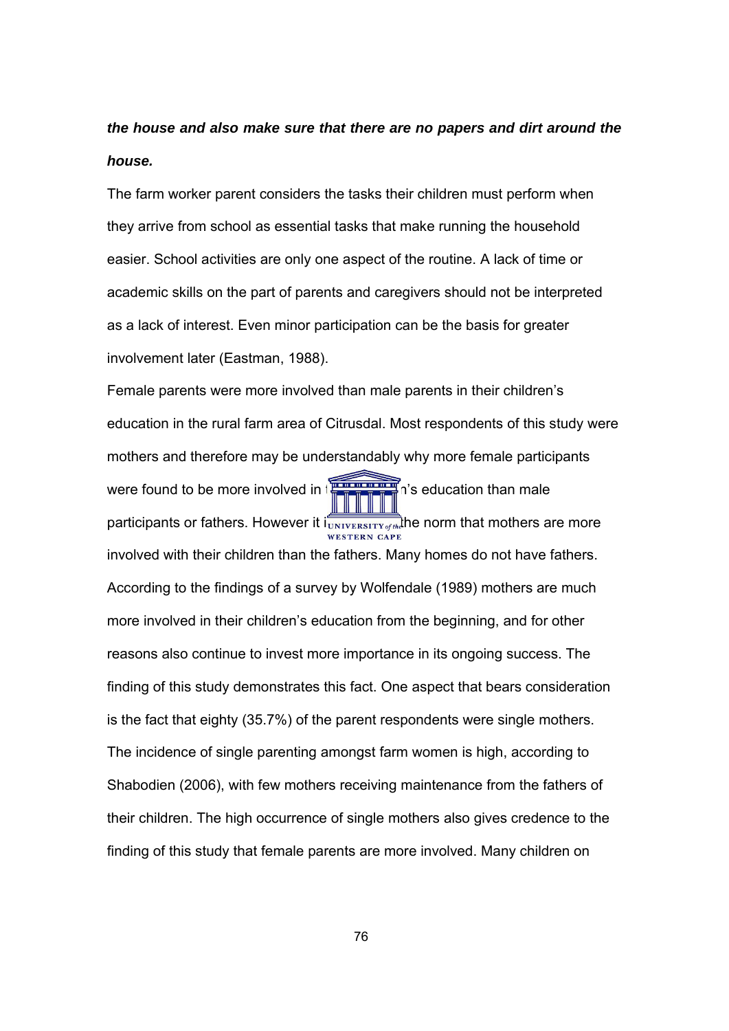***the house and also make sure that there are no papers and dirt around the house.***

The farm worker parent considers the tasks their children must perform when they arrive from school as essential tasks that make running the household easier. School activities are only one aspect of the routine. A lack of time or academic skills on the part of parents and caregivers should not be interpreted as a lack of interest. Even minor participation can be the basis for greater involvement later (Eastman, 1988).

Female parents were more involved than male parents in their children's education in the rural farm area of Citrusdal. Most respondents of this study were mothers and therefore may be understandably why more female participants were found to be more involved in their children's education than male participants or fathers. However it is the norm that mothers are more involved with their children than the fathers. Many homes do not have fathers. According to the findings of a survey by Wolfendale (1989) mothers are much more involved in their children's education from the beginning, and for other reasons also continue to invest more importance in its ongoing success. The finding of this study demonstrates this fact. One aspect that bears consideration is the fact that eighty (35.7%) of the parent respondents were single mothers. The incidence of single parenting amongst farm women is high, according to Shabodien (2006), with few mothers receiving maintenance from the fathers of their children. The high occurrence of single mothers also gives credence to the finding of this study that female parents are more involved. Many children on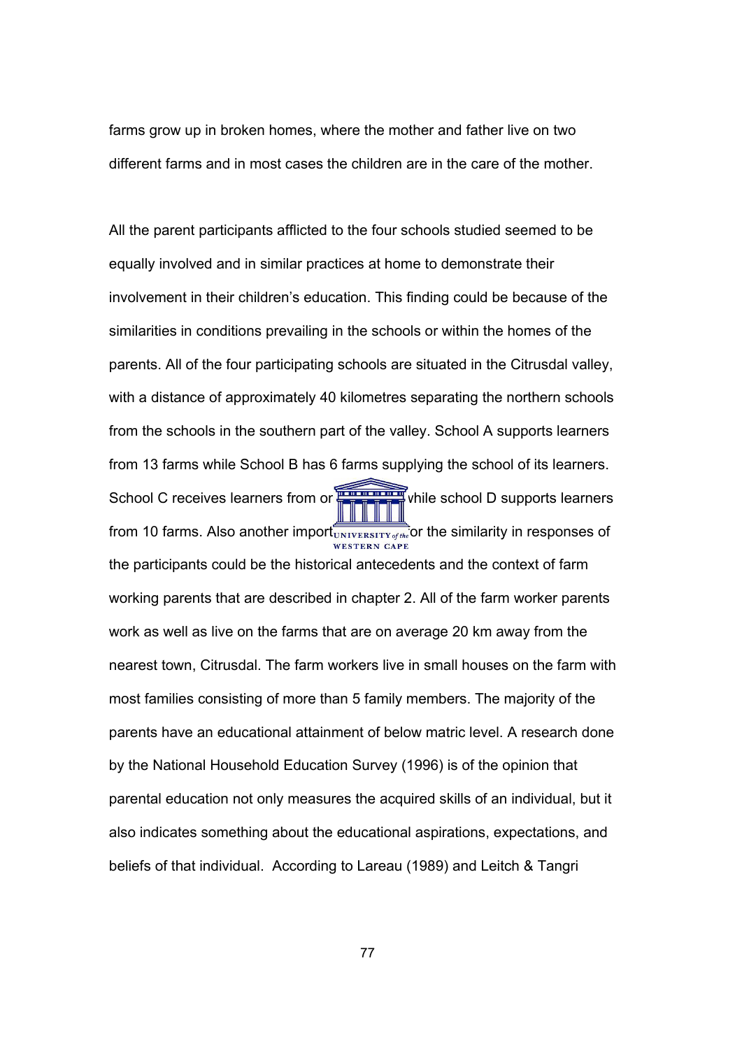farms grow up in broken homes, where the mother and father live on two different farms and in most cases the children are in the care of the mother.

All the parent participants afflicted to the four schools studied seemed to be equally involved and in similar practices at home to demonstrate their involvement in their children's education. This finding could be because of the similarities in conditions prevailing in the schools or within the homes of the parents. All of the four participating schools are situated in the Citrusdal valley, with a distance of approximately 40 kilometres separating the northern schools from the schools in the southern part of the valley. School A supports learners from 13 farms while School B has 6 farms supplying the school of its learners. School C receives learners from or while school D supports learners from 10 farms. Also another import or the similarity in responses of the participants could be the historical antecedents and the context of farm working parents that are described in chapter 2. All of the farm worker parents work as well as live on the farms that are on average 20 km away from the nearest town, Citrusdal. The farm workers live in small houses on the farm with most families consisting of more than 5 family members. The majority of the parents have an educational attainment of below matric level. A research done by the National Household Education Survey (1996) is of the opinion that parental education not only measures the acquired skills of an individual, but it also indicates something about the educational aspirations, expectations, and beliefs of that individual. According to Lareau (1989) and Leitch & Tangri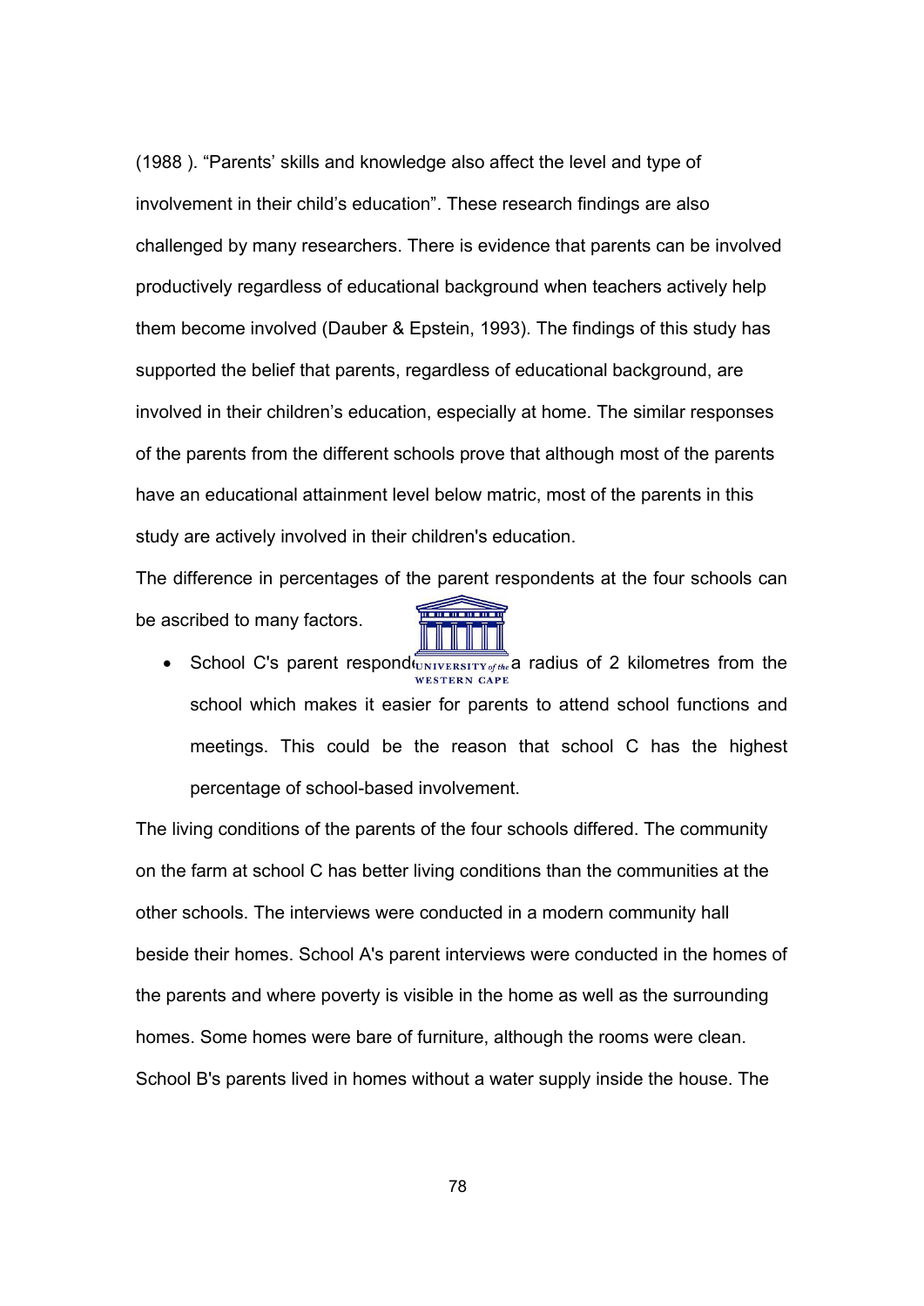(1988 ). "Parents' skills and knowledge also affect the level and type of involvement in their child's education". These research findings are also challenged by many researchers. There is evidence that parents can be involved productively regardless of educational background when teachers actively help them become involved (Dauber & Epstein, 1993). The findings of this study has supported the belief that parents, regardless of educational background, are involved in their children's education, especially at home. The similar responses of the parents from the different schools prove that although most of the parents have an educational attainment level below matric, most of the parents in this study are actively involved in their children's education.

The difference in percentages of the parent respondents at the four schools can be ascribed to many factors.

- School C's parent respond... a radius of 2 kilometres from the school which makes it easier for parents to attend school functions and meetings. This could be the reason that school C has the highest percentage of school-based involvement.

The living conditions of the parents of the four schools differed. The community on the farm at school C has better living conditions than the communities at the other schools. The interviews were conducted in a modern community hall beside their homes. School A's parent interviews were conducted in the homes of the parents and where poverty is visible in the home as well as the surrounding homes. Some homes were bare of furniture, although the rooms were clean. School B's parents lived in homes without a water supply inside the house. The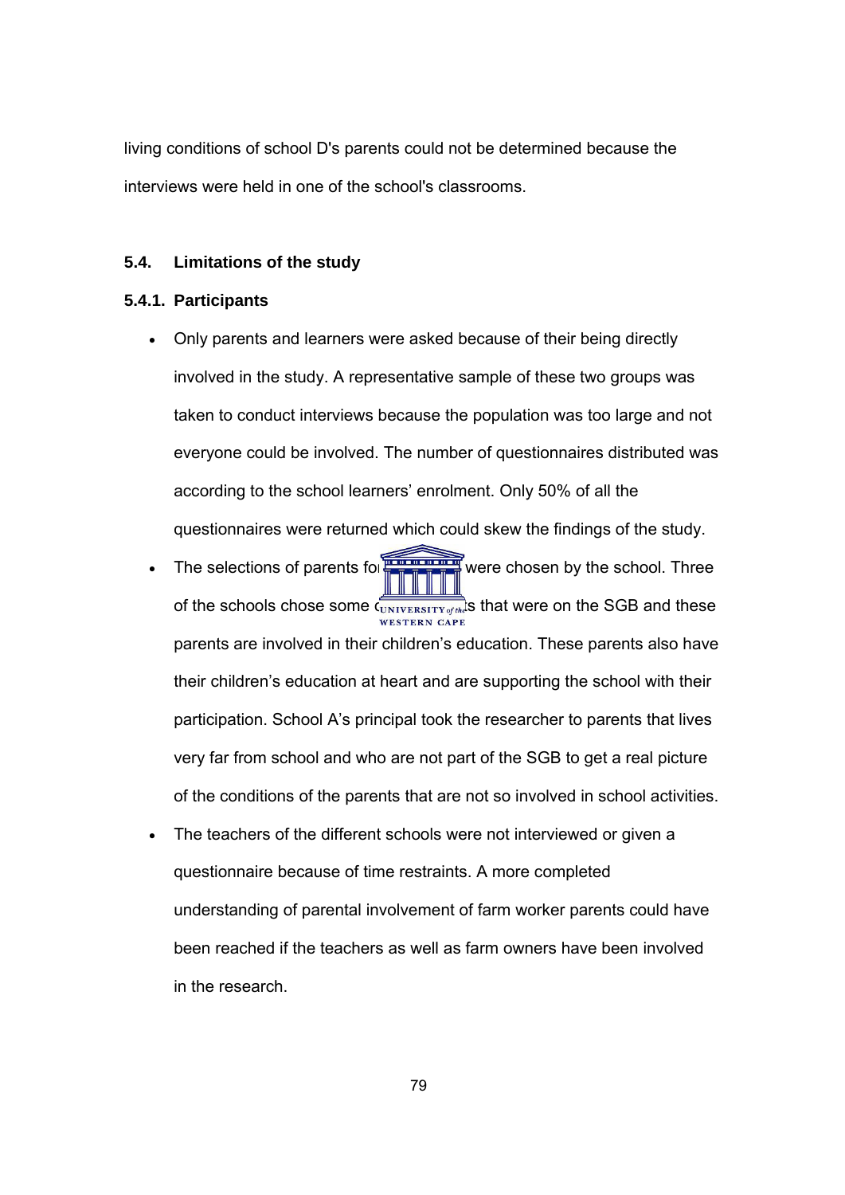living conditions of school D's parents could not be determined because the interviews were held in one of the school's classrooms.

## 5.4. Limitations of the study

### 5.4.1. Participants

- Only parents and learners were asked because of their being directly involved in the study. A representative sample of these two groups was taken to conduct interviews because the population was too large and not everyone could be involved. The number of questionnaires distributed was according to the school learners' enrolment. Only 50% of all the questionnaires were returned which could skew the findings of the study.
- The selections of parents for were chosen by the school. Three of the schools chose some parents that were on the SGB and these parents are involved in their children's education. These parents also have their children's education at heart and are supporting the school with their participation. School A's principal took the researcher to parents that lives very far from school and who are not part of the SGB to get a real picture of the conditions of the parents that are not so involved in school activities.
- The teachers of the different schools were not interviewed or given a questionnaire because of time restraints. A more completed understanding of parental involvement of farm worker parents could have been reached if the teachers as well as farm owners have been involved in the research.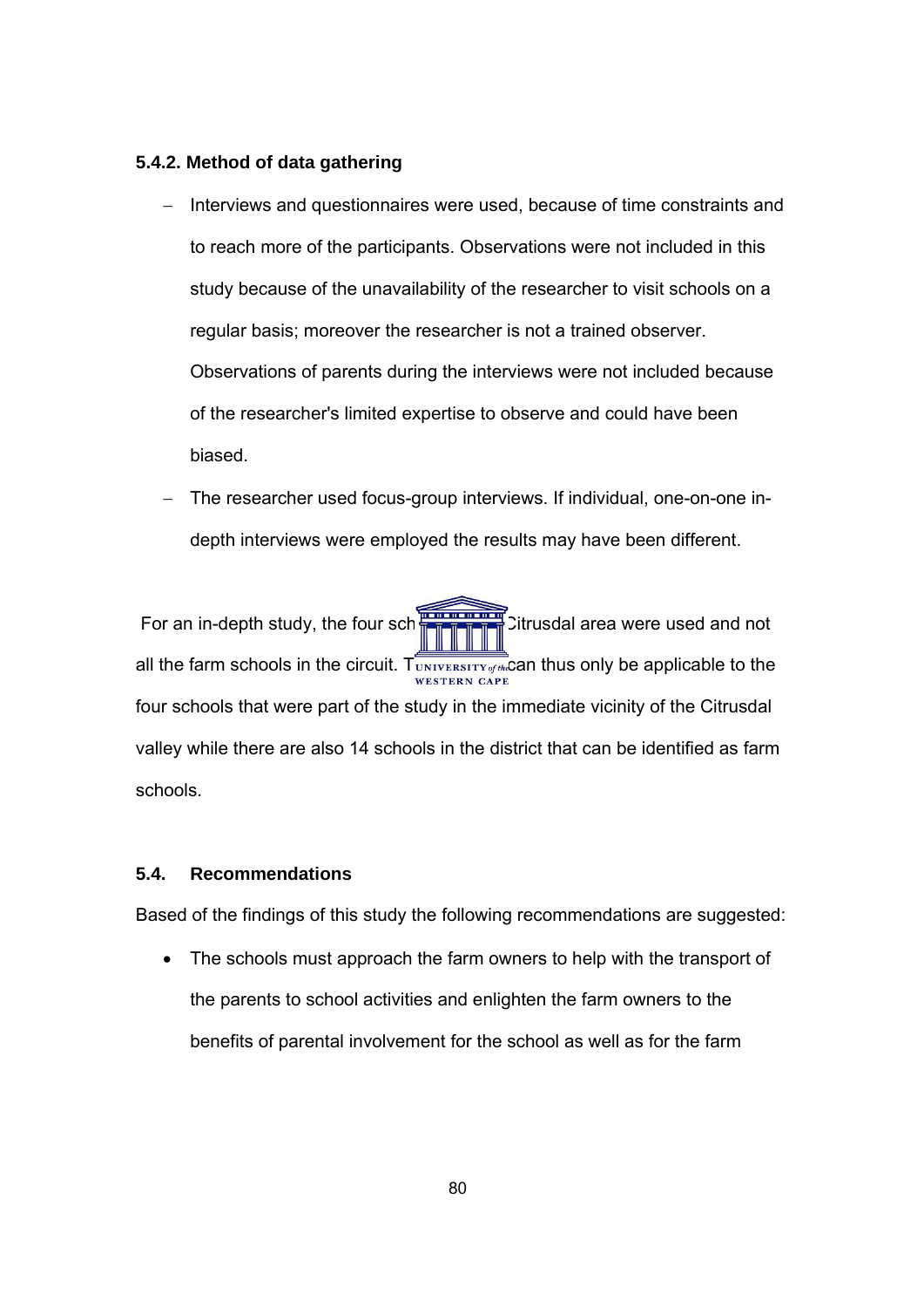### 5.4.2. Method of data gathering

- Interviews and questionnaires were used, because of time constraints and to reach more of the participants. Observations were not included in this study because of the unavailability of the researcher to visit schools on a regular basis; moreover the researcher is not a trained observer. Observations of parents during the interviews were not included because of the researcher's limited expertise to observe and could have been biased.
- The researcher used focus-group interviews. If individual, one-on-one in-depth interviews were employed the results may have been different.

For an in-depth study, the four schools in the Citrusdal area were used and not all the farm schools in the circuit. The findings can thus only be applicable to the four schools that were part of the study in the immediate vicinity of the Citrusdal valley while there are also 14 schools in the district that can be identified as farm schools.

## 5.4. Recommendations

Based of the findings of this study the following recommendations are suggested:

- The schools must approach the farm owners to help with the transport of the parents to school activities and enlighten the farm owners to the benefits of parental involvement for the school as well as for the farm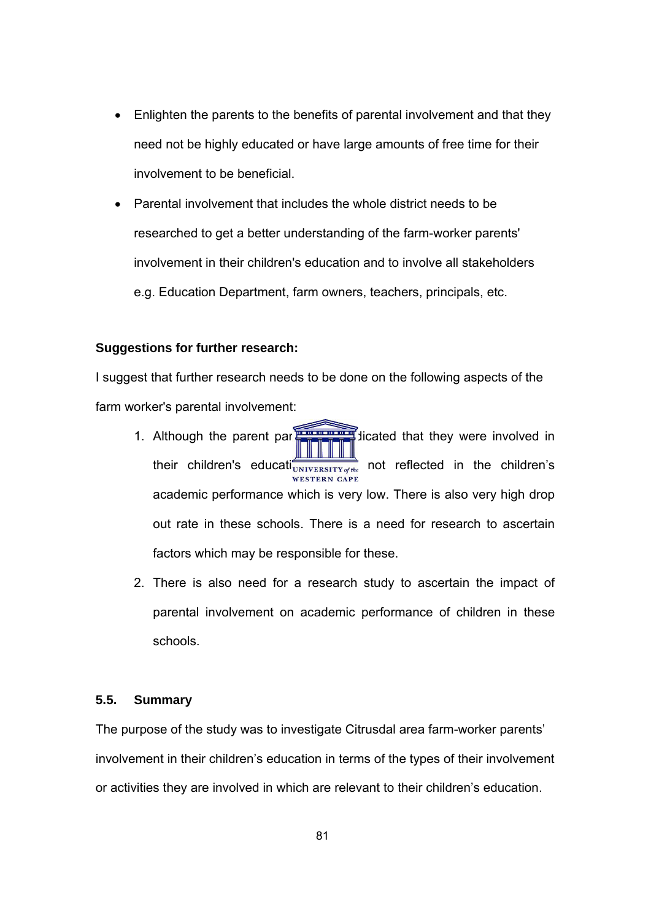- Enlighten the parents to the benefits of parental involvement and that they need not be highly educated or have large amounts of free time for their involvement to be beneficial.
- Parental involvement that includes the whole district needs to be researched to get a better understanding of the farm-worker parents' involvement in their children's education and to involve all stakeholders e.g. Education Department, farm owners, teachers, principals, etc.

**Suggestions for further research:**

I suggest that further research needs to be done on the following aspects of the farm worker's parental involvement:

1. Although the parent participants indicated that they were involved in their children's education, this is not reflected in the children's academic performance which is very low. There is also very high drop out rate in these schools. There is a need for research to ascertain factors which may be responsible for these.
2. There is also need for a research study to ascertain the impact of parental involvement on academic performance of children in these schools.

## 5.5. Summary

The purpose of the study was to investigate Citrusdal area farm-worker parents' involvement in their children's education in terms of the types of their involvement or activities they are involved in which are relevant to their children's education.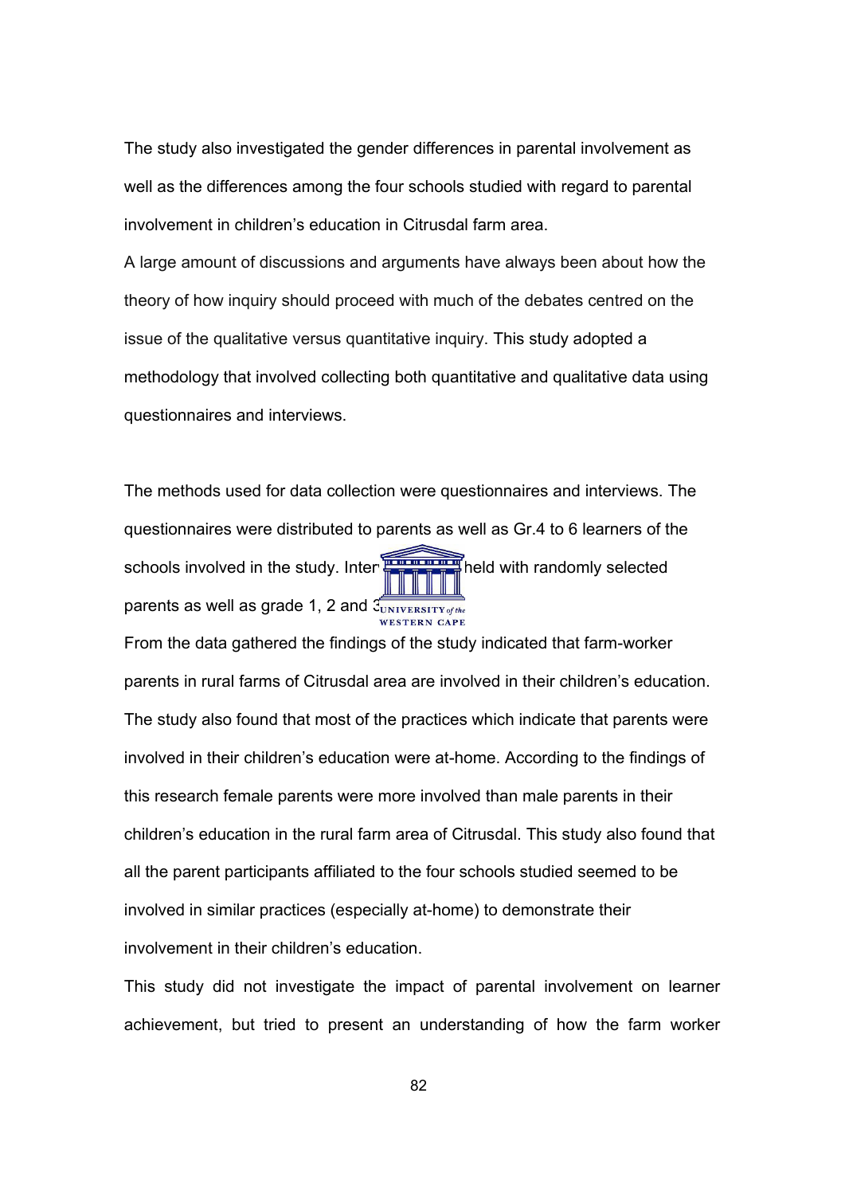The study also investigated the gender differences in parental involvement as well as the differences among the four schools studied with regard to parental involvement in children's education in Citrusdal farm area.

A large amount of discussions and arguments have always been about how the theory of how inquiry should proceed with much of the debates centred on the issue of the qualitative versus quantitative inquiry. This study adopted a methodology that involved collecting both quantitative and qualitative data using questionnaires and interviews.

The methods used for data collection were questionnaires and interviews. The questionnaires were distributed to parents as well as Gr.4 to 6 learners of the schools involved in the study. Inter held with randomly selected parents as well as grade 1, 2 and 3

From the data gathered the findings of the study indicated that farm-worker parents in rural farms of Citrusdal area are involved in their children's education. The study also found that most of the practices which indicate that parents were involved in their children's education were at-home. According to the findings of this research female parents were more involved than male parents in their children's education in the rural farm area of Citrusdal. This study also found that all the parent participants affiliated to the four schools studied seemed to be involved in similar practices (especially at-home) to demonstrate their involvement in their children's education.

This study did not investigate the impact of parental involvement on learner achievement, but tried to present an understanding of how the farm worker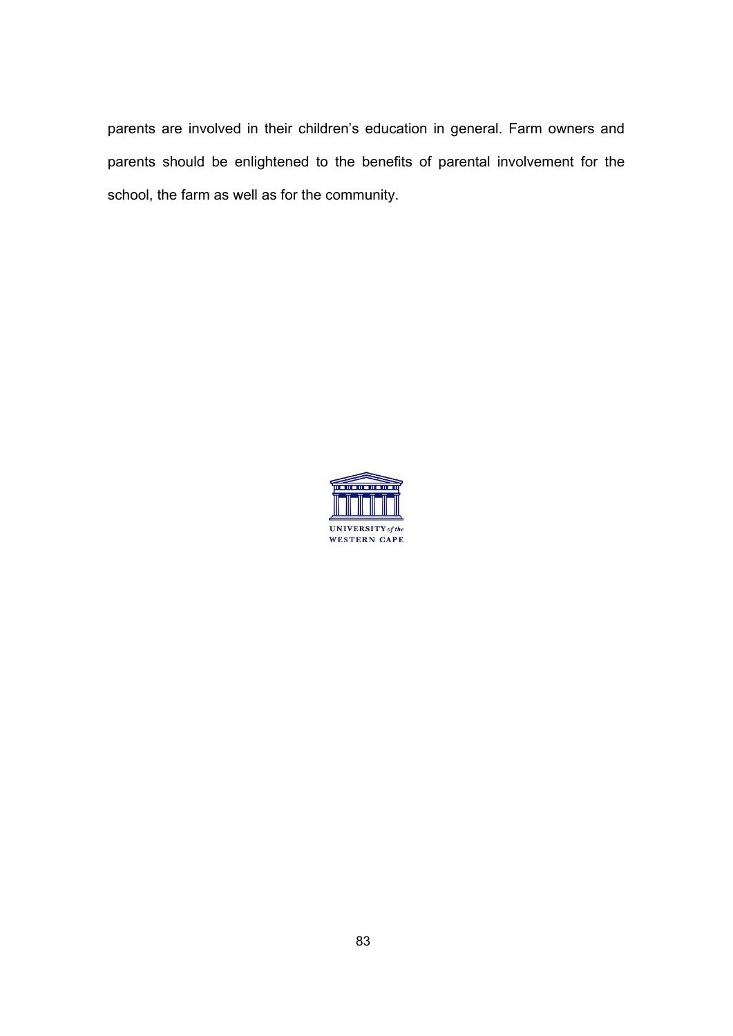parents are involved in their children's education in general. Farm owners and parents should be enlightened to the benefits of parental involvement for the school, the farm as well as for the community.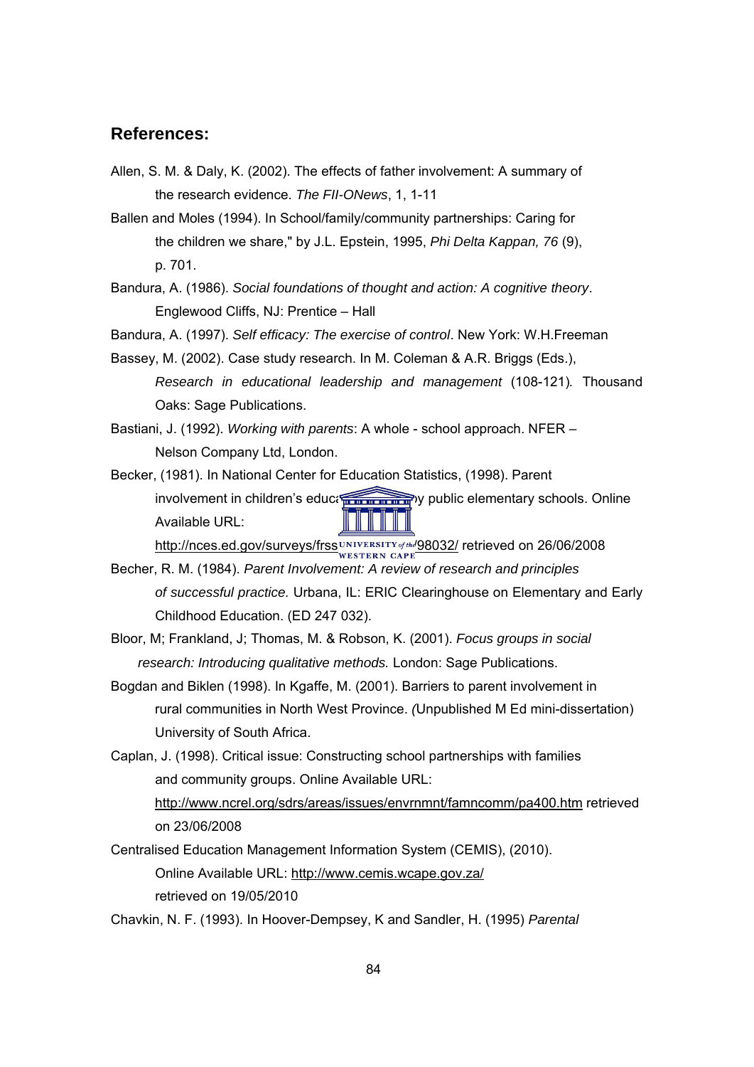## References:

Allen, S. M. & Daly, K. (2002). The effects of father involvement: A summary of the research evidence. *The FII-ONews*, 1, 1-11

Ballen and Moles (1994). In School/family/community partnerships: Caring for the children we share," by J.L. Epstein, 1995, *Phi Delta Kappan, 76* (9), p. 701.

Bandura, A. (1986). *Social foundations of thought and action: A cognitive theory*. Englewood Cliffs, NJ: Prentice – Hall

Bandura, A. (1997). *Self efficacy: The exercise of control*. New York: W.H.Freeman

Bassey, M. (2002). Case study research. In M. Coleman & A.R. Briggs (Eds.), *Research in educational leadership and management* (108-121)*.* Thousand Oaks: Sage Publications.

Bastiani, J. (1992). *Working with parents*: A whole - school approach. NFER – Nelson Company Ltd, London.

Becker, (1981). In National Center for Education Statistics, (1998). Parent involvement in children's education: Efforts by public elementary schools. Online Available URL: http://nces.ed.gov/surveys/frss/publications/98032/ retrieved on 26/06/2008

Becher, R. M. (1984). *Parent Involvement: A review of research and principles of successful practice.* Urbana, IL: ERIC Clearinghouse on Elementary and Early Childhood Education. (ED 247 032).

Bloor, M; Frankland, J; Thomas, M. & Robson, K. (2001). *Focus groups in social research: Introducing qualitative methods.* London: Sage Publications.

Bogdan and Biklen (1998). In Kgaffe, M. (2001). Barriers to parent involvement in rural communities in North West Province. *(*Unpublished M Ed mini-dissertation) University of South Africa.

Caplan, J. (1998). Critical issue: Constructing school partnerships with families and community groups. Online Available URL: http://www.ncrel.org/sdrs/areas/issues/envrnmnt/famncomm/pa400.htm retrieved on 23/06/2008

Centralised Education Management Information System (CEMIS), (2010). Online Available URL: http://www.cemis.wcape.gov.za/ retrieved on 19/05/2010

Chavkin, N. F. (1993). In Hoover-Dempsey, K and Sandler, H. (1995) *Parental*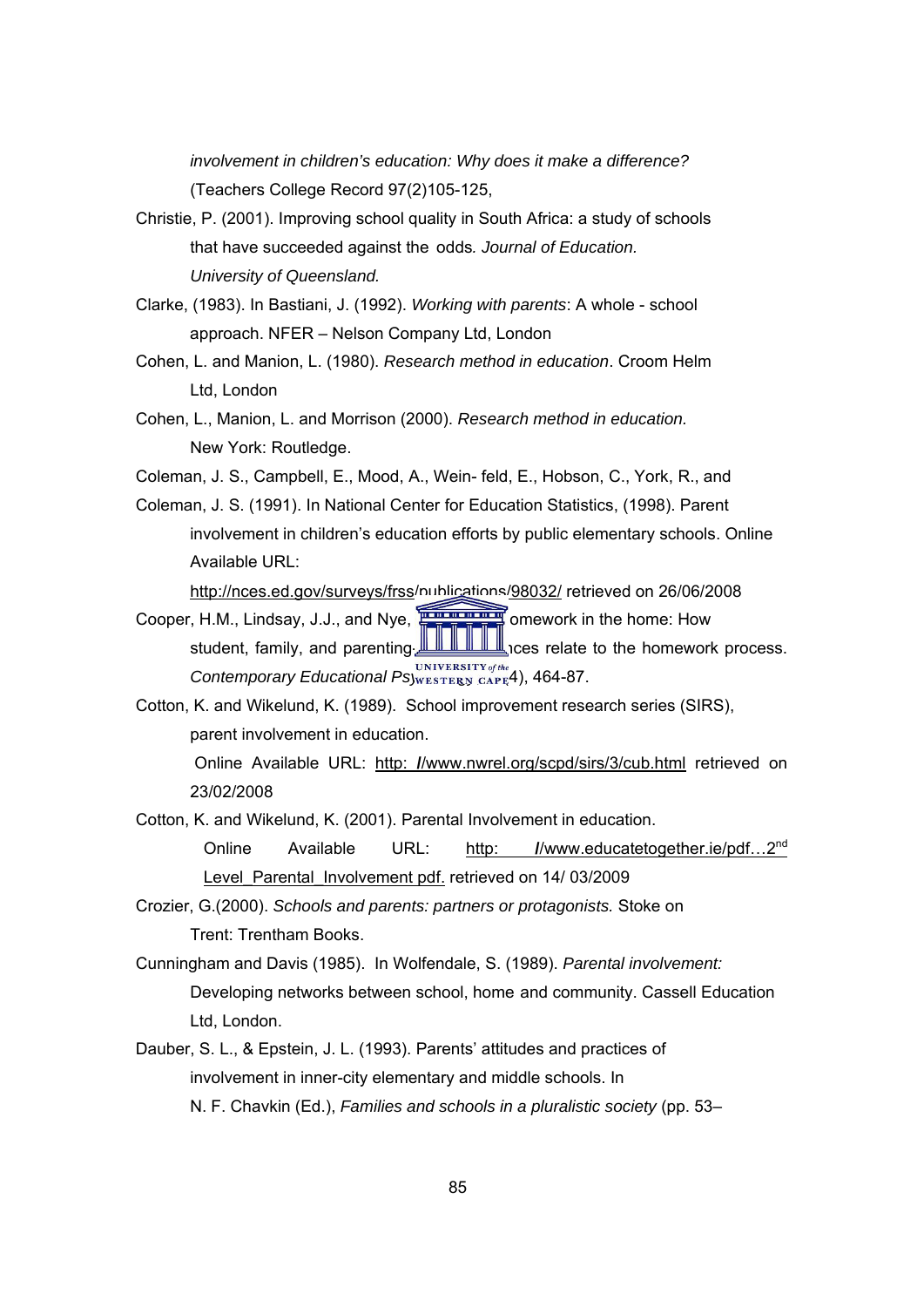*involvement in children's education: Why does it make a difference?* (Teachers College Record 97(2)105-125,

Christie, P. (2001). Improving school quality in South Africa: a study of schools that have succeeded against the odds*. Journal of Education. University of Queensland.*

Clarke, (1983). In Bastiani, J. (1992). *Working with parents*: A whole - school approach. NFER – Nelson Company Ltd, London

Cohen, L. and Manion, L. (1980). *Research method in education*. Croom Helm Ltd, London

Cohen, L., Manion, L. and Morrison (2000). *Research method in education.* New York: Routledge.

Coleman, J. S., Campbell, E., Mood, A., Wein- feld, E., Hobson, C., York, R., and

Coleman, J. S. (1991). In National Center for Education Statistics, (1998). Parent involvement in children's education efforts by public elementary schools. Online Available URL: http://nces.ed.gov/surveys/frss/publications/98032/ retrieved on 26/06/2008

Cooper, H.M., Lindsay, J.J., and Nye, omework in the home: How student, family, and parenting ces relate to the homework process. *Contemporary Educational Ps*4), 464-87.

Cotton, K. and Wikelund, K. (1989). School improvement research series (SIRS), parent involvement in education. Online Available URL: http: //www.nwrel.org/scpd/sirs/3/cub.html retrieved on 23/02/2008

Cotton, K. and Wikelund, K. (2001). Parental Involvement in education. Online Available URL: http: //www.educatetogether.ie/pdf…2nd Level_Parental_Involvement pdf. retrieved on 14/ 03/2009

Crozier, G.(2000). *Schools and parents: partners or protagonists.* Stoke on Trent: Trentham Books.

Cunningham and Davis (1985). In Wolfendale, S. (1989). *Parental involvement:* Developing networks between school, home and community. Cassell Education Ltd, London.

Dauber, S. L., & Epstein, J. L. (1993). Parents' attitudes and practices of involvement in inner-city elementary and middle schools. In N. F. Chavkin (Ed.), *Families and schools in a pluralistic society* (pp. 53–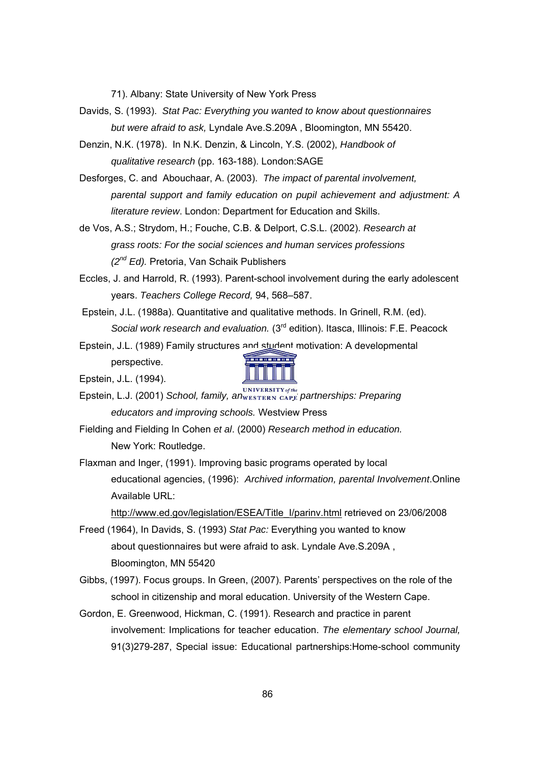71). Albany: State University of New York Press

Davids, S. (1993). *Stat Pac: Everything you wanted to know about questionnaires but were afraid to ask,* Lyndale Ave.S.209A , Bloomington, MN 55420.

Denzin, N.K. (1978). In N.K. Denzin, & Lincoln, Y.S. (2002), *Handbook of qualitative research* (pp. 163-188). London:SAGE

Desforges, C. and Abouchaar, A. (2003). *The impact of parental involvement, parental support and family education on pupil achievement and adjustment: A literature review*. London: Department for Education and Skills.

de Vos, A.S.; Strydom, H.; Fouche, C.B. & Delport, C.S.L. (2002). *Research at grass roots: For the social sciences and human services professions (2nd Ed).* Pretoria, Van Schaik Publishers

Eccles, J. and Harrold, R. (1993). Parent-school involvement during the early adolescent years. *Teachers College Record,* 94, 568–587.

Epstein, J.L. (1988a). Quantitative and qualitative methods. In Grinell, R.M. (ed). *Social work research and evaluation.* (3rd edition). Itasca, Illinois: F.E. Peacock

Epstein, J.L. (1989) Family structures and student motivation: A developmental perspective.

Epstein, J.L. (1994).

Epstein, L.J. (2001) *School, family, and community partnerships: Preparing educators and improving schools.* Westview Press

Fielding and Fielding In Cohen *et al*. (2000) *Research method in education.* New York: Routledge.

Flaxman and Inger, (1991). Improving basic programs operated by local educational agencies, (1996): *Archived information, parental Involvement*.Online Available URL: http://www.ed.gov/legislation/ESEA/Title_I/parinv.html retrieved on 23/06/2008

Freed (1964), In Davids, S. (1993) *Stat Pac:* Everything you wanted to know about questionnaires but were afraid to ask. Lyndale Ave.S.209A , Bloomington, MN 55420

Gibbs, (1997). Focus groups. In Green, (2007). Parents' perspectives on the role of the school in citizenship and moral education. University of the Western Cape.

Gordon, E. Greenwood, Hickman, C. (1991). Research and practice in parent involvement: Implications for teacher education. *The elementary school Journal,* 91(3)279-287, Special issue: Educational partnerships:Home-school community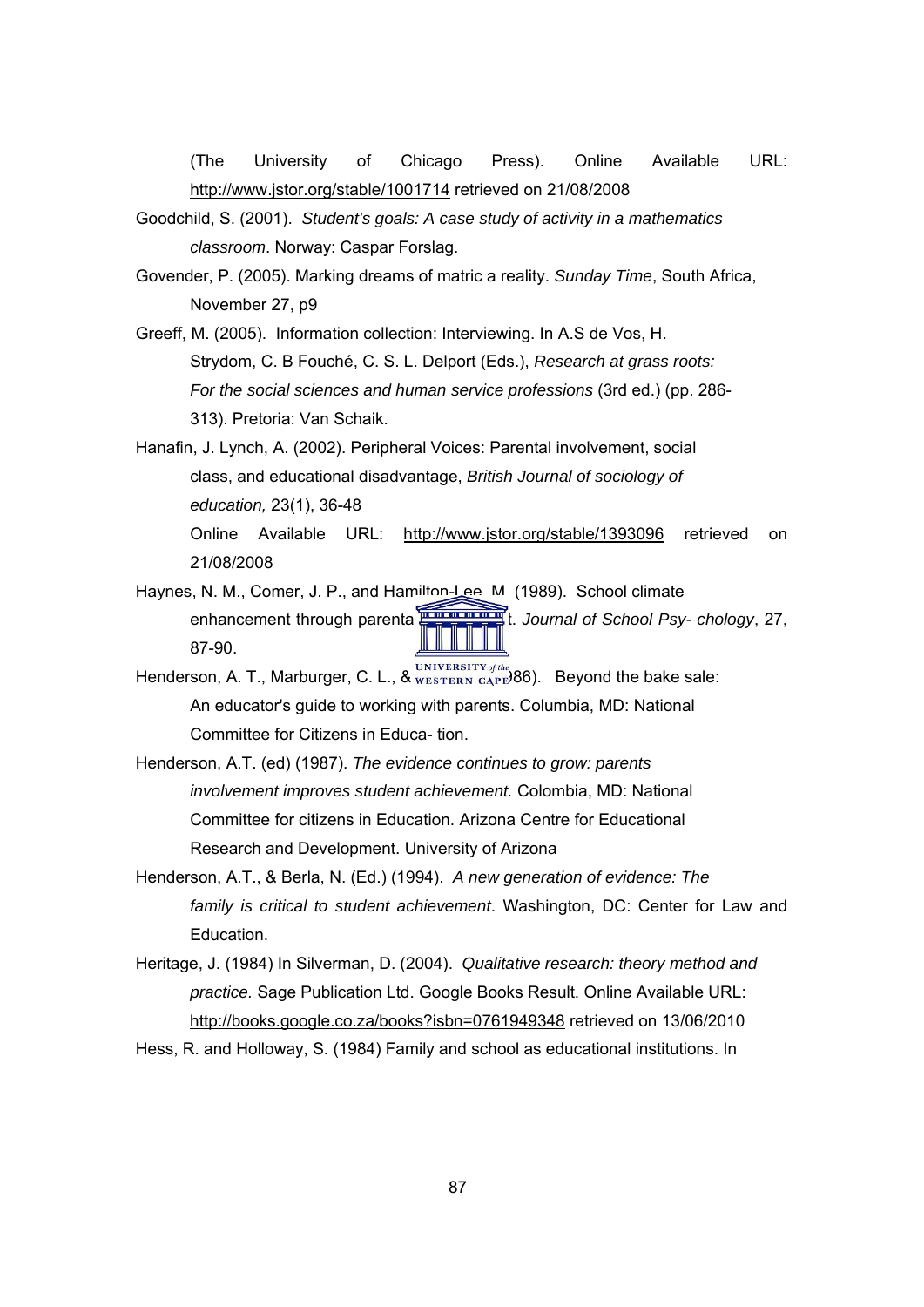(The University of Chicago Press). Online Available URL: http://www.jstor.org/stable/1001714 retrieved on 21/08/2008

Goodchild, S. (2001). *Student's goals: A case study of activity in a mathematics classroom*. Norway: Caspar Forslag.

Govender, P. (2005). Marking dreams of matric a reality. *Sunday Time*, South Africa, November 27, p9

Greeff, M. (2005). Information collection: Interviewing. In A.S de Vos, H. Strydom, C. B Fouché, C. S. L. Delport (Eds.), *Research at grass roots: For the social sciences and human service professions* (3rd ed.) (pp. 286-313). Pretoria: Van Schaik.

Hanafin, J. Lynch, A. (2002). Peripheral Voices: Parental involvement, social class, and educational disadvantage, *British Journal of sociology of education,* 23(1), 36-48 Online Available URL: http://www.jstor.org/stable/1393096 retrieved on 21/08/2008

Haynes, N. M., Comer, J. P., and Hamilton-Lee, M. (1989). School climate enhancement through parental involvement. *Journal of School Psy- chology*, 27, 87-90.

Henderson, A. T., Marburger, C. L., & Ooms, T. (1986). Beyond the bake sale: An educator's guide to working with parents. Columbia, MD: National Committee for Citizens in Educa- tion.

Henderson, A.T. (ed) (1987). *The evidence continues to grow: parents involvement improves student achievement.* Colombia, MD: National Committee for citizens in Education. Arizona Centre for Educational Research and Development. University of Arizona

Henderson, A.T., & Berla, N. (Ed.) (1994). *A new generation of evidence: The family is critical to student achievement*. Washington, DC: Center for Law and Education.

Heritage, J. (1984) In Silverman, D. (2004). *Qualitative research: theory method and practice.* Sage Publication Ltd. Google Books Result. Online Available URL: http://books.google.co.za/books?isbn=0761949348 retrieved on 13/06/2010

Hess, R. and Holloway, S. (1984) Family and school as educational institutions. In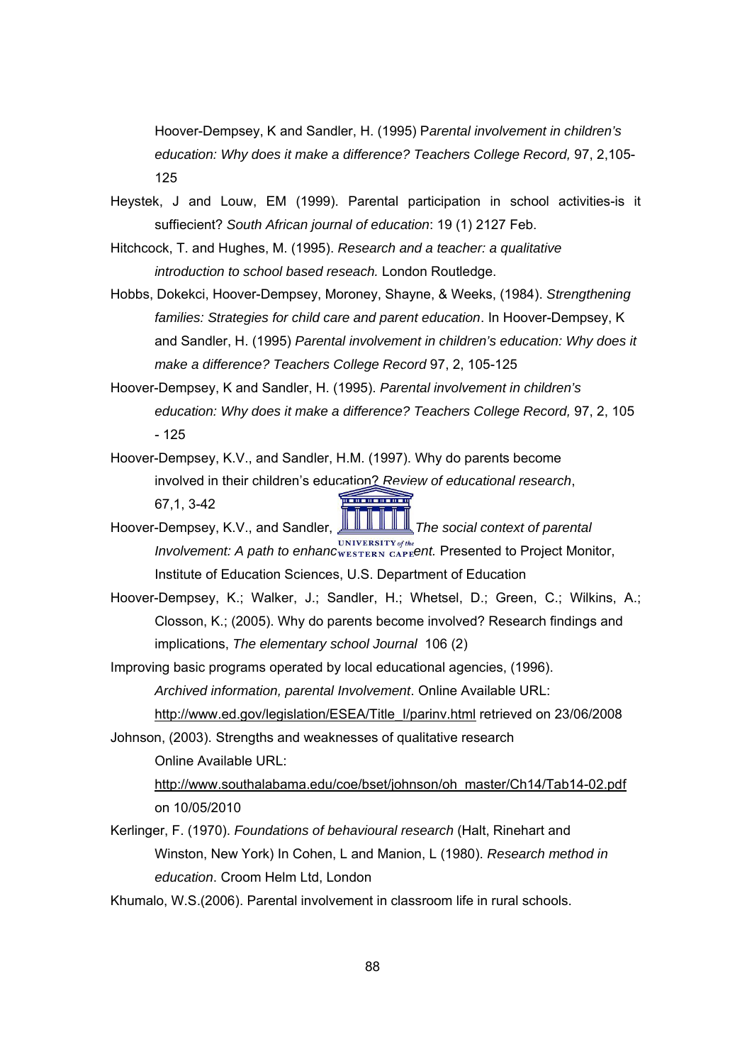Hoover-Dempsey, K and Sandler, H. (1995) P*arental involvement in children's education: Why does it make a difference? Teachers College Record,* 97, 2,105-125

Heystek, J and Louw, EM (1999). Parental participation in school activities-is it suffiecient? *South African journal of education*: 19 (1) 2127 Feb.

Hitchcock, T. and Hughes, M. (1995). *Research and a teacher: a qualitative introduction to school based reseach.* London Routledge.

Hobbs, Dokekci, Hoover-Dempsey, Moroney, Shayne, & Weeks, (1984). *Strengthening families: Strategies for child care and parent education*. In Hoover-Dempsey, K and Sandler, H. (1995) *Parental involvement in children's education: Why does it make a difference? Teachers College Record* 97, 2, 105-125

Hoover-Dempsey, K and Sandler, H. (1995). *Parental involvement in children's education: Why does it make a difference? Teachers College Record,* 97, 2, 105 - 125

Hoover-Dempsey, K.V., and Sandler, H.M. (1997). Why do parents become involved in their children's education? *Review of educational research*, 67,1, 3-42

Hoover-Dempsey, K.V., and Sandler, *The social context of parental Involvement: A path to enhanc ent.* Presented to Project Monitor, Institute of Education Sciences, U.S. Department of Education

Hoover-Dempsey, K.; Walker, J.; Sandler, H.; Whetsel, D.; Green, C.; Wilkins, A.; Closson, K.; (2005). Why do parents become involved? Research findings and implications, *The elementary school Journal* 106 (2)

Improving basic programs operated by local educational agencies, (1996). *Archived information, parental Involvement*. Online Available URL: http://www.ed.gov/legislation/ESEA/Title_I/parinv.html retrieved on 23/06/2008

Johnson, (2003). Strengths and weaknesses of qualitative research Online Available URL: http://www.southalabama.edu/coe/bset/johnson/oh_master/Ch14/Tab14-02.pdf on 10/05/2010

Kerlinger, F. (1970). *Foundations of behavioural research* (Halt, Rinehart and Winston, New York) In Cohen, L and Manion, L (1980). *Research method in education*. Croom Helm Ltd, London

Khumalo, W.S.(2006). Parental involvement in classroom life in rural schools.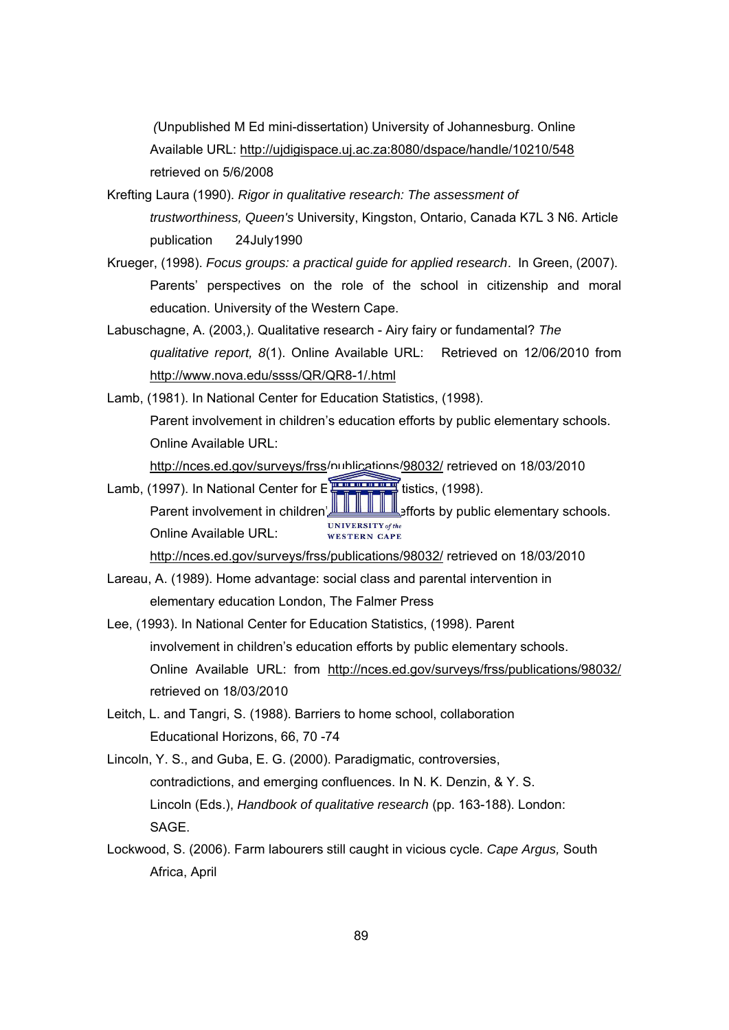(Unpublished M Ed mini-dissertation) University of Johannesburg. Online Available URL: http://ujdigispace.uj.ac.za:8080/dspace/handle/10210/548 retrieved on 5/6/2008

Krefting Laura (1990). *Rigor in qualitative research: The assessment of trustworthiness, Queen's* University, Kingston, Ontario, Canada K7L 3 N6. Article publication 24July1990

Krueger, (1998). *Focus groups: a practical guide for applied research*. In Green, (2007). Parents' perspectives on the role of the school in citizenship and moral education. University of the Western Cape.

Labuschagne, A. (2003,). Qualitative research - Airy fairy or fundamental? *The qualitative report, 8*(1). Online Available URL: Retrieved on 12/06/2010 from http://www.nova.edu/ssss/QR/QR8-1/.html

Lamb, (1981). In National Center for Education Statistics, (1998). Parent involvement in children's education efforts by public elementary schools. Online Available URL: http://nces.ed.gov/surveys/frss/publications/98032/ retrieved on 18/03/2010

Lamb, (1997). In National Center for Education Statistics, (1998). Parent involvement in children's education efforts by public elementary schools. Online Available URL: http://nces.ed.gov/surveys/frss/publications/98032/ retrieved on 18/03/2010

Lareau, A. (1989). Home advantage: social class and parental intervention in elementary education London, The Falmer Press

Lee, (1993). In National Center for Education Statistics, (1998). Parent involvement in children's education efforts by public elementary schools. Online Available URL: from http://nces.ed.gov/surveys/frss/publications/98032/ retrieved on 18/03/2010

Leitch, L. and Tangri, S. (1988). Barriers to home school, collaboration Educational Horizons, 66, 70 -74

Lincoln, Y. S., and Guba, E. G. (2000). Paradigmatic, controversies, contradictions, and emerging confluences. In N. K. Denzin, & Y. S. Lincoln (Eds.), *Handbook of qualitative research* (pp. 163-188). London: SAGE.

Lockwood, S. (2006). Farm labourers still caught in vicious cycle. *Cape Argus,* South Africa, April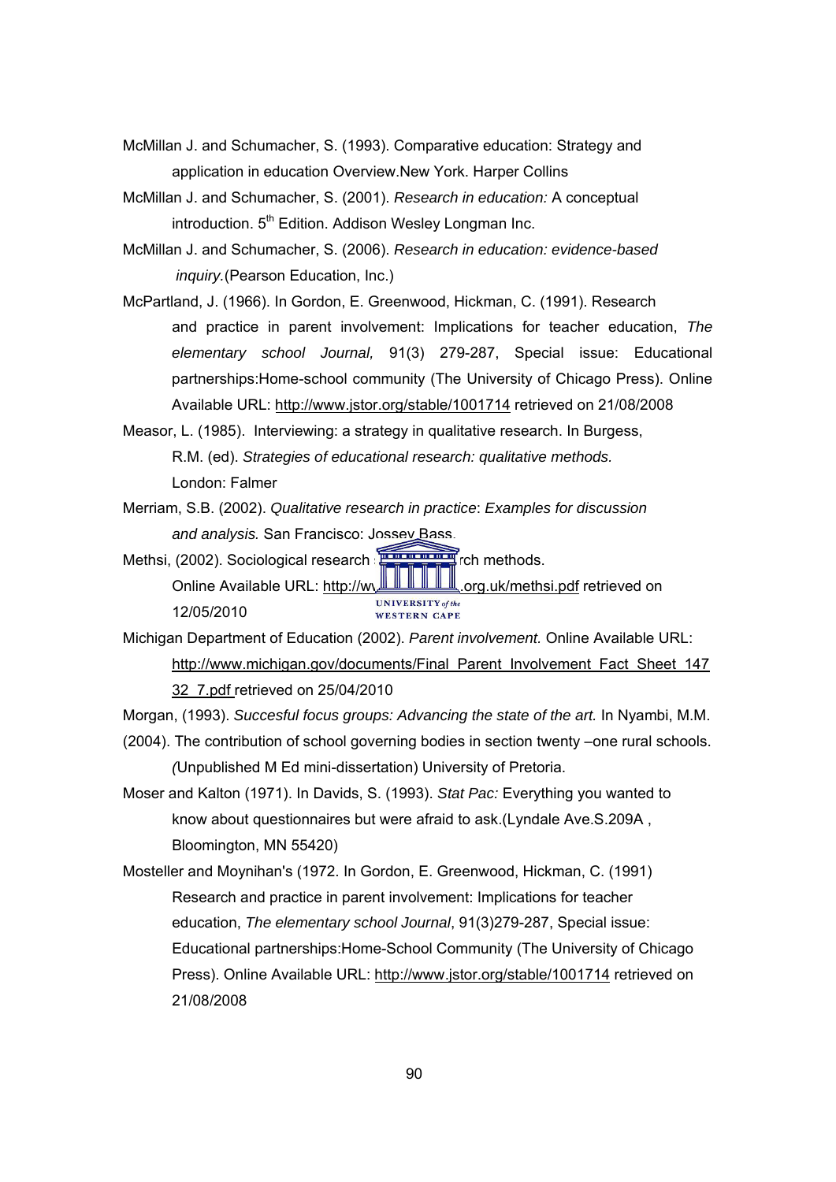McMillan J. and Schumacher, S. (1993). Comparative education: Strategy and application in education Overview.New York. Harper Collins

McMillan J. and Schumacher, S. (2001). *Research in education:* A conceptual introduction. 5th Edition. Addison Wesley Longman Inc.

McMillan J. and Schumacher, S. (2006). *Research in education: evidence-based inquiry.*(Pearson Education, Inc.)

McPartland, J. (1966). In Gordon, E. Greenwood, Hickman, C. (1991). Research and practice in parent involvement: Implications for teacher education, *The elementary school Journal,* 91(3) 279-287, Special issue: Educational partnerships:Home-school community (The University of Chicago Press). Online Available URL: http://www.jstor.org/stable/1001714 retrieved on 21/08/2008

Measor, L. (1985). Interviewing: a strategy in qualitative research. In Burgess, R.M. (ed). *Strategies of educational research: qualitative methods.* London: Falmer

Merriam, S.B. (2002). *Qualitative research in practice*: *Examples for discussion and analysis.* San Francisco: Jossey Bass.

Methsi, (2002). Sociological research rch methods. Online Available URL: http://w .org.uk/methsi.pdf retrieved on 12/05/2010

Michigan Department of Education (2002). *Parent involvement.* Online Available URL: http://www.michigan.gov/documents/Final_Parent_Involvement_Fact_Sheet_14732_7.pdf retrieved on 25/04/2010

Morgan, (1993). *Succesful focus groups: Advancing the state of the art.* In Nyambi, M.M. (2004). The contribution of school governing bodies in section twenty –one rural schools. (Unpublished M Ed mini-dissertation) University of Pretoria.

Moser and Kalton (1971). In Davids, S. (1993). *Stat Pac:* Everything you wanted to know about questionnaires but were afraid to ask.(Lyndale Ave.S.209A , Bloomington, MN 55420)

Mosteller and Moynihan's (1972. In Gordon, E. Greenwood, Hickman, C. (1991) Research and practice in parent involvement: Implications for teacher education, *The elementary school Journal*, 91(3)279-287, Special issue: Educational partnerships:Home-School Community (The University of Chicago Press). Online Available URL: http://www.jstor.org/stable/1001714 retrieved on 21/08/2008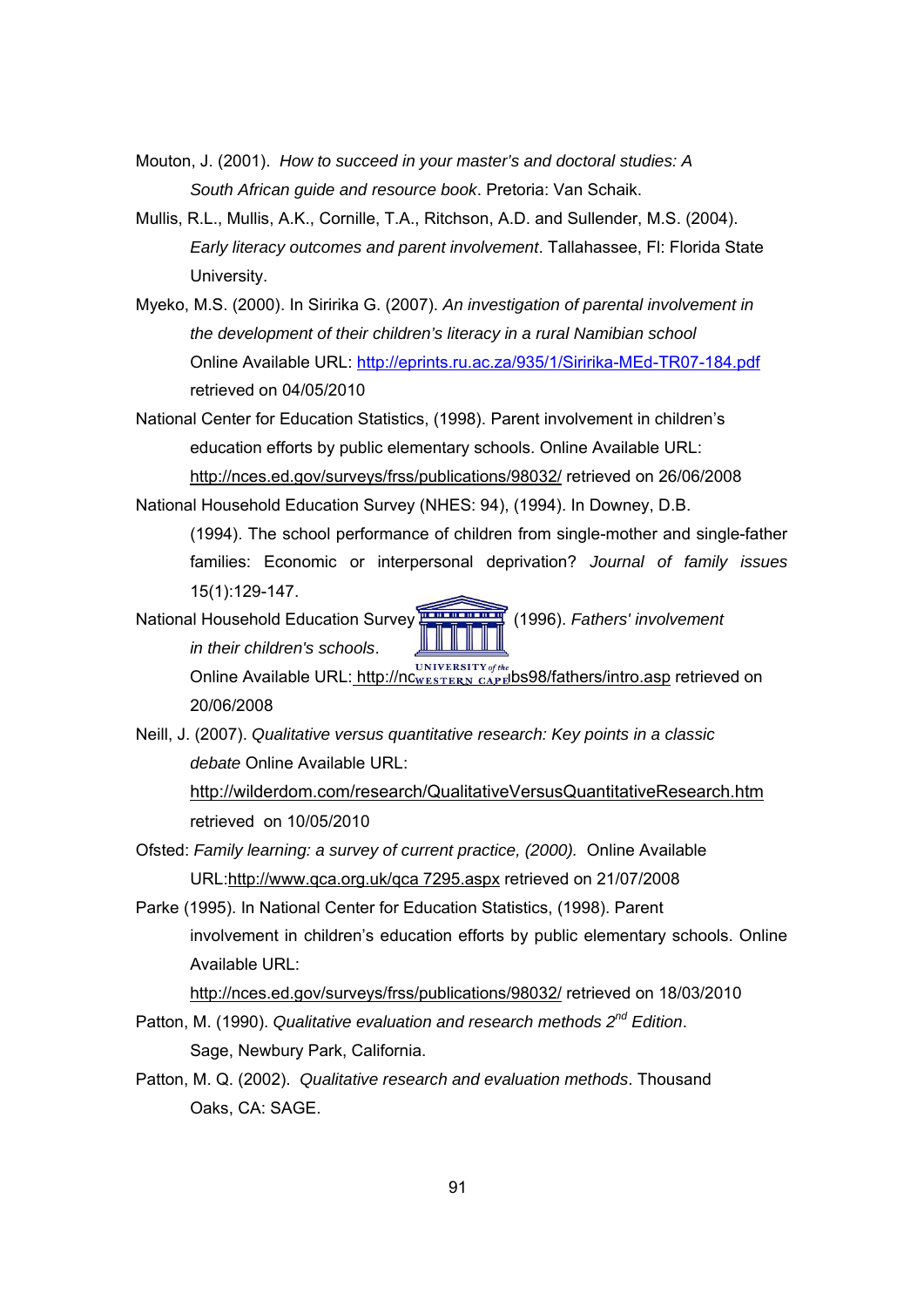Mouton, J. (2001). *How to succeed in your master's and doctoral studies: A South African guide and resource book*. Pretoria: Van Schaik.

Mullis, R.L., Mullis, A.K., Cornille, T.A., Ritchson, A.D. and Sullender, M.S. (2004). *Early literacy outcomes and parent involvement*. Tallahassee, Fl: Florida State University.

Myeko, M.S. (2000). In Sririka G. (2007). *An investigation of parental involvement in the development of their children's literacy in a rural Namibian school* Online Available URL: http://eprints.ru.ac.za/935/1/Siririka-MEd-TR07-184.pdf retrieved on 04/05/2010

National Center for Education Statistics, (1998). Parent involvement in children's education efforts by public elementary schools. Online Available URL: http://nces.ed.gov/surveys/frss/publications/98032/ retrieved on 26/06/2008

National Household Education Survey (NHES: 94), (1994). In Downey, D.B. (1994). The school performance of children from single-mother and single-father families: Economic or interpersonal deprivation? *Journal of family issues* 15(1):129-147.

National Household Education Survey (1996). *Fathers' involvement in their children's schools*. Online Available URL: http://nc...bs98/fathers/intro.asp retrieved on 20/06/2008

Neill, J. (2007). *Qualitative versus quantitative research: Key points in a classic debate* Online Available URL: http://wilderdom.com/research/QualitativeVersusQuantitativeResearch.htm retrieved on 10/05/2010

Ofsted: *Family learning: a survey of current practice, (2000).* Online Available URL:http://www.qca.org.uk/qca 7295.aspx retrieved on 21/07/2008

Parke (1995). In National Center for Education Statistics, (1998). Parent involvement in children's education efforts by public elementary schools. Online Available URL: http://nces.ed.gov/surveys/frss/publications/98032/ retrieved on 18/03/2010

Patton, M. (1990). *Qualitative evaluation and research methods 2nd Edition*. Sage, Newbury Park, California.

Patton, M. Q. (2002). *Qualitative research and evaluation methods*. Thousand Oaks, CA: SAGE.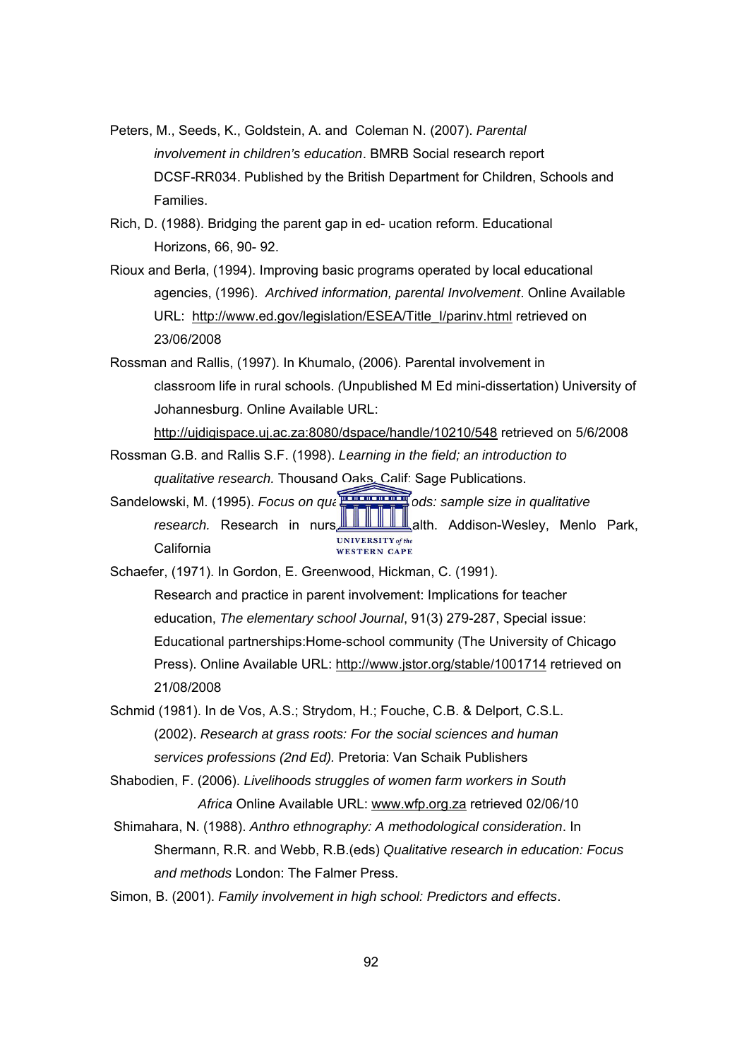Peters, M., Seeds, K., Goldstein, A. and Coleman N. (2007). *Parental involvement in children's education*. BMRB Social research report DCSF-RR034. Published by the British Department for Children, Schools and Families.

Rich, D. (1988). Bridging the parent gap in ed- ucation reform. Educational Horizons, 66, 90- 92.

Rioux and Berla, (1994). Improving basic programs operated by local educational agencies, (1996). *Archived information, parental Involvement*. Online Available URL: http://www.ed.gov/legislation/ESEA/Title_I/parinv.html retrieved on 23/06/2008

Rossman and Rallis, (1997). In Khumalo, (2006). Parental involvement in classroom life in rural schools. *(*Unpublished M Ed mini-dissertation) University of Johannesburg. Online Available URL: http://ujdigispace.uj.ac.za:8080/dspace/handle/10210/548 retrieved on 5/6/2008

Rossman G.B. and Rallis S.F. (1998). *Learning in the field; an introduction to qualitative research.* Thousand Oaks, Calif: Sage Publications.

Sandelowski, M. (1995). *Focus on qualitative methods: sample size in qualitative research.* Research in nursing and health. Addison-Wesley, Menlo Park, California

Schaefer, (1971). In Gordon, E. Greenwood, Hickman, C. (1991). Research and practice in parent involvement: Implications for teacher education, *The elementary school Journal*, 91(3) 279-287, Special issue: Educational partnerships:Home-school community (The University of Chicago Press). Online Available URL: http://www.jstor.org/stable/1001714 retrieved on 21/08/2008

Schmid (1981). In de Vos, A.S.; Strydom, H.; Fouche, C.B. & Delport, C.S.L. (2002). *Research at grass roots: For the social sciences and human services professions (2nd Ed).* Pretoria: Van Schaik Publishers

Shabodien, F. (2006). *Livelihoods struggles of women farm workers in South Africa* Online Available URL: www.wfp.org.za retrieved 02/06/10

Shimahara, N. (1988). *Anthro ethnography: A methodological consideration*. In Shermann, R.R. and Webb, R.B.(eds) *Qualitative research in education: Focus and methods* London: The Falmer Press.

Simon, B. (2001). *Family involvement in high school: Predictors and effects*.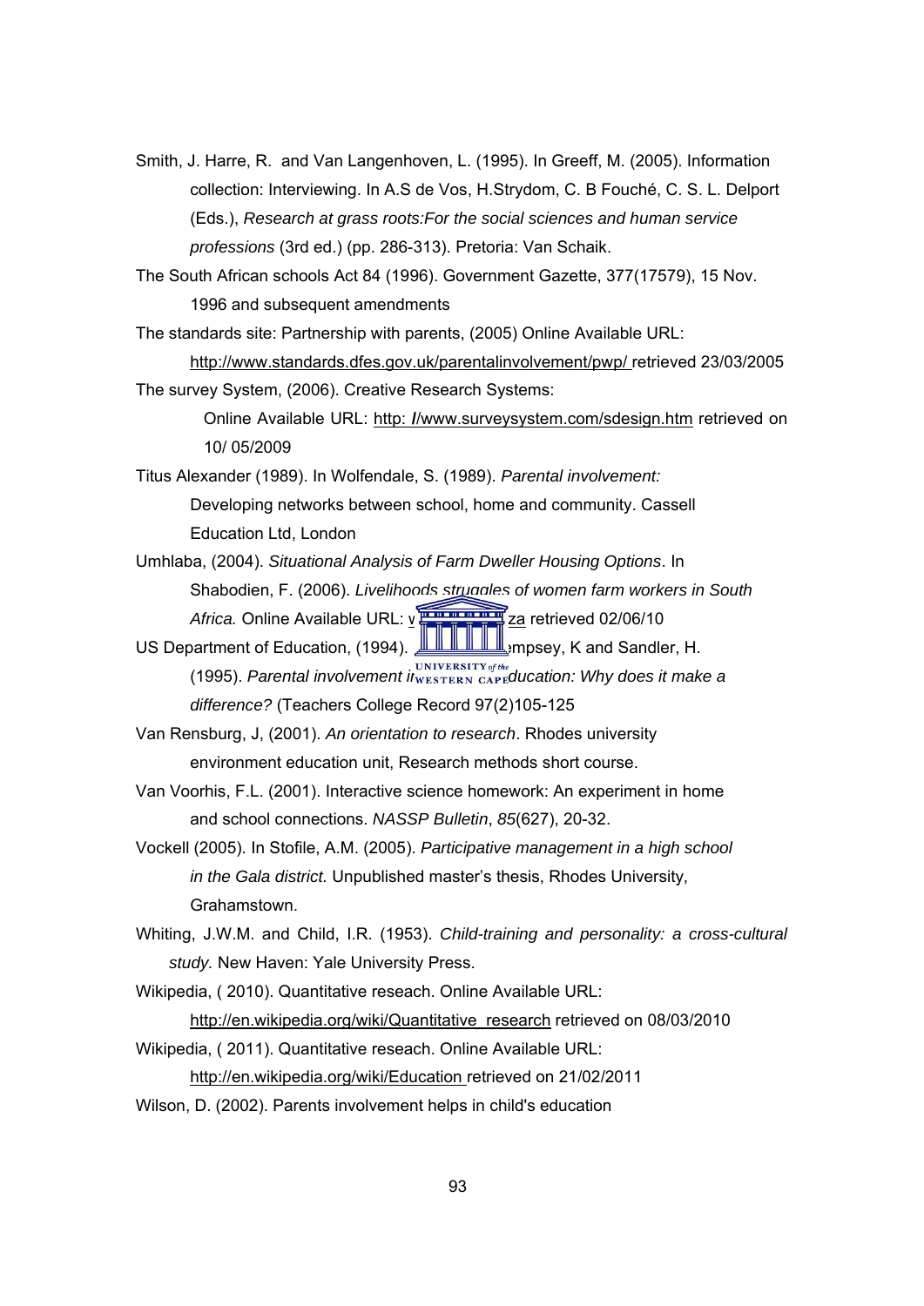Smith, J. Harre, R. and Van Langenhoven, L. (1995). In Greeff, M. (2005). Information collection: Interviewing. In A.S de Vos, H.Strydom, C. B Fouché, C. S. L. Delport (Eds.), *Research at grass roots:For the social sciences and human service professions* (3rd ed.) (pp. 286-313). Pretoria: Van Schaik.

The South African schools Act 84 (1996). Government Gazette, 377(17579), 15 Nov. 1996 and subsequent amendments

The standards site: Partnership with parents, (2005) Online Available URL: http://www.standards.dfes.gov.uk/parentalinvolvement/pwp/ retrieved 23/03/2005

The survey System, (2006). Creative Research Systems: Online Available URL: http: //www.surveysystem.com/sdesign.htm retrieved on 10/ 05/2009

Titus Alexander (1989). In Wolfendale, S. (1989). *Parental involvement:* Developing networks between school, home and community. Cassell Education Ltd, London

Umhlaba, (2004). *Situational Analysis of Farm Dweller Housing Options*. In Shabodien, F. (2006). *Livelihoods struggles of women farm workers in South Africa.* Online Available URL: v za retrieved 02/06/10

US Department of Education, (1994). mpsey, K and Sandler, H. (1995). *Parental involvement in education: Why does it make a difference?* (Teachers College Record 97(2)105-125

Van Rensburg, J, (2001). *An orientation to research*. Rhodes university environment education unit, Research methods short course.

Van Voorhis, F.L. (2001). Interactive science homework: An experiment in home and school connections. *NASSP Bulletin*, *85*(627), 20-32.

Vockell (2005). In Stofile, A.M. (2005). *Participative management in a high school in the Gala district.* Unpublished master's thesis, Rhodes University, Grahamstown.

Whiting, J.W.M. and Child, I.R. (1953). *Child-training and personality: a cross-cultural study.* New Haven: Yale University Press.

Wikipedia, ( 2010). Quantitative reseach. Online Available URL: http://en.wikipedia.org/wiki/Quantitative_research retrieved on 08/03/2010

Wikipedia, ( 2011). Quantitative reseach. Online Available URL: http://en.wikipedia.org/wiki/Education retrieved on 21/02/2011

Wilson, D. (2002). Parents involvement helps in child's education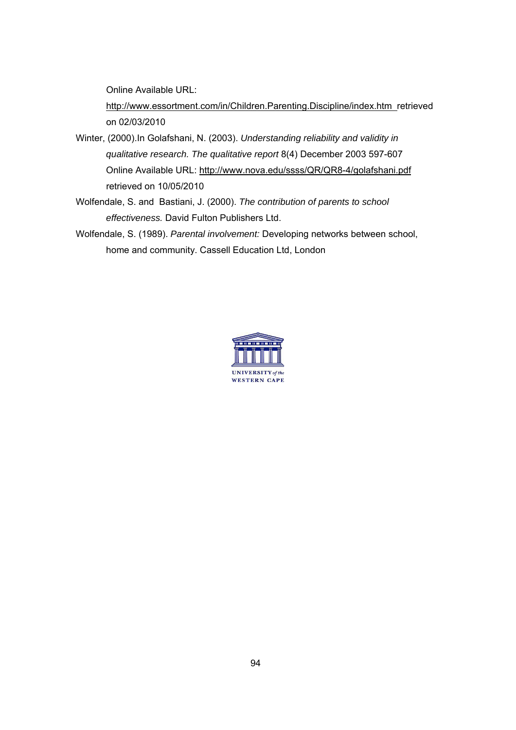Online Available URL:

http://www.essortment.com/in/Children.Parenting.Discipline/index.htm retrieved on 02/03/2010

Winter, (2000).In Golafshani, N. (2003). *Understanding reliability and validity in qualitative research. The qualitative report* 8(4) December 2003 597-607 Online Available URL: http://www.nova.edu/ssss/QR/QR8-4/golafshani.pdf retrieved on 10/05/2010

Wolfendale, S. and Bastiani, J. (2000). *The contribution of parents to school effectiveness.* David Fulton Publishers Ltd.

Wolfendale, S. (1989). *Parental involvement:* Developing networks between school, home and community. Cassell Education Ltd, London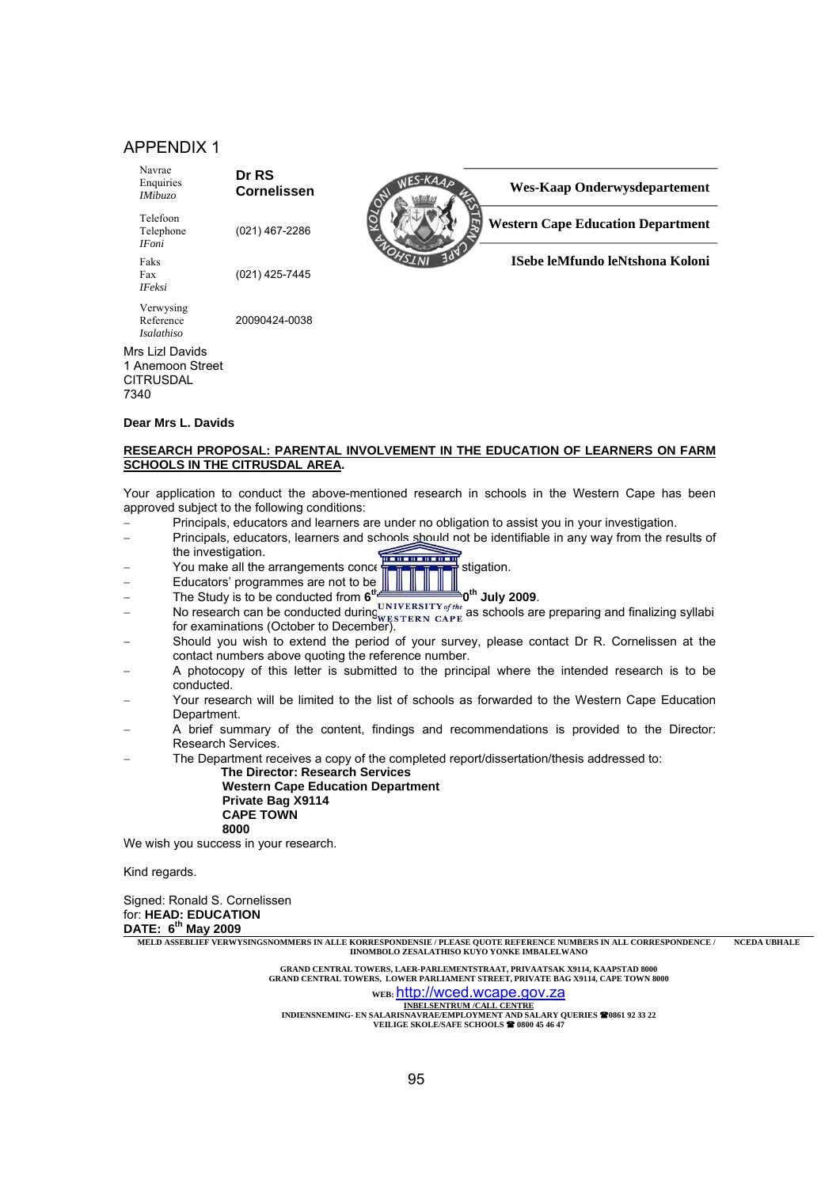# APPENDIX 1

| | |
|---|---|
| Navrae<br>Enquiries<br>*IMibuzo* | **Dr RS Cornelissen** |
| Telefoon<br>Telephone<br>*IFoni* | (021) 467-2286 |
| Faks<br>Fax<br>*IFeksi* | (021) 425-7445 |
| Verwysing<br>Reference<br>*Isalathiso* | 20090424-0038 |

**Wes-Kaap Onderwysdepartement**

**Western Cape Education Department**

**ISebe leMfundo leNtshona Koloni**

Mrs Lizl Davids
1 Anemoon Street
CITRUSDAL
7340

**Dear Mrs L. Davids**

**RESEARCH PROPOSAL: PARENTAL INVOLVEMENT IN THE EDUCATION OF LEARNERS ON FARM SCHOOLS IN THE CITRUSDAL AREA.**

Your application to conduct the above-mentioned research in schools in the Western Cape has been approved subject to the following conditions:

- Principals, educators and learners are under no obligation to assist you in your investigation.
- Principals, educators, learners and schools should not be identifiable in any way from the results of the investigation.
- You make all the arrangements conce[rning your inve]stigation.
- Educators' programmes are not to be [interrupted].
- The Study is to be conducted from **6th [May 2009 to 3]0th July 2009**.
- No research can be conducted during [the fourth term] as schools are preparing and finalizing syllabi for examinations (October to December).
- Should you wish to extend the period of your survey, please contact Dr R. Cornelissen at the contact numbers above quoting the reference number.
- A photocopy of this letter is submitted to the principal where the intended research is to be conducted.
- Your research will be limited to the list of schools as forwarded to the Western Cape Education Department.
- A brief summary of the content, findings and recommendations is provided to the Director: Research Services.
- The Department receives a copy of the completed report/dissertation/thesis addressed to:

  **The Director: Research Services**
  **Western Cape Education Department**
  **Private Bag X9114**
  **CAPE TOWN**
  **8000**

We wish you success in your research.

Kind regards.

Signed: Ronald S. Cornelissen
for: **HEAD: EDUCATION**
**DATE: 6th May 2009**

MELD ASSEBLIEF VERWYSINGSNOMMERS IN ALLE KORRESPONDENSIE / PLEASE QUOTE REFERENCE NUMBERS IN ALL CORRESPONDENCE / NCEDA UBHALE IINOMBOLO ZESALATHISO KUYO YONKE IMBALELWANO

GRAND CENTRAL TOWERS, LAER-PARLEMENTSTRAAT, PRIVAATSAK X9114, KAAPSTAD 8000
GRAND CENTRAL TOWERS, LOWER PARLIAMENT STREET, PRIVATE BAG X9114, CAPE TOWN 8000

WEB: http://wced.wcape.gov.za

INBELSENTRUM /CALL CENTRE
INDIENSNEMING- EN SALARISNAVRAE/EMPLOYMENT AND SALARY QUERIES ☎0861 92 33 22
VEILIGE SKOLE/SAFE SCHOOLS ☎ 0800 45 46 47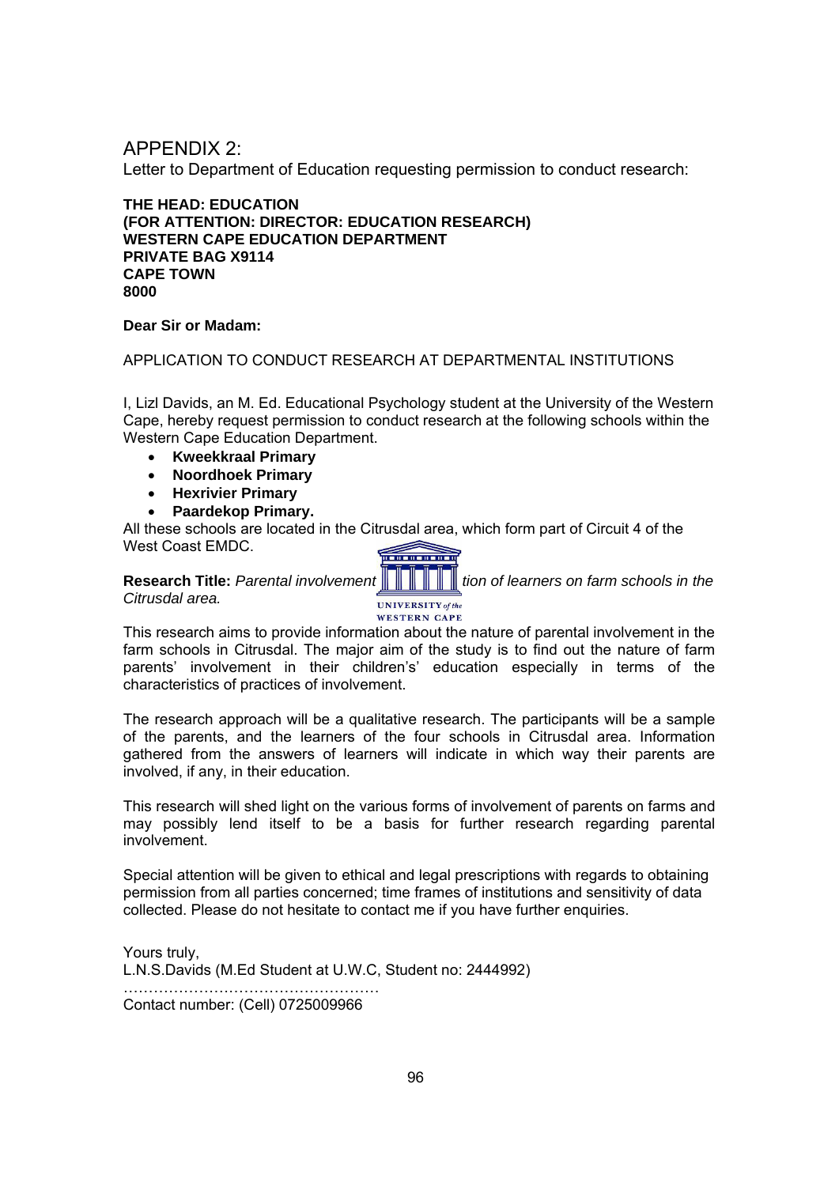# APPENDIX 2:

Letter to Department of Education requesting permission to conduct research:

**THE HEAD: EDUCATION**
**(FOR ATTENTION: DIRECTOR: EDUCATION RESEARCH)**
**WESTERN CAPE EDUCATION DEPARTMENT**
**PRIVATE BAG X9114**
**CAPE TOWN**
**8000**

**Dear Sir or Madam:**

APPLICATION TO CONDUCT RESEARCH AT DEPARTMENTAL INSTITUTIONS

I, Lizl Davids, an M. Ed. Educational Psychology student at the University of the Western Cape, hereby request permission to conduct research at the following schools within the Western Cape Education Department.

- **Kweekkraal Primary**
- **Noordhoek Primary**
- **Hexrivier Primary**
- **Paardekop Primary.**

All these schools are located in the Citrusdal area, which form part of Circuit 4 of the West Coast EMDC.

**Research Title:** *Parental involvement tion of learners on farm schools in the Citrusdal area.*

This research aims to provide information about the nature of parental involvement in the farm schools in Citrusdal. The major aim of the study is to find out the nature of farm parents' involvement in their children's' education especially in terms of the characteristics of practices of involvement.

The research approach will be a qualitative research. The participants will be a sample of the parents, and the learners of the four schools in Citrusdal area. Information gathered from the answers of learners will indicate in which way their parents are involved, if any, in their education.

This research will shed light on the various forms of involvement of parents on farms and may possibly lend itself to be a basis for further research regarding parental involvement.

Special attention will be given to ethical and legal prescriptions with regards to obtaining permission from all parties concerned; time frames of institutions and sensitivity of data collected. Please do not hesitate to contact me if you have further enquiries.

Yours truly,
L.N.S.Davids (M.Ed Student at U.W.C, Student no: 2444992)
……………………………………………
Contact number: (Cell) 0725009966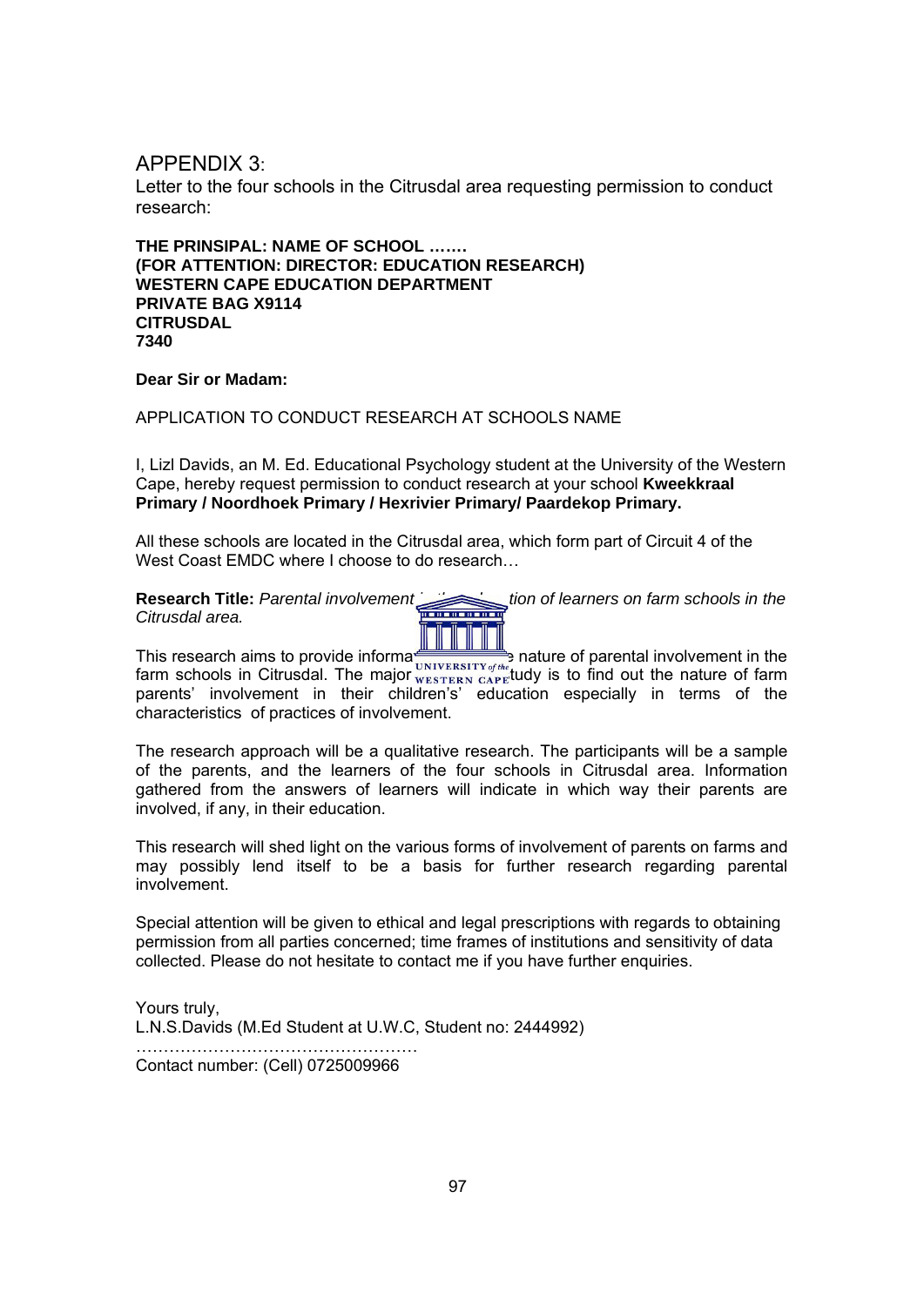# APPENDIX 3:

Letter to the four schools in the Citrusdal area requesting permission to conduct research:

**THE PRINSIPAL: NAME OF SCHOOL …….**
**(FOR ATTENTION: DIRECTOR: EDUCATION RESEARCH)**
**WESTERN CAPE EDUCATION DEPARTMENT**
**PRIVATE BAG X9114**
**CITRUSDAL**
**7340**

**Dear Sir or Madam:**

APPLICATION TO CONDUCT RESEARCH AT SCHOOLS NAME

I, Lizl Davids, an M. Ed. Educational Psychology student at the University of the Western Cape, hereby request permission to conduct research at your school **Kweekkraal Primary / Noordhoek Primary / Hexrivier Primary/ Paardekop Primary.**

All these schools are located in the Citrusdal area, which form part of Circuit 4 of the West Coast EMDC where I choose to do research…

**Research Title:** *Parental involvement in the education of learners on farm schools in the Citrusdal area.*

This research aims to provide information on the nature of parental involvement in the farm schools in Citrusdal. The major aim of this study is to find out the nature of farm parents' involvement in their children's' education especially in terms of the characteristics of practices of involvement.

The research approach will be a qualitative research. The participants will be a sample of the parents, and the learners of the four schools in Citrusdal area. Information gathered from the answers of learners will indicate in which way their parents are involved, if any, in their education.

This research will shed light on the various forms of involvement of parents on farms and may possibly lend itself to be a basis for further research regarding parental involvement.

Special attention will be given to ethical and legal prescriptions with regards to obtaining permission from all parties concerned; time frames of institutions and sensitivity of data collected. Please do not hesitate to contact me if you have further enquiries.

Yours truly,
L.N.S.Davids (M.Ed Student at U.W.C, Student no: 2444992)
……………………………………………
Contact number: (Cell) 0725009966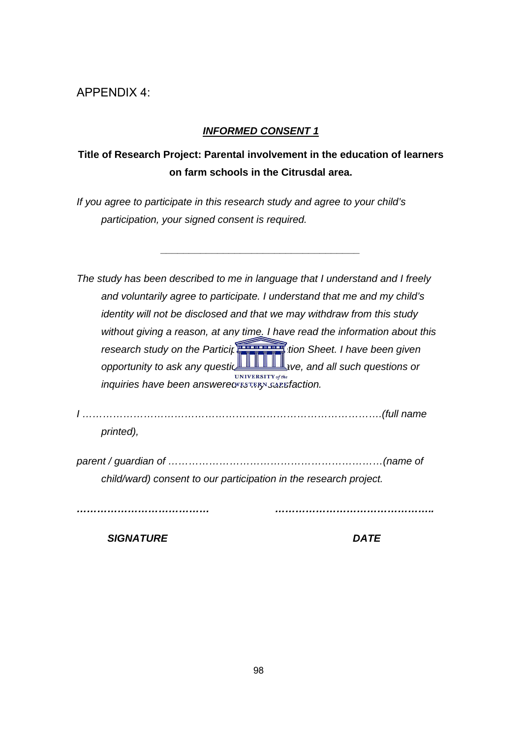APPENDIX 4:

***<u>INFORMED CONSENT 1</u>***

**Title of Research Project: Parental involvement in the education of learners on farm schools in the Citrusdal area.**

*If you agree to participate in this research study and agree to your child's participation, your signed consent is required.*

---

*The study has been described to me in language that I understand and I freely and voluntarily agree to participate. I understand that me and my child's identity will not be disclosed and that we may withdraw from this study without giving a reason, at any time. I have read the information about this research study on the Participant Information Sheet. I have been given opportunity to ask any questions I may have, and all such questions or inquiries have been answered to my satisfaction.*

*I ………………………………………………………………………………….(full name printed),*

*parent / guardian of …………………………………………………………(name of child/ward) consent to our participation in the research project.*

***………………………………… ……………………………………….***

***SIGNATURE DATE***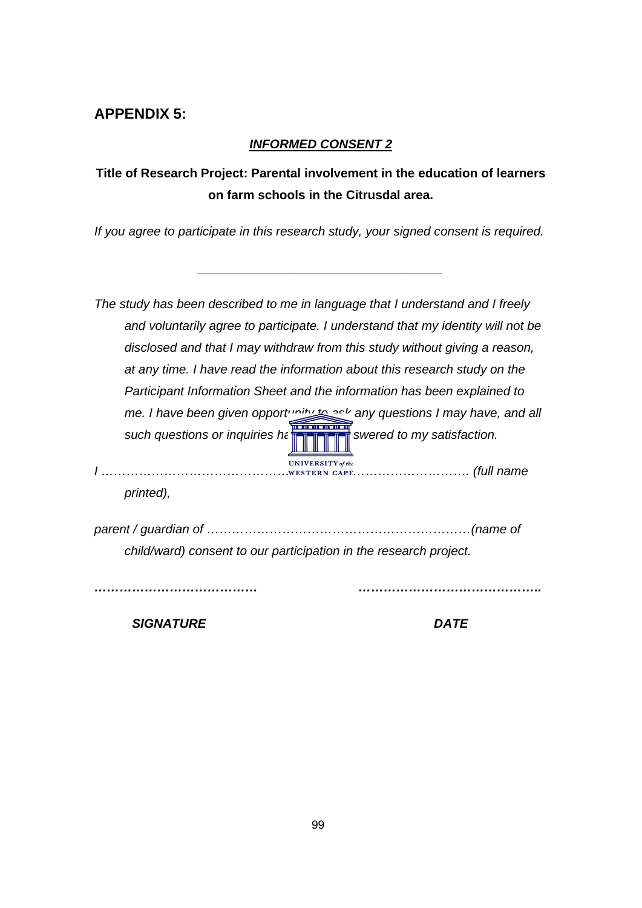## APPENDIX 5:

***INFORMED CONSENT 2***

**Title of Research Project: Parental involvement in the education of learners on farm schools in the Citrusdal area.**

*If you agree to participate in this research study, your signed consent is required.*

---

*The study has been described to me in language that I understand and I freely and voluntarily agree to participate. I understand that my identity will not be disclosed and that I may withdraw from this study without giving a reason, at any time. I have read the information about this research study on the Participant Information Sheet and the information has been explained to me. I have been given opportunity to ask any questions I may have, and all such questions or inquiries have been answered to my satisfaction.*

*I …………………………………………………………………………. (full name printed),*

*parent / guardian of ……………………………………………………….(name of child/ward) consent to our participation in the research project.*

***…………………………………                    ……………………………………..***

***SIGNATURE                                        DATE***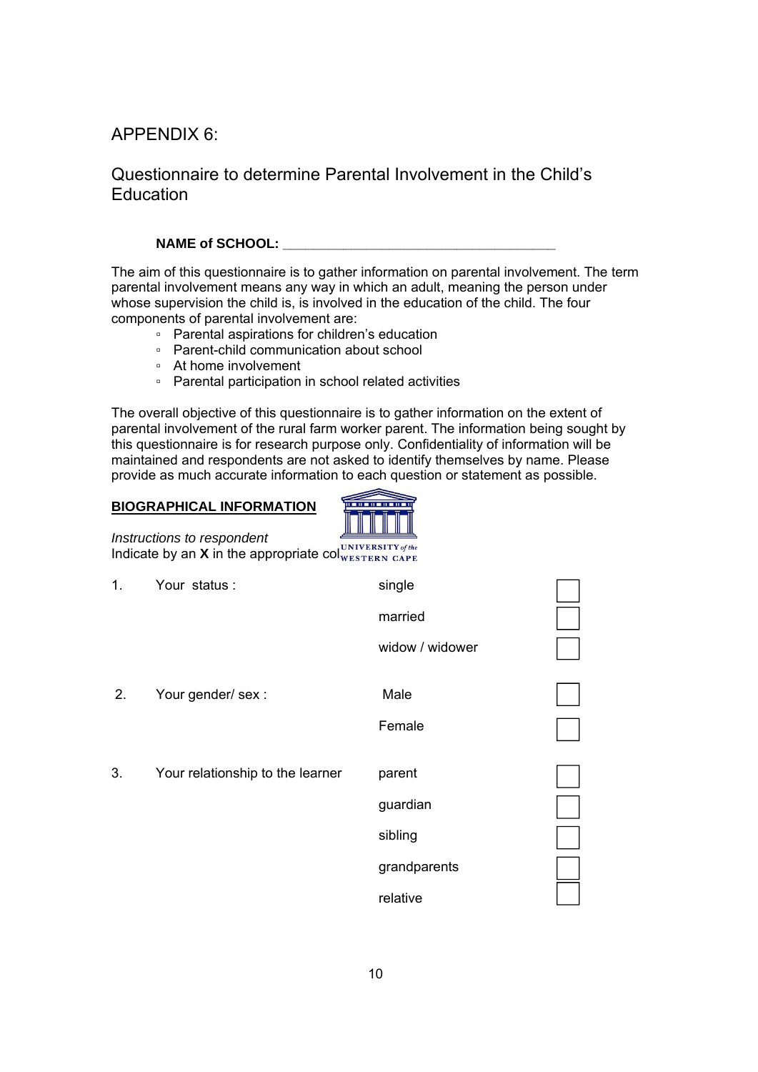# APPENDIX 6:

## Questionnaire to determine Parental Involvement in the Child's Education

**NAME of SCHOOL:** ___________________________________

The aim of this questionnaire is to gather information on parental involvement. The term parental involvement means any way in which an adult, meaning the person under whose supervision the child is, is involved in the education of the child. The four components of parental involvement are:

- Parental aspirations for children's education
- Parent-child communication about school
- At home involvement
- Parental participation in school related activities

The overall objective of this questionnaire is to gather information on the extent of parental involvement of the rural farm worker parent. The information being sought by this questionnaire is for research purpose only. Confidentiality of information will be maintained and respondents are not asked to identify themselves by name. Please provide as much accurate information to each question or statement as possible.

**BIOGRAPHICAL INFORMATION**

*Instructions to respondent*
Indicate by an **X** in the appropriate col

| | | | |
|---|---|---|---|
| 1. | Your status : | single | ☐ |
| | | married | ☐ |
| | | widow / widower | ☐ |
| 2. | Your gender/ sex : | Male | ☐ |
| | | Female | ☐ |
| 3. | Your relationship to the learner | parent | ☐ |
| | | guardian | ☐ |
| | | sibling | ☐ |
| | | grandparents | ☐ |
| | | relative | ☐ |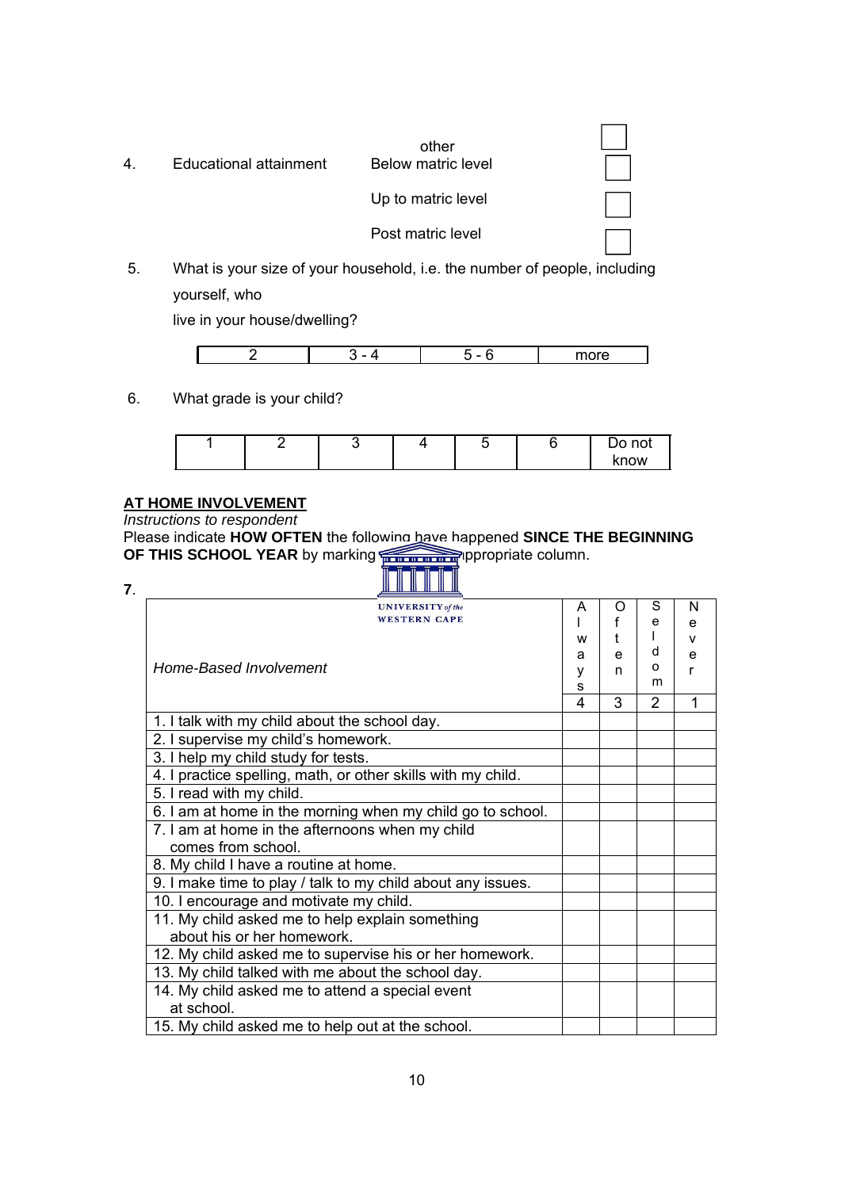other

4. Educational attainment

- Below matric level ☐
- Up to matric level ☐
- Post matric level ☐

5. What is your size of your household, i.e. the number of people, including yourself, who live in your house/dwelling?

| 2 | 3 - 4 | 5 - 6 | more |
|---|---|---|---|

6. What grade is your child?

| 1 | 2 | 3 | 4 | 5 | 6 | Do not know |
|---|---|---|---|---|---|---|

**AT HOME INVOLVEMENT**

*Instructions to respondent*

Please indicate **HOW OFTEN** the following have happened **SINCE THE BEGINNING OF THIS SCHOOL YEAR** by marking ... appropriate column.

**7**.

| *Home-Based Involvement* | Always | Often | Seldom | Never |
|---|---|---|---|---|
| | 4 | 3 | 2 | 1 |
| 1. I talk with my child about the school day. | | | | |
| 2. I supervise my child's homework. | | | | |
| 3. I help my child study for tests. | | | | |
| 4. I practice spelling, math, or other skills with my child. | | | | |
| 5. I read with my child. | | | | |
| 6. I am at home in the morning when my child go to school. | | | | |
| 7. I am at home in the afternoons when my child comes from school. | | | | |
| 8. My child I have a routine at home. | | | | |
| 9. I make time to play / talk to my child about any issues. | | | | |
| 10. I encourage and motivate my child. | | | | |
| 11. My child asked me to help explain something about his or her homework. | | | | |
| 12. My child asked me to supervise his or her homework. | | | | |
| 13. My child talked with me about the school day. | | | | |
| 14. My child asked me to attend a special event at school. | | | | |
| 15. My child asked me to help out at the school. | | | | |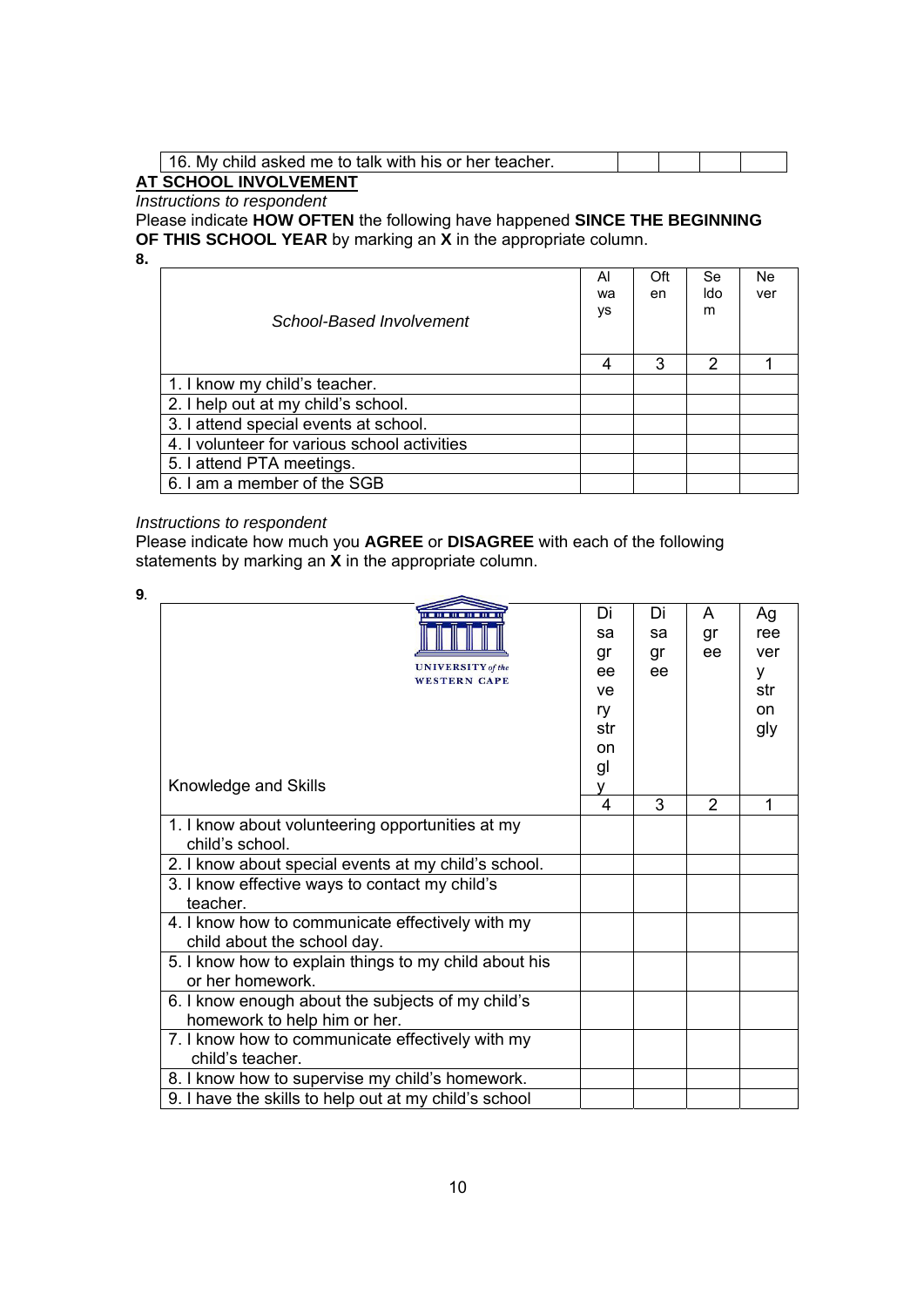| 16. My child asked me to talk with his or her teacher. | | | | |
|---|---|---|---|---|

**AT SCHOOL INVOLVEMENT**

*Instructions to respondent*

Please indicate **HOW OFTEN** the following have happened **SINCE THE BEGINNING OF THIS SCHOOL YEAR** by marking an **X** in the appropriate column.

**8.**

| *School-Based Involvement* | Always | Often | Seldom | Never |
|---|---|---|---|---|
| | 4 | 3 | 2 | 1 |
| 1. I know my child's teacher. | | | | |
| 2. I help out at my child's school. | | | | |
| 3. I attend special events at school. | | | | |
| 4. I volunteer for various school activities | | | | |
| 5. I attend PTA meetings. | | | | |
| 6. I am a member of the SGB | | | | |

*Instructions to respondent*

Please indicate how much you **AGREE** or **DISAGREE** with each of the following statements by marking an **X** in the appropriate column.

**9**.

| Knowledge and Skills | Disagree very strongly | Disagree | Agree | Agree very strongly |
|---|---|---|---|---|
| | 4 | 3 | 2 | 1 |
| 1. I know about volunteering opportunities at my child's school. | | | | |
| 2. I know about special events at my child's school. | | | | |
| 3. I know effective ways to contact my child's teacher. | | | | |
| 4. I know how to communicate effectively with my child about the school day. | | | | |
| 5. I know how to explain things to my child about his or her homework. | | | | |
| 6. I know enough about the subjects of my child's homework to help him or her. | | | | |
| 7. I know how to communicate effectively with my child's teacher. | | | | |
| 8. I know how to supervise my child's homework. | | | | |
| 9. I have the skills to help out at my child's school | | | | |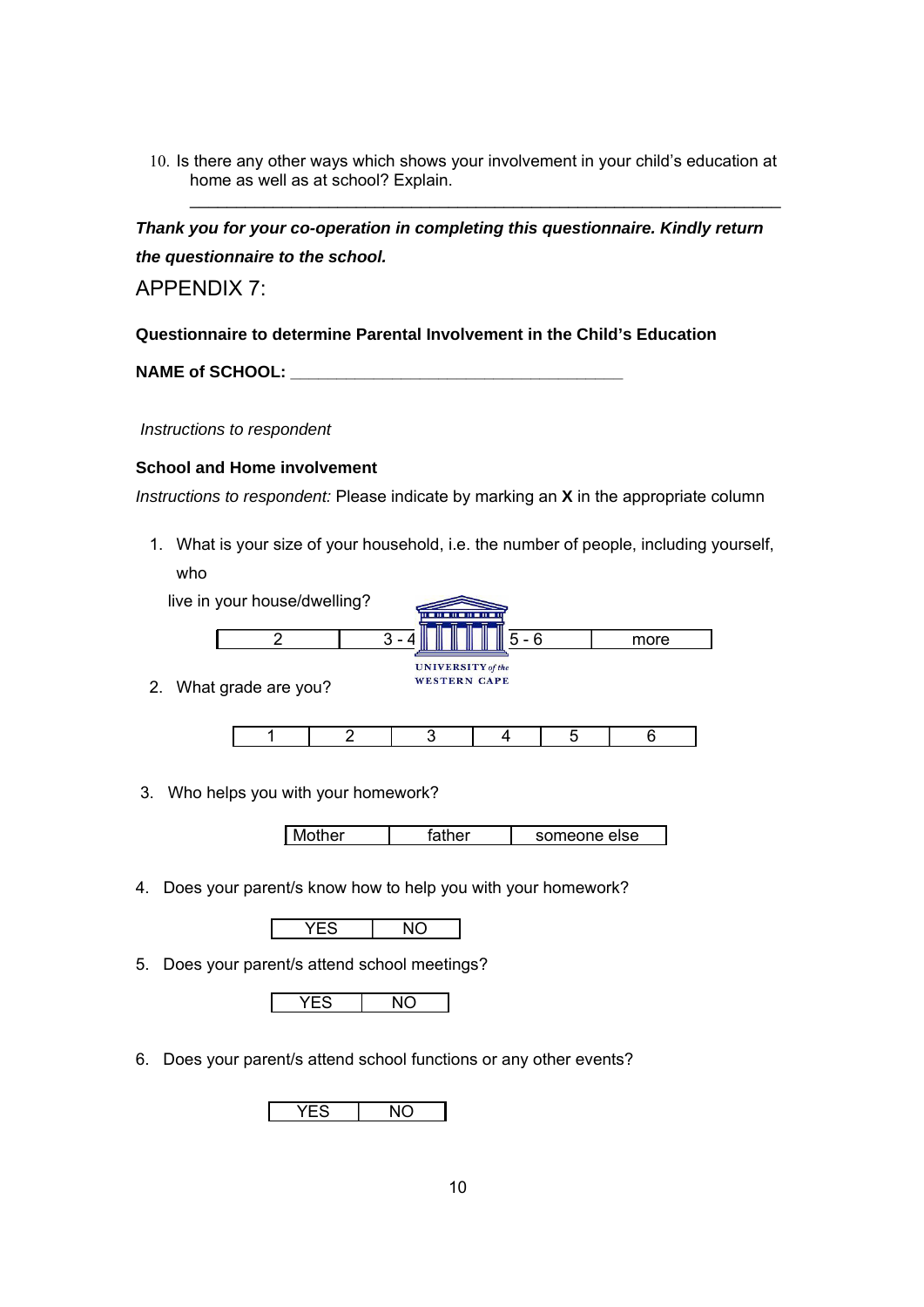10. Is there any other ways which shows your involvement in your child's education at home as well as at school? Explain.

    ______________________________________________________________

***Thank you for your co-operation in completing this questionnaire. Kindly return the questionnaire to the school.***

# APPENDIX 7:

**Questionnaire to determine Parental Involvement in the Child's Education**

**NAME of SCHOOL: ______________________________________**

*Instructions to respondent*

**School and Home involvement**

*Instructions to respondent:* Please indicate by marking an **X** in the appropriate column

1. What is your size of your household, i.e. the number of people, including yourself, who live in your house/dwelling?

| 2 | 3 - 4 | 5 - 6 | more |
|---|---|---|---|

2. What grade are you?

| 1 | 2 | 3 | 4 | 5 | 6 |
|---|---|---|---|---|---|

3. Who helps you with your homework?

| Mother | father | someone else |
|---|---|---|

4. Does your parent/s know how to help you with your homework?

| YES | NO |
|---|---|

5. Does your parent/s attend school meetings?

| YES | NO |
|---|---|

6. Does your parent/s attend school functions or any other events?

| YES | NO |
|---|---|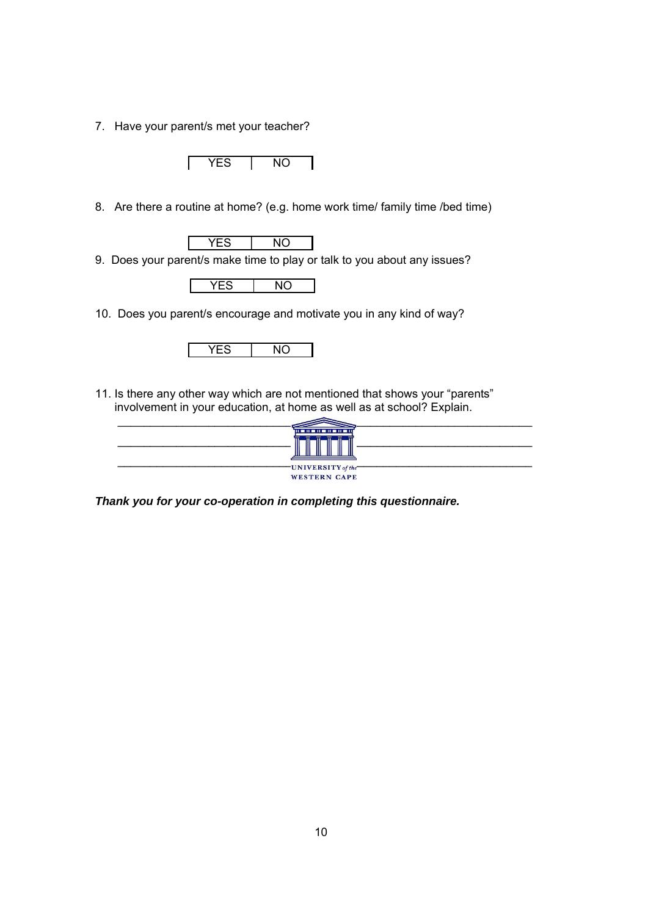7. Have your parent/s met your teacher?

| YES | NO |
|---|---|

8. Are there a routine at home? (e.g. home work time/ family time /bed time)

| YES | NO |
|---|---|

9. Does your parent/s make time to play or talk to you about any issues?

| YES | NO |
|---|---|

10. Does you parent/s encourage and motivate you in any kind of way?

| YES | NO |
|---|---|

11. Is there any other way which are not mentioned that shows your "parents" involvement in your education, at home as well as at school? Explain.

______________________________________________________________________

______________________________________________________________________

______________________________________________________________________

***Thank you for your co-operation in completing this questionnaire.***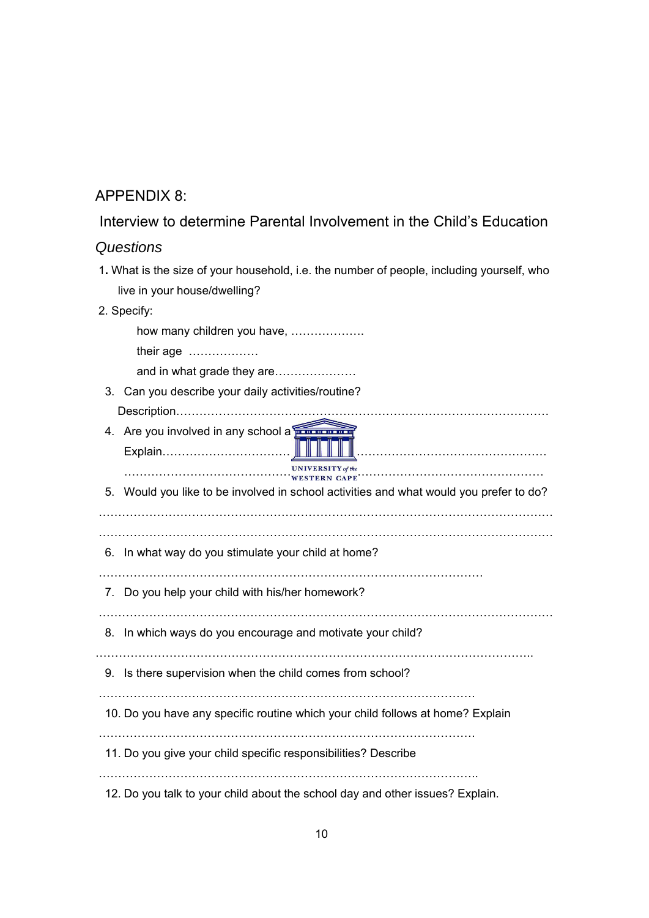## APPENDIX 8:

### Interview to determine Parental Involvement in the Child's Education

*Questions*

1. What is the size of your household, i.e. the number of people, including yourself, who live in your house/dwelling?
2. Specify:

   how many children you have, ……………….

   their age ………………

   and in what grade they are…………………

3. Can you describe your daily activities/routine?

   Description……………………………………………………………………………………

4. Are you involved in any school a

   Explain……………………………………………………………………………………………

   ………………………………………………………………………………………………………

5. Would you like to be involved in school activities and what would you prefer to do?

…………………………………………………………………………………………………………

…………………………………………………………………………………………………………

6. In what way do you stimulate your child at home?

…………………………………………………………………………………………

7. Do you help your child with his/her homework?

…………………………………………………………………………………………………………

8. In which ways do you encourage and motivate your child?

………………………………………………………………………………………………………..

9. Is there supervision when the child comes from school?

…………………………………………………………………………………………

10. Do you have any specific routine which your child follows at home? Explain

…………………………………………………………………………………………

11. Do you give your child specific responsibilities? Describe

………………………………………………………………………………………..

12. Do you talk to your child about the school day and other issues? Explain.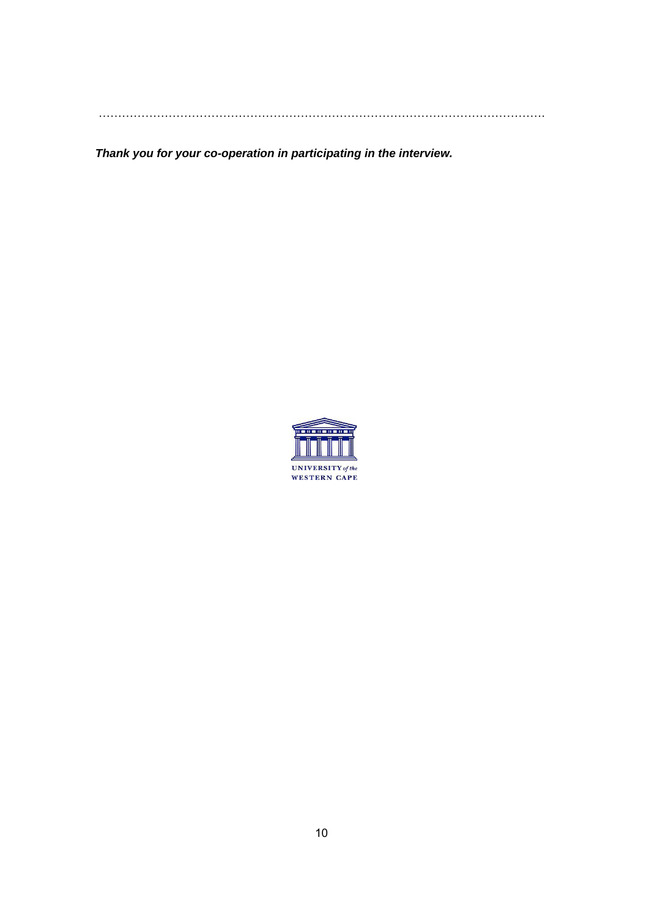…………………………………………………………………………………………………………

***Thank you for your co-operation in participating in the interview.***

UNIVERSITY *of the*
WESTERN CAPE